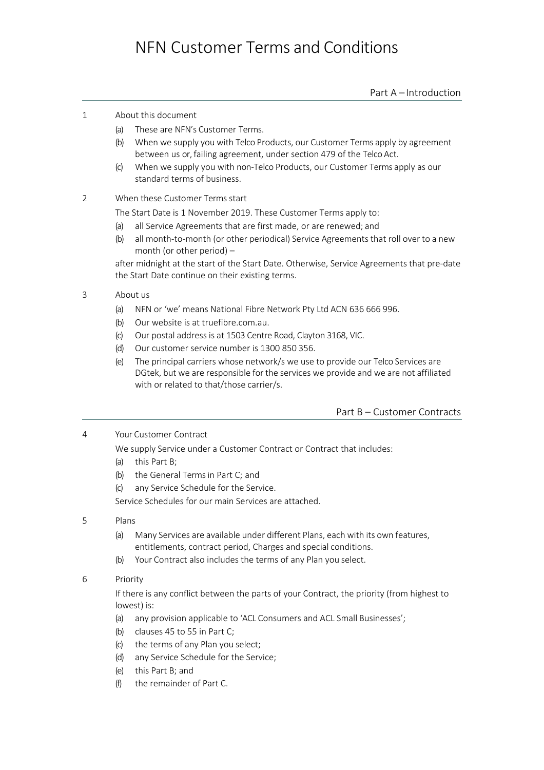# NFN Customer Terms and Conditions

## Part A – Introduction

### 1 About this document

(a) These are NFN's Customer Terms.

(b) When we supply you with Telco Products, our Customer Terms apply by agreement between us or, failing agreement, under section 479 of the Telco Act.

(c) When we supply you with non-Telco Products, our Customer Terms apply as our standard terms of business.

### 2 When these Customer Terms start

The Start Date is 1 November 2019. These Customer Terms apply to:

(a) all Service Agreements that are first made, or are renewed; and

(b) all month-to-month (or other periodical) Service Agreements that roll over to a new month (or other period) –

after midnight at the start of the Start Date. Otherwise, Service Agreements that pre-date the Start Date continue on their existing terms.

### 3 About us

(a) NFN or 'we' means National Fibre Network Pty Ltd ACN 636 666 996.

(b) Our website is at truefibre.com.au.

(c) Our postal address is at 1503 Centre Road, Clayton 3168, VIC.

(d) Our customer service number is 1300 850 356.

(e) The principal carriers whose network/s we use to provide our Telco Services are DGtek, but we are responsible for the services we provide and we are not affiliated with or related to that/those carrier/s.

## Part B – Customer Contracts

### 4 Your Customer Contract

We supply Service under a Customer Contract or Contract that includes:

(a) this Part B;

(b) the General Terms in Part C; and

(c) any Service Schedule for the Service.

Service Schedules for our main Services are attached.

### 5 Plans

(a) Many Services are available under different Plans, each with its own features, entitlements, contract period, Charges and special conditions.

(b) Your Contract also includes the terms of any Plan you select.

### 6 Priority

If there is any conflict between the parts of your Contract, the priority (from highest to lowest) is:

(a) any provision applicable to 'ACL Consumers and ACL Small Businesses';

(b) clauses 45 to 55 in Part C;

(c) the terms of any Plan you select;

(d) any Service Schedule for the Service;

(e) this Part B; and

(f) the remainder of Part C.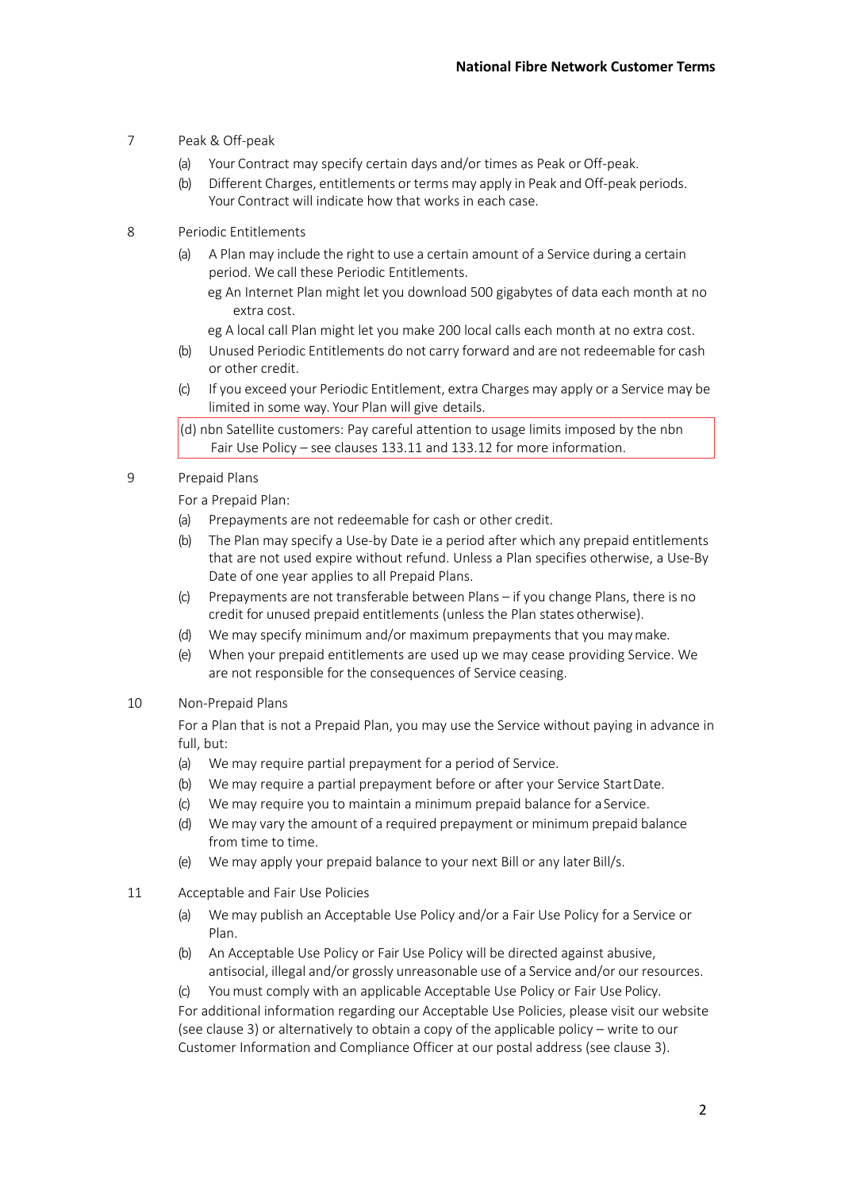7 Peak & Off-peak

(a) Your Contract may specify certain days and/or times as Peak or Off-peak.

(b) Different Charges, entitlements or terms may apply in Peak and Off-peak periods. Your Contract will indicate how that works in each case.

8 Periodic Entitlements

(a) A Plan may include the right to use a certain amount of a Service during a certain period. We call these Periodic Entitlements.

eg An Internet Plan might let you download 500 gigabytes of data each month at no extra cost.

eg A local call Plan might let you make 200 local calls each month at no extra cost.

(b) Unused Periodic Entitlements do not carry forward and are not redeemable for cash or other credit.

(c) If you exceed your Periodic Entitlement, extra Charges may apply or a Service may be limited in some way. Your Plan will give details.

(d) nbn Satellite customers: Pay careful attention to usage limits imposed by the nbn Fair Use Policy – see clauses 133.11 and 133.12 for more information.

9 Prepaid Plans

For a Prepaid Plan:

(a) Prepayments are not redeemable for cash or other credit.

(b) The Plan may specify a Use-by Date ie a period after which any prepaid entitlements that are not used expire without refund. Unless a Plan specifies otherwise, a Use-By Date of one year applies to all Prepaid Plans.

(c) Prepayments are not transferable between Plans – if you change Plans, there is no credit for unused prepaid entitlements (unless the Plan states otherwise).

(d) We may specify minimum and/or maximum prepayments that you may make.

(e) When your prepaid entitlements are used up we may cease providing Service. We are not responsible for the consequences of Service ceasing.

10 Non-Prepaid Plans

For a Plan that is not a Prepaid Plan, you may use the Service without paying in advance in full, but:

(a) We may require partial prepayment for a period of Service.

(b) We may require a partial prepayment before or after your Service Start Date.

(c) We may require you to maintain a minimum prepaid balance for a Service.

(d) We may vary the amount of a required prepayment or minimum prepaid balance from time to time.

(e) We may apply your prepaid balance to your next Bill or any later Bill/s.

11 Acceptable and Fair Use Policies

(a) We may publish an Acceptable Use Policy and/or a Fair Use Policy for a Service or Plan.

(b) An Acceptable Use Policy or Fair Use Policy will be directed against abusive, antisocial, illegal and/or grossly unreasonable use of a Service and/or our resources.

(c) You must comply with an applicable Acceptable Use Policy or Fair Use Policy.

For additional information regarding our Acceptable Use Policies, please visit our website (see clause 3) or alternatively to obtain a copy of the applicable policy – write to our Customer Information and Compliance Officer at our postal address (see clause 3).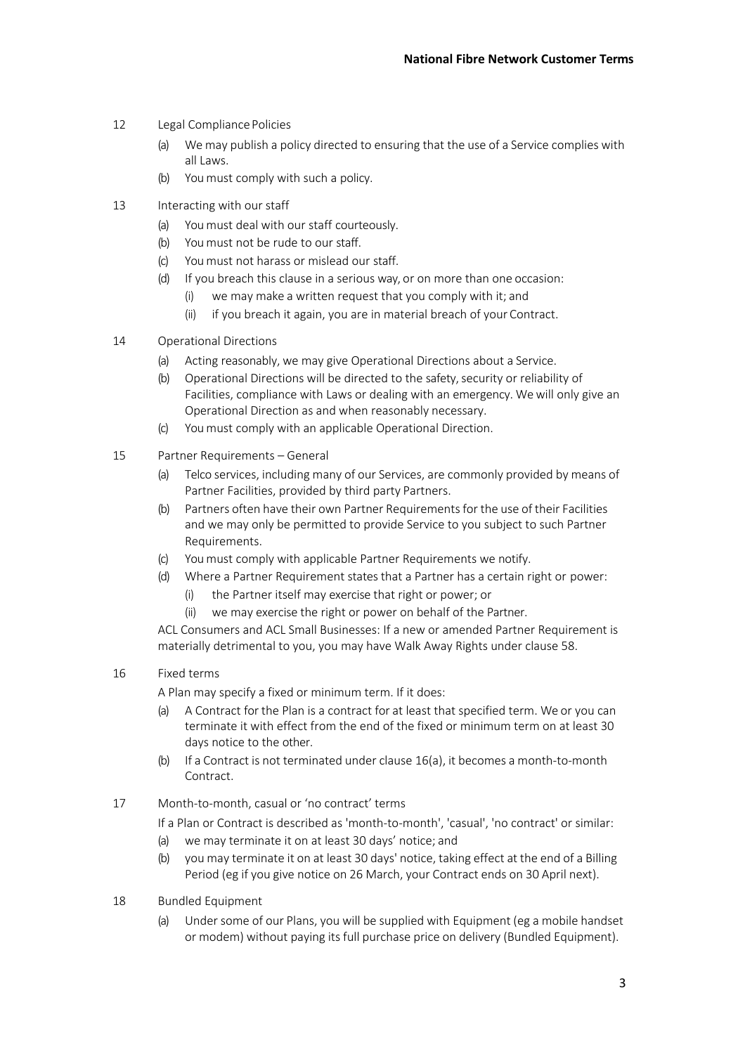## 12 Legal Compliance Policies

(a) We may publish a policy directed to ensuring that the use of a Service complies with all Laws.

(b) You must comply with such a policy.

## 13 Interacting with our staff

(a) You must deal with our staff courteously.

(b) You must not be rude to our staff.

(c) You must not harass or mislead our staff.

(d) If you breach this clause in a serious way, or on more than one occasion:

- (i) we may make a written request that you comply with it; and
- (ii) if you breach it again, you are in material breach of your Contract.

## 14 Operational Directions

(a) Acting reasonably, we may give Operational Directions about a Service.

(b) Operational Directions will be directed to the safety, security or reliability of Facilities, compliance with Laws or dealing with an emergency. We will only give an Operational Direction as and when reasonably necessary.

(c) You must comply with an applicable Operational Direction.

## 15 Partner Requirements – General

(a) Telco services, including many of our Services, are commonly provided by means of Partner Facilities, provided by third party Partners.

(b) Partners often have their own Partner Requirements for the use of their Facilities and we may only be permitted to provide Service to you subject to such Partner Requirements.

(c) You must comply with applicable Partner Requirements we notify.

(d) Where a Partner Requirement states that a Partner has a certain right or power:

- (i) the Partner itself may exercise that right or power; or
- (ii) we may exercise the right or power on behalf of the Partner.

ACL Consumers and ACL Small Businesses: If a new or amended Partner Requirement is materially detrimental to you, you may have Walk Away Rights under clause 58.

## 16 Fixed terms

A Plan may specify a fixed or minimum term. If it does:

(a) A Contract for the Plan is a contract for at least that specified term. We or you can terminate it with effect from the end of the fixed or minimum term on at least 30 days notice to the other.

(b) If a Contract is not terminated under clause 16(a), it becomes a month-to-month Contract.

## 17 Month-to-month, casual or 'no contract' terms

If a Plan or Contract is described as 'month-to-month', 'casual', 'no contract' or similar:

(a) we may terminate it on at least 30 days' notice; and

(b) you may terminate it on at least 30 days' notice, taking effect at the end of a Billing Period (eg if you give notice on 26 March, your Contract ends on 30 April next).

## 18 Bundled Equipment

(a) Under some of our Plans, you will be supplied with Equipment (eg a mobile handset or modem) without paying its full purchase price on delivery (Bundled Equipment).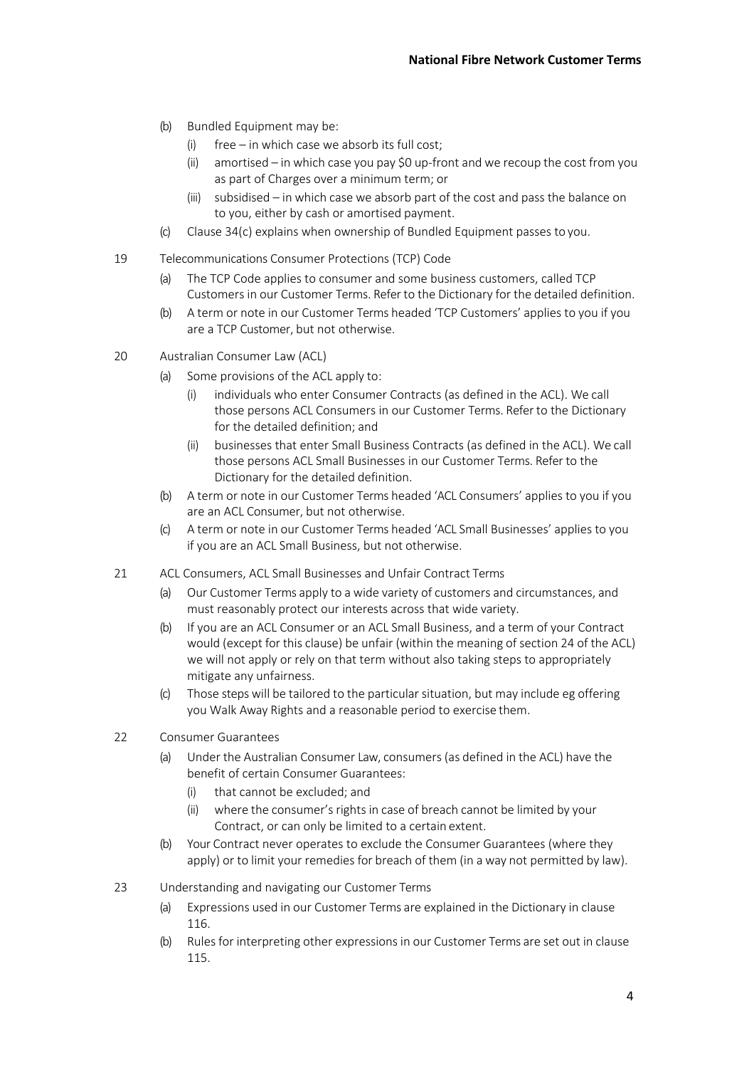(b) Bundled Equipment may be:

   (i) free – in which case we absorb its full cost;

   (ii) amortised – in which case you pay $0 up-front and we recoup the cost from you as part of Charges over a minimum term; or

   (iii) subsidised – in which case we absorb part of the cost and pass the balance on to you, either by cash or amortised payment.

(c) Clause 34(c) explains when ownership of Bundled Equipment passes to you.

19 Telecommunications Consumer Protections (TCP) Code

(a) The TCP Code applies to consumer and some business customers, called TCP Customers in our Customer Terms. Refer to the Dictionary for the detailed definition.

(b) A term or note in our Customer Terms headed 'TCP Customers' applies to you if you are a TCP Customer, but not otherwise.

20 Australian Consumer Law (ACL)

(a) Some provisions of the ACL apply to:

   (i) individuals who enter Consumer Contracts (as defined in the ACL). We call those persons ACL Consumers in our Customer Terms. Refer to the Dictionary for the detailed definition; and

   (ii) businesses that enter Small Business Contracts (as defined in the ACL). We call those persons ACL Small Businesses in our Customer Terms. Refer to the Dictionary for the detailed definition.

(b) A term or note in our Customer Terms headed 'ACL Consumers' applies to you if you are an ACL Consumer, but not otherwise.

(c) A term or note in our Customer Terms headed 'ACL Small Businesses' applies to you if you are an ACL Small Business, but not otherwise.

21 ACL Consumers, ACL Small Businesses and Unfair Contract Terms

(a) Our Customer Terms apply to a wide variety of customers and circumstances, and must reasonably protect our interests across that wide variety.

(b) If you are an ACL Consumer or an ACL Small Business, and a term of your Contract would (except for this clause) be unfair (within the meaning of section 24 of the ACL) we will not apply or rely on that term without also taking steps to appropriately mitigate any unfairness.

(c) Those steps will be tailored to the particular situation, but may include eg offering you Walk Away Rights and a reasonable period to exercise them.

22 Consumer Guarantees

(a) Under the Australian Consumer Law, consumers (as defined in the ACL) have the benefit of certain Consumer Guarantees:

   (i) that cannot be excluded; and

   (ii) where the consumer's rights in case of breach cannot be limited by your Contract, or can only be limited to a certain extent.

(b) Your Contract never operates to exclude the Consumer Guarantees (where they apply) or to limit your remedies for breach of them (in a way not permitted by law).

23 Understanding and navigating our Customer Terms

(a) Expressions used in our Customer Terms are explained in the Dictionary in clause 116.

(b) Rules for interpreting other expressions in our Customer Terms are set out in clause 115.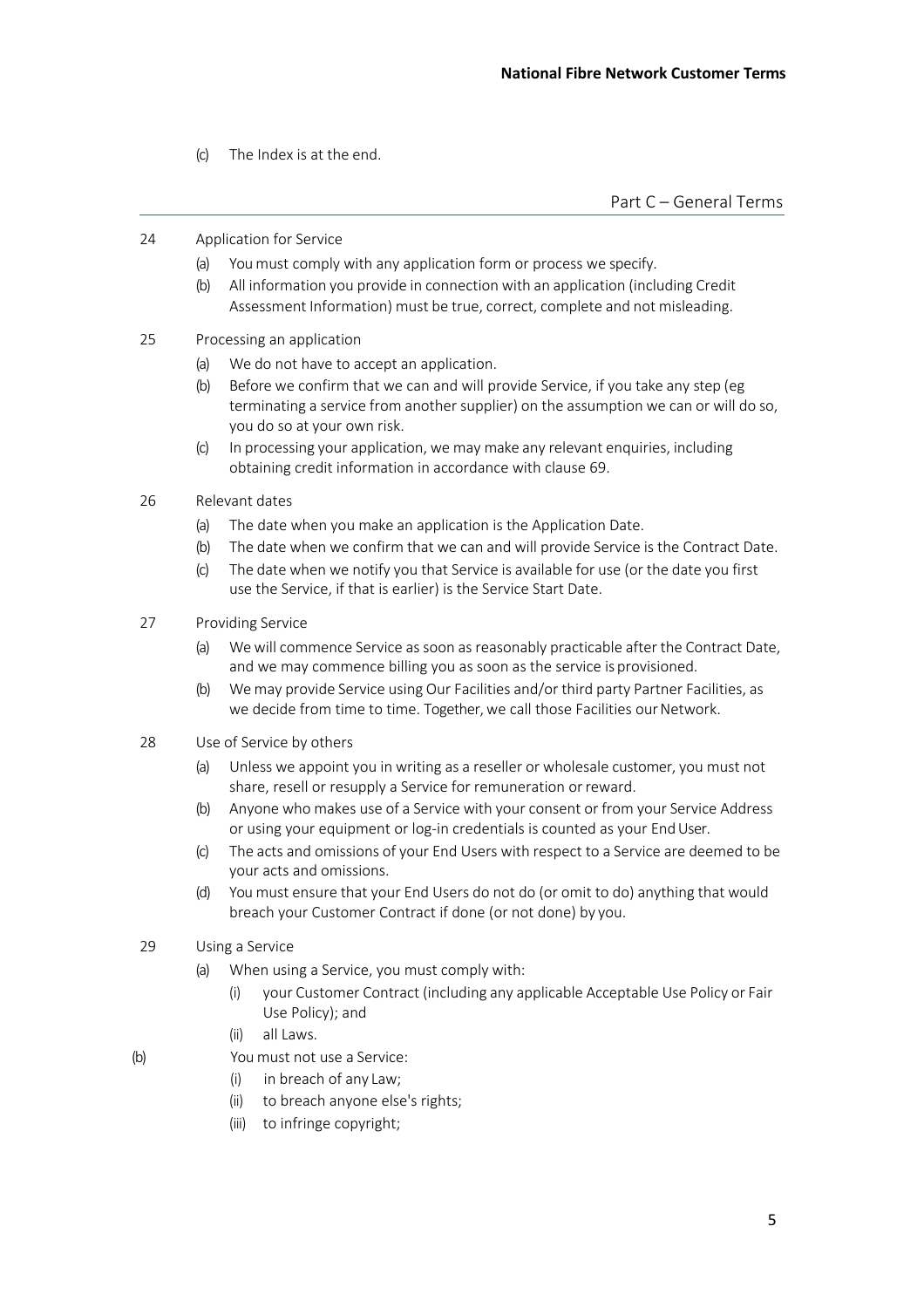(c) The Index is at the end.

## Part C – General Terms

### 24 Application for Service

(a) You must comply with any application form or process we specify.

(b) All information you provide in connection with an application (including Credit Assessment Information) must be true, correct, complete and not misleading.

### 25 Processing an application

(a) We do not have to accept an application.

(b) Before we confirm that we can and will provide Service, if you take any step (eg terminating a service from another supplier) on the assumption we can or will do so, you do so at your own risk.

(c) In processing your application, we may make any relevant enquiries, including obtaining credit information in accordance with clause 69.

### 26 Relevant dates

(a) The date when you make an application is the Application Date.

(b) The date when we confirm that we can and will provide Service is the Contract Date.

(c) The date when we notify you that Service is available for use (or the date you first use the Service, if that is earlier) is the Service Start Date.

### 27 Providing Service

(a) We will commence Service as soon as reasonably practicable after the Contract Date, and we may commence billing you as soon as the service is provisioned.

(b) We may provide Service using Our Facilities and/or third party Partner Facilities, as we decide from time to time. Together, we call those Facilities our Network.

### 28 Use of Service by others

(a) Unless we appoint you in writing as a reseller or wholesale customer, you must not share, resell or resupply a Service for remuneration or reward.

(b) Anyone who makes use of a Service with your consent or from your Service Address or using your equipment or log-in credentials is counted as your End User.

(c) The acts and omissions of your End Users with respect to a Service are deemed to be your acts and omissions.

(d) You must ensure that your End Users do not do (or omit to do) anything that would breach your Customer Contract if done (or not done) by you.

### 29 Using a Service

(a) When using a Service, you must comply with:

(i) your Customer Contract (including any applicable Acceptable Use Policy or Fair Use Policy); and

(ii) all Laws.

(b) You must not use a Service:

(i) in breach of any Law;

(ii) to breach anyone else's rights;

(iii) to infringe copyright;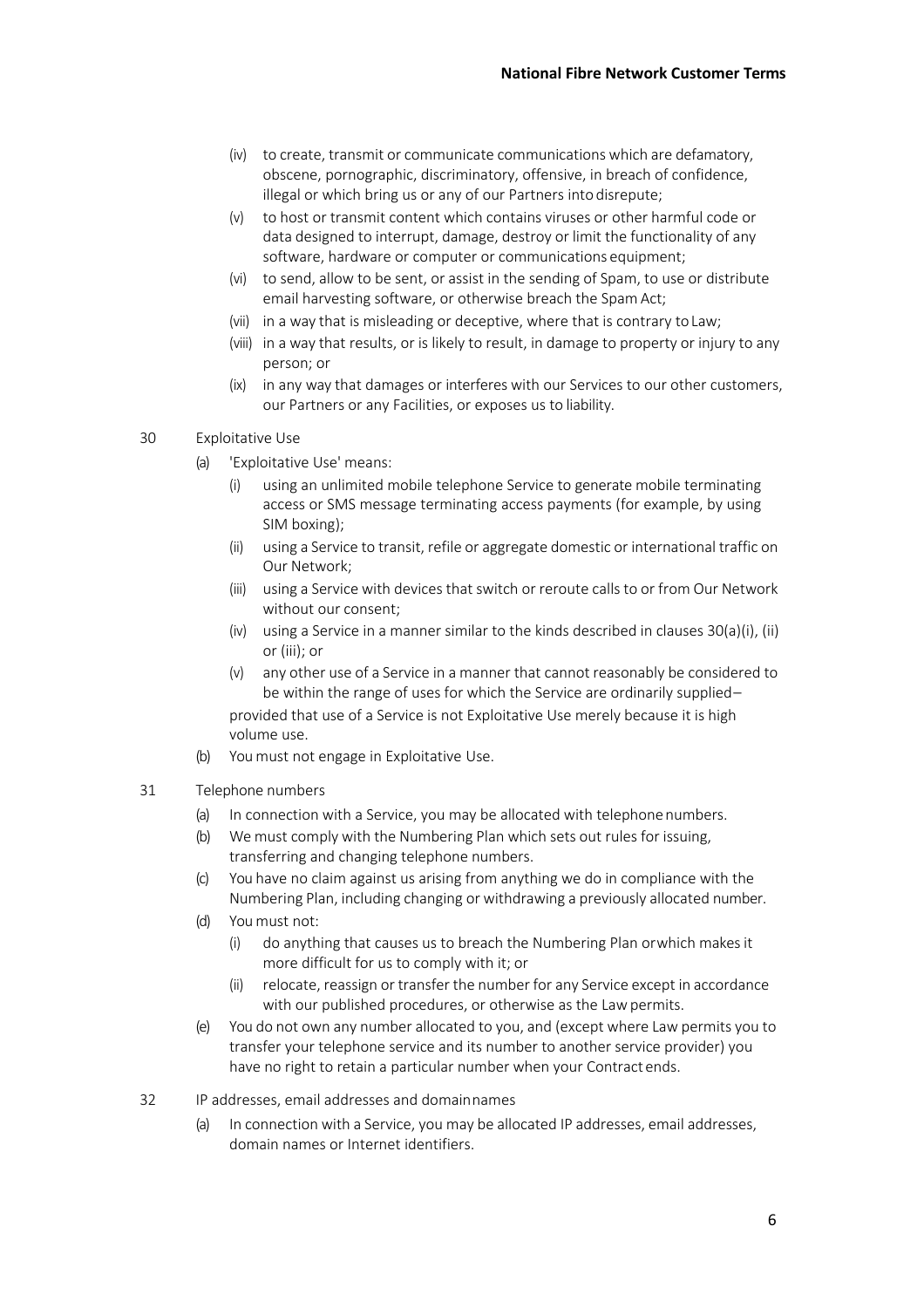- (iv) to create, transmit or communicate communications which are defamatory, obscene, pornographic, discriminatory, offensive, in breach of confidence, illegal or which bring us or any of our Partners into disrepute;
- (v) to host or transmit content which contains viruses or other harmful code or data designed to interrupt, damage, destroy or limit the functionality of any software, hardware or computer or communications equipment;
- (vi) to send, allow to be sent, or assist in the sending of Spam, to use or distribute email harvesting software, or otherwise breach the Spam Act;
- (vii) in a way that is misleading or deceptive, where that is contrary to Law;
- (viii) in a way that results, or is likely to result, in damage to property or injury to any person; or
- (ix) in any way that damages or interferes with our Services to our other customers, our Partners or any Facilities, or exposes us to liability.

30 Exploitative Use

- (a) 'Exploitative Use' means:
  - (i) using an unlimited mobile telephone Service to generate mobile terminating access or SMS message terminating access payments (for example, by using SIM boxing);
  - (ii) using a Service to transit, refile or aggregate domestic or international traffic on Our Network;
  - (iii) using a Service with devices that switch or reroute calls to or from Our Network without our consent;
  - (iv) using a Service in a manner similar to the kinds described in clauses 30(a)(i), (ii) or (iii); or
  - (v) any other use of a Service in a manner that cannot reasonably be considered to be within the range of uses for which the Service are ordinarily supplied–

  provided that use of a Service is not Exploitative Use merely because it is high volume use.
- (b) You must not engage in Exploitative Use.

31 Telephone numbers

- (a) In connection with a Service, you may be allocated with telephone numbers.
- (b) We must comply with the Numbering Plan which sets out rules for issuing, transferring and changing telephone numbers.
- (c) You have no claim against us arising from anything we do in compliance with the Numbering Plan, including changing or withdrawing a previously allocated number.
- (d) You must not:
  - (i) do anything that causes us to breach the Numbering Plan or which makes it more difficult for us to comply with it; or
  - (ii) relocate, reassign or transfer the number for any Service except in accordance with our published procedures, or otherwise as the Law permits.
- (e) You do not own any number allocated to you, and (except where Law permits you to transfer your telephone service and its number to another service provider) you have no right to retain a particular number when your Contract ends.

32 IP addresses, email addresses and domain names

- (a) In connection with a Service, you may be allocated IP addresses, email addresses, domain names or Internet identifiers.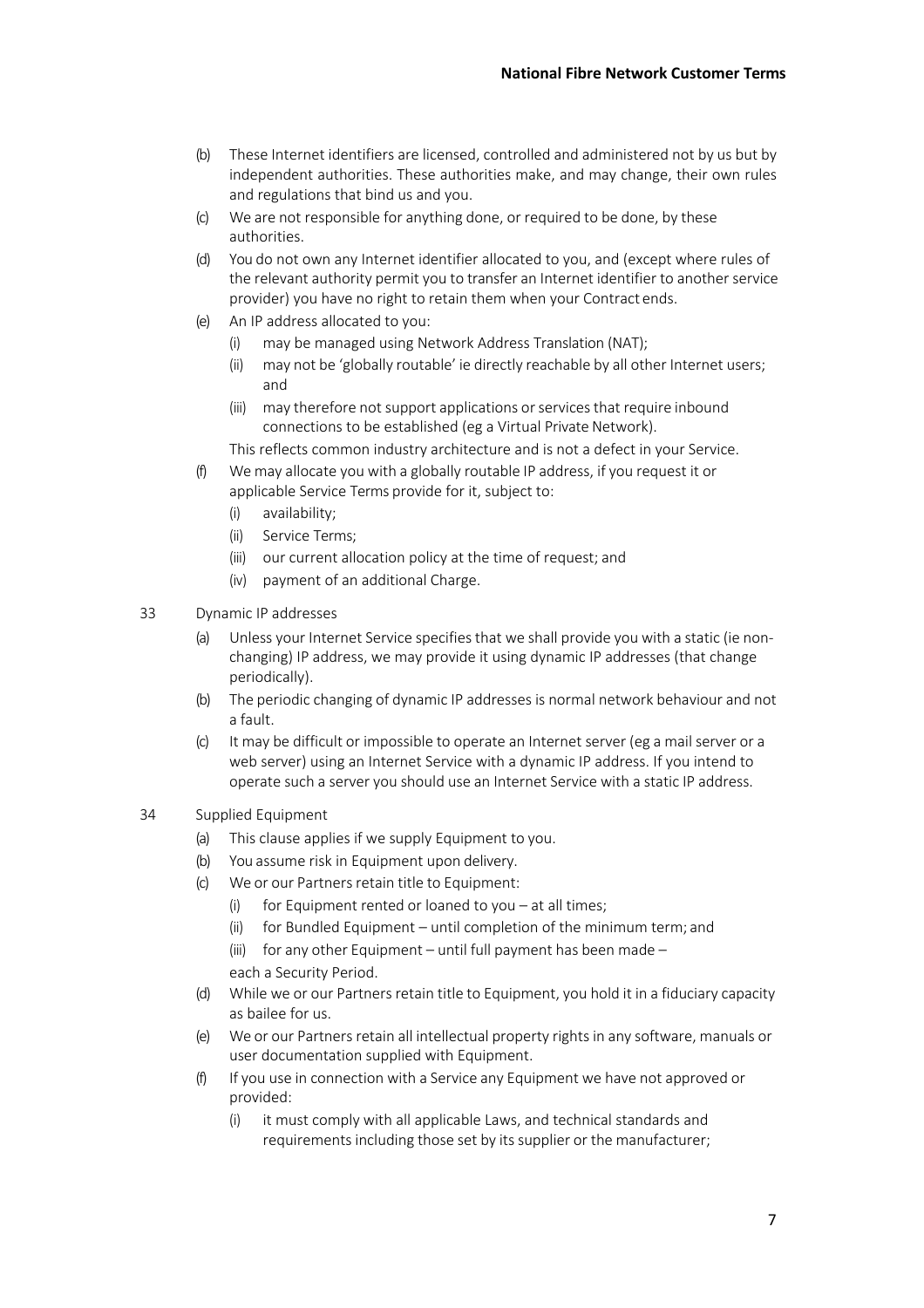(b) These Internet identifiers are licensed, controlled and administered not by us but by independent authorities. These authorities make, and may change, their own rules and regulations that bind us and you.

(c) We are not responsible for anything done, or required to be done, by these authorities.

(d) You do not own any Internet identifier allocated to you, and (except where rules of the relevant authority permit you to transfer an Internet identifier to another service provider) you have no right to retain them when your Contract ends.

(e) An IP address allocated to you:

  (i) may be managed using Network Address Translation (NAT);

  (ii) may not be 'globally routable' ie directly reachable by all other Internet users; and

  (iii) may therefore not support applications or services that require inbound connections to be established (eg a Virtual Private Network).

  This reflects common industry architecture and is not a defect in your Service.

(f) We may allocate you with a globally routable IP address, if you request it or applicable Service Terms provide for it, subject to:

  (i) availability;

  (ii) Service Terms;

  (iii) our current allocation policy at the time of request; and

  (iv) payment of an additional Charge.

## 33 Dynamic IP addresses

(a) Unless your Internet Service specifies that we shall provide you with a static (ie non-changing) IP address, we may provide it using dynamic IP addresses (that change periodically).

(b) The periodic changing of dynamic IP addresses is normal network behaviour and not a fault.

(c) It may be difficult or impossible to operate an Internet server (eg a mail server or a web server) using an Internet Service with a dynamic IP address. If you intend to operate such a server you should use an Internet Service with a static IP address.

## 34 Supplied Equipment

(a) This clause applies if we supply Equipment to you.

(b) You assume risk in Equipment upon delivery.

(c) We or our Partners retain title to Equipment:

  (i) for Equipment rented or loaned to you – at all times;

  (ii) for Bundled Equipment – until completion of the minimum term; and

  (iii) for any other Equipment – until full payment has been made –

  each a Security Period.

(d) While we or our Partners retain title to Equipment, you hold it in a fiduciary capacity as bailee for us.

(e) We or our Partners retain all intellectual property rights in any software, manuals or user documentation supplied with Equipment.

(f) If you use in connection with a Service any Equipment we have not approved or provided:

  (i) it must comply with all applicable Laws, and technical standards and requirements including those set by its supplier or the manufacturer;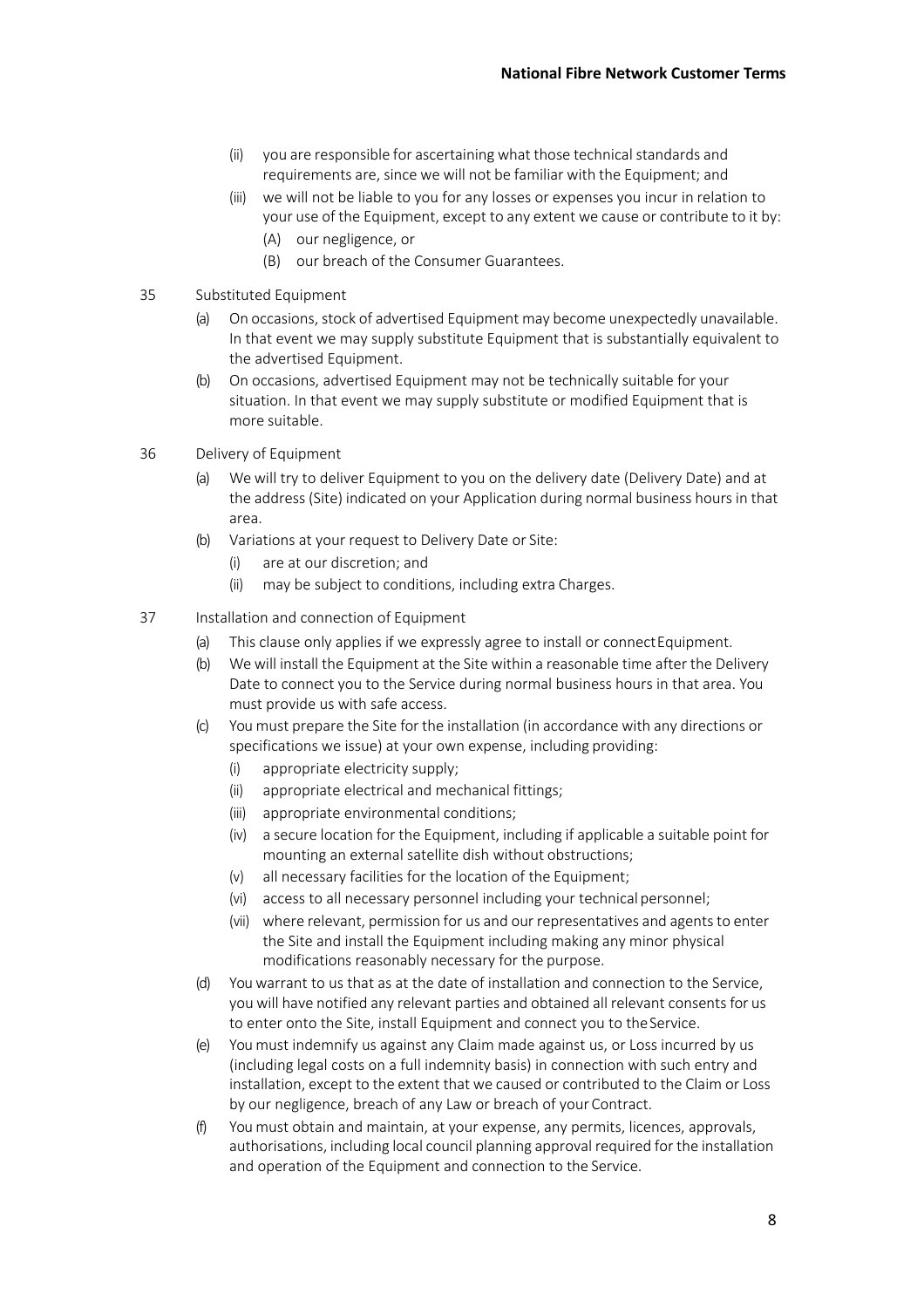- (ii) you are responsible for ascertaining what those technical standards and requirements are, since we will not be familiar with the Equipment; and
   - (iii) we will not be liable to you for any losses or expenses you incur in relation to your use of the Equipment, except to any extent we cause or contribute to it by:
     - (A) our negligence, or
     - (B) our breach of the Consumer Guarantees.

35 Substituted Equipment

- (a) On occasions, stock of advertised Equipment may become unexpectedly unavailable. In that event we may supply substitute Equipment that is substantially equivalent to the advertised Equipment.
- (b) On occasions, advertised Equipment may not be technically suitable for your situation. In that event we may supply substitute or modified Equipment that is more suitable.

36 Delivery of Equipment

- (a) We will try to deliver Equipment to you on the delivery date (Delivery Date) and at the address (Site) indicated on your Application during normal business hours in that area.
- (b) Variations at your request to Delivery Date or Site:
  - (i) are at our discretion; and
  - (ii) may be subject to conditions, including extra Charges.

37 Installation and connection of Equipment

- (a) This clause only applies if we expressly agree to install or connect Equipment.
- (b) We will install the Equipment at the Site within a reasonable time after the Delivery Date to connect you to the Service during normal business hours in that area. You must provide us with safe access.
- (c) You must prepare the Site for the installation (in accordance with any directions or specifications we issue) at your own expense, including providing:
  - (i) appropriate electricity supply;
  - (ii) appropriate electrical and mechanical fittings;
  - (iii) appropriate environmental conditions;
  - (iv) a secure location for the Equipment, including if applicable a suitable point for mounting an external satellite dish without obstructions;
  - (v) all necessary facilities for the location of the Equipment;
  - (vi) access to all necessary personnel including your technical personnel;
  - (vii) where relevant, permission for us and our representatives and agents to enter the Site and install the Equipment including making any minor physical modifications reasonably necessary for the purpose.
- (d) You warrant to us that as at the date of installation and connection to the Service, you will have notified any relevant parties and obtained all relevant consents for us to enter onto the Site, install Equipment and connect you to the Service.
- (e) You must indemnify us against any Claim made against us, or Loss incurred by us (including legal costs on a full indemnity basis) in connection with such entry and installation, except to the extent that we caused or contributed to the Claim or Loss by our negligence, breach of any Law or breach of your Contract.
- (f) You must obtain and maintain, at your expense, any permits, licences, approvals, authorisations, including local council planning approval required for the installation and operation of the Equipment and connection to the Service.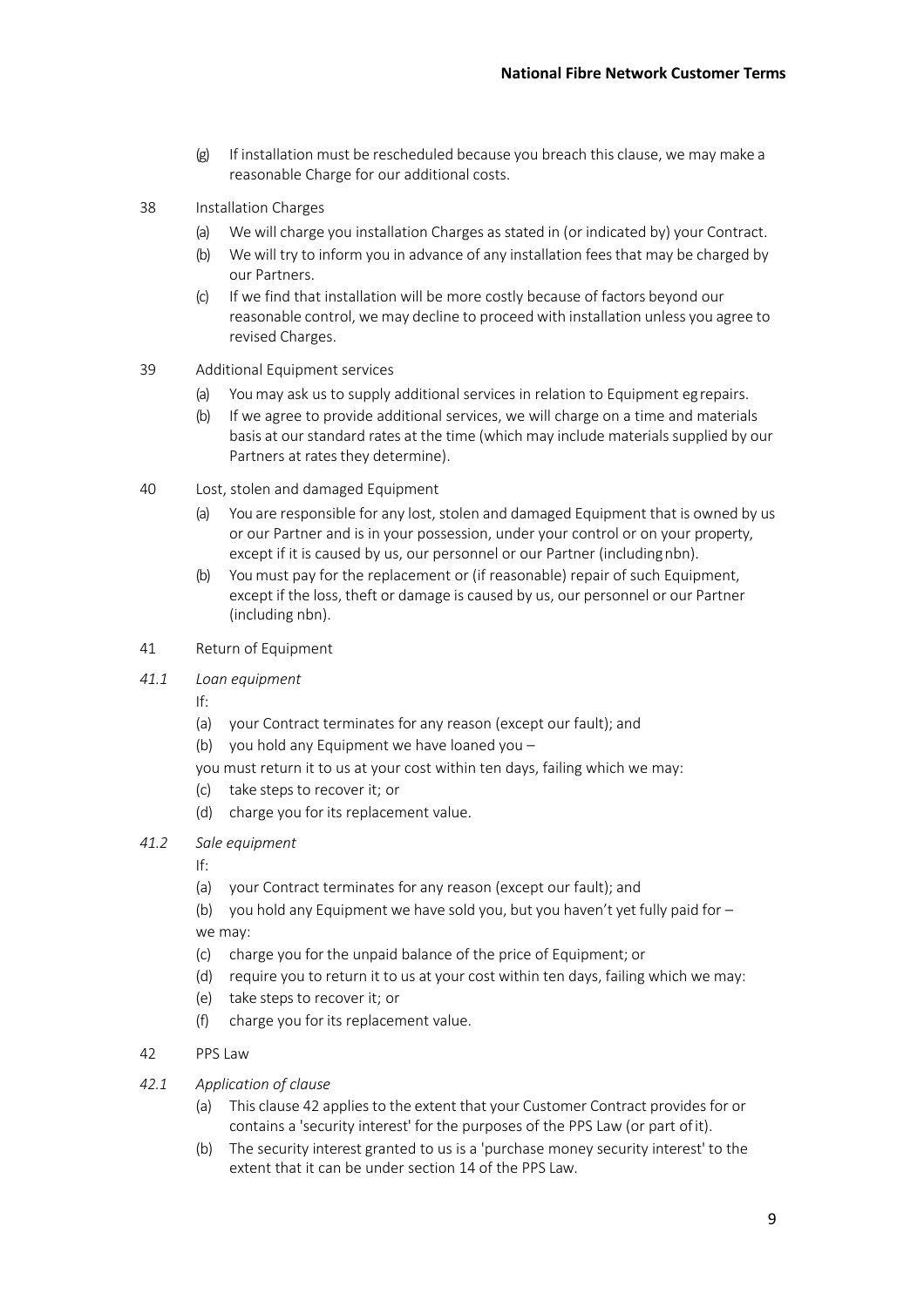(g) If installation must be rescheduled because you breach this clause, we may make a reasonable Charge for our additional costs.

## 38 Installation Charges

(a) We will charge you installation Charges as stated in (or indicated by) your Contract.

(b) We will try to inform you in advance of any installation fees that may be charged by our Partners.

(c) If we find that installation will be more costly because of factors beyond our reasonable control, we may decline to proceed with installation unless you agree to revised Charges.

## 39 Additional Equipment services

(a) You may ask us to supply additional services in relation to Equipment eg repairs.

(b) If we agree to provide additional services, we will charge on a time and materials basis at our standard rates at the time (which may include materials supplied by our Partners at rates they determine).

## 40 Lost, stolen and damaged Equipment

(a) You are responsible for any lost, stolen and damaged Equipment that is owned by us or our Partner and is in your possession, under your control or on your property, except if it is caused by us, our personnel or our Partner (including nbn).

(b) You must pay for the replacement or (if reasonable) repair of such Equipment, except if the loss, theft or damage is caused by us, our personnel or our Partner (including nbn).

## 41 Return of Equipment

### *41.1 Loan equipment*

If:

(a) your Contract terminates for any reason (except our fault); and

(b) you hold any Equipment we have loaned you –

you must return it to us at your cost within ten days, failing which we may:

(c) take steps to recover it; or

(d) charge you for its replacement value.

### *41.2 Sale equipment*

If:

(a) your Contract terminates for any reason (except our fault); and

(b) you hold any Equipment we have sold you, but you haven't yet fully paid for –

we may:

(c) charge you for the unpaid balance of the price of Equipment; or

(d) require you to return it to us at your cost within ten days, failing which we may:

(e) take steps to recover it; or

(f) charge you for its replacement value.

## 42 PPS Law

### *42.1 Application of clause*

(a) This clause 42 applies to the extent that your Customer Contract provides for or contains a 'security interest' for the purposes of the PPS Law (or part of it).

(b) The security interest granted to us is a 'purchase money security interest' to the extent that it can be under section 14 of the PPS Law.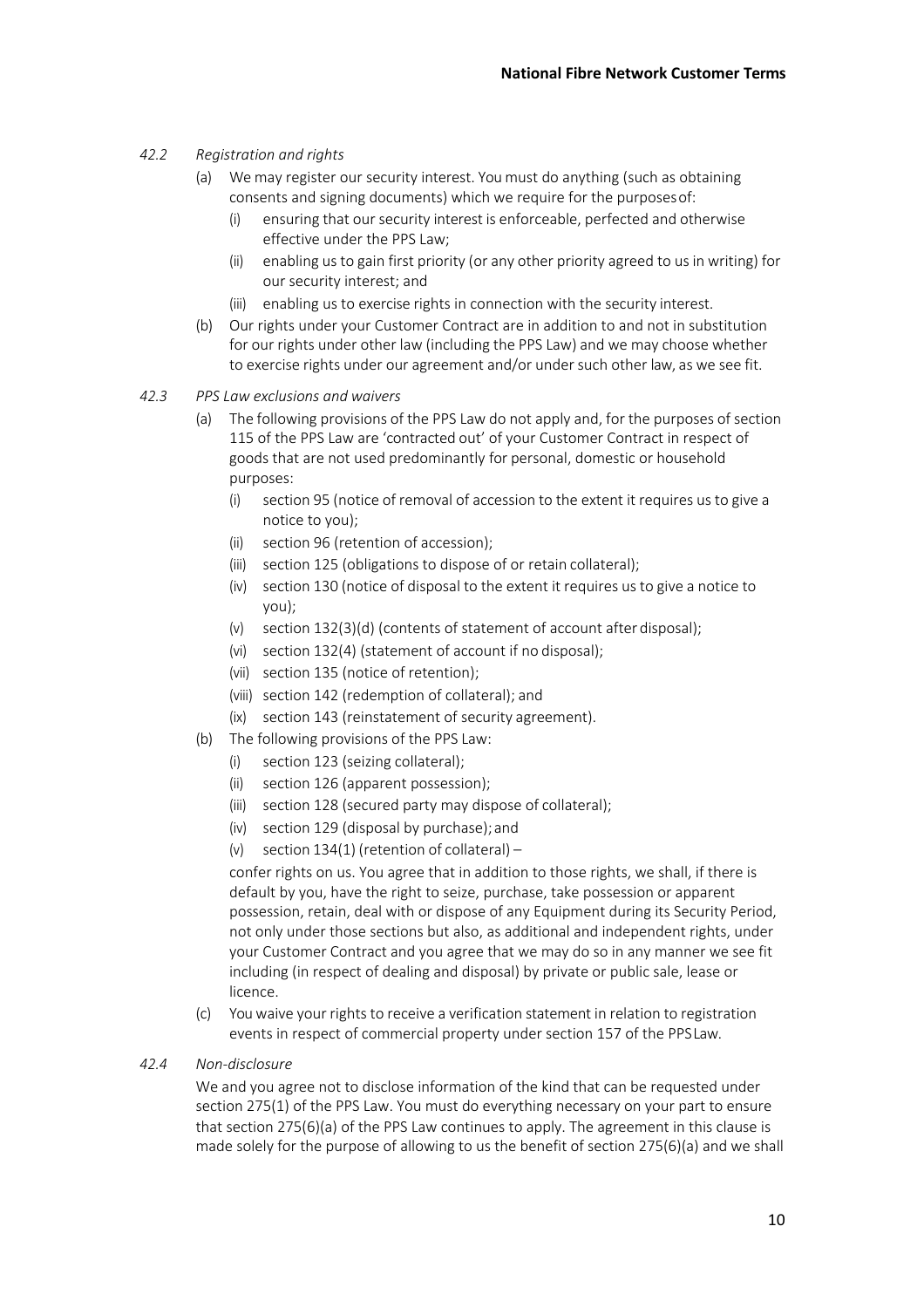*42.2 Registration and rights*

(a) We may register our security interest. You must do anything (such as obtaining consents and signing documents) which we require for the purposes of:

  (i) ensuring that our security interest is enforceable, perfected and otherwise effective under the PPS Law;

  (ii) enabling us to gain first priority (or any other priority agreed to us in writing) for our security interest; and

  (iii) enabling us to exercise rights in connection with the security interest.

(b) Our rights under your Customer Contract are in addition to and not in substitution for our rights under other law (including the PPS Law) and we may choose whether to exercise rights under our agreement and/or under such other law, as we see fit.

*42.3 PPS Law exclusions and waivers*

(a) The following provisions of the PPS Law do not apply and, for the purposes of section 115 of the PPS Law are 'contracted out' of your Customer Contract in respect of goods that are not used predominantly for personal, domestic or household purposes:

  (i) section 95 (notice of removal of accession to the extent it requires us to give a notice to you);

  (ii) section 96 (retention of accession);

  (iii) section 125 (obligations to dispose of or retain collateral);

  (iv) section 130 (notice of disposal to the extent it requires us to give a notice to you);

  (v) section 132(3)(d) (contents of statement of account after disposal);

  (vi) section 132(4) (statement of account if no disposal);

  (vii) section 135 (notice of retention);

  (viii) section 142 (redemption of collateral); and

  (ix) section 143 (reinstatement of security agreement).

(b) The following provisions of the PPS Law:

  (i) section 123 (seizing collateral);

  (ii) section 126 (apparent possession);

  (iii) section 128 (secured party may dispose of collateral);

  (iv) section 129 (disposal by purchase); and

  (v) section 134(1) (retention of collateral) –

  confer rights on us. You agree that in addition to those rights, we shall, if there is default by you, have the right to seize, purchase, take possession or apparent possession, retain, deal with or dispose of any Equipment during its Security Period, not only under those sections but also, as additional and independent rights, under your Customer Contract and you agree that we may do so in any manner we see fit including (in respect of dealing and disposal) by private or public sale, lease or licence.

(c) You waive your rights to receive a verification statement in relation to registration events in respect of commercial property under section 157 of the PPS Law.

*42.4 Non-disclosure*

We and you agree not to disclose information of the kind that can be requested under section 275(1) of the PPS Law. You must do everything necessary on your part to ensure that section 275(6)(a) of the PPS Law continues to apply. The agreement in this clause is made solely for the purpose of allowing to us the benefit of section 275(6)(a) and we shall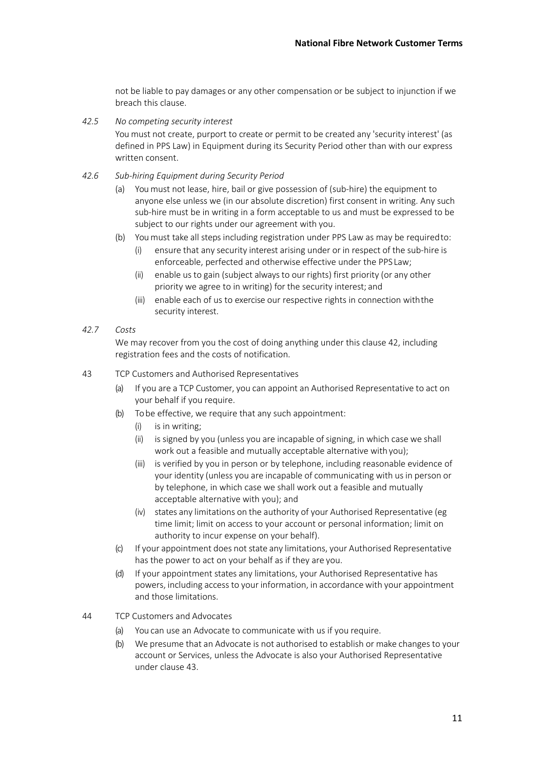not be liable to pay damages or any other compensation or be subject to injunction if we breach this clause.

*42.5 No competing security interest*

You must not create, purport to create or permit to be created any 'security interest' (as defined in PPS Law) in Equipment during its Security Period other than with our express written consent.

*42.6 Sub-hiring Equipment during Security Period*

(a) You must not lease, hire, bail or give possession of (sub-hire) the equipment to anyone else unless we (in our absolute discretion) first consent in writing. Any such sub-hire must be in writing in a form acceptable to us and must be expressed to be subject to our rights under our agreement with you.

(b) You must take all steps including registration under PPS Law as may be required to:

  (i) ensure that any security interest arising under or in respect of the sub-hire is enforceable, perfected and otherwise effective under the PPS Law;

  (ii) enable us to gain (subject always to our rights) first priority (or any other priority we agree to in writing) for the security interest; and

  (iii) enable each of us to exercise our respective rights in connection with the security interest.

*42.7 Costs*

We may recover from you the cost of doing anything under this clause 42, including registration fees and the costs of notification.

## 43 TCP Customers and Authorised Representatives

(a) If you are a TCP Customer, you can appoint an Authorised Representative to act on your behalf if you require.

(b) To be effective, we require that any such appointment:

  (i) is in writing;

  (ii) is signed by you (unless you are incapable of signing, in which case we shall work out a feasible and mutually acceptable alternative with you);

  (iii) is verified by you in person or by telephone, including reasonable evidence of your identity (unless you are incapable of communicating with us in person or by telephone, in which case we shall work out a feasible and mutually acceptable alternative with you); and

  (iv) states any limitations on the authority of your Authorised Representative (eg time limit; limit on access to your account or personal information; limit on authority to incur expense on your behalf).

(c) If your appointment does not state any limitations, your Authorised Representative has the power to act on your behalf as if they are you.

(d) If your appointment states any limitations, your Authorised Representative has powers, including access to your information, in accordance with your appointment and those limitations.

## 44 TCP Customers and Advocates

(a) You can use an Advocate to communicate with us if you require.

(b) We presume that an Advocate is not authorised to establish or make changes to your account or Services, unless the Advocate is also your Authorised Representative under clause 43.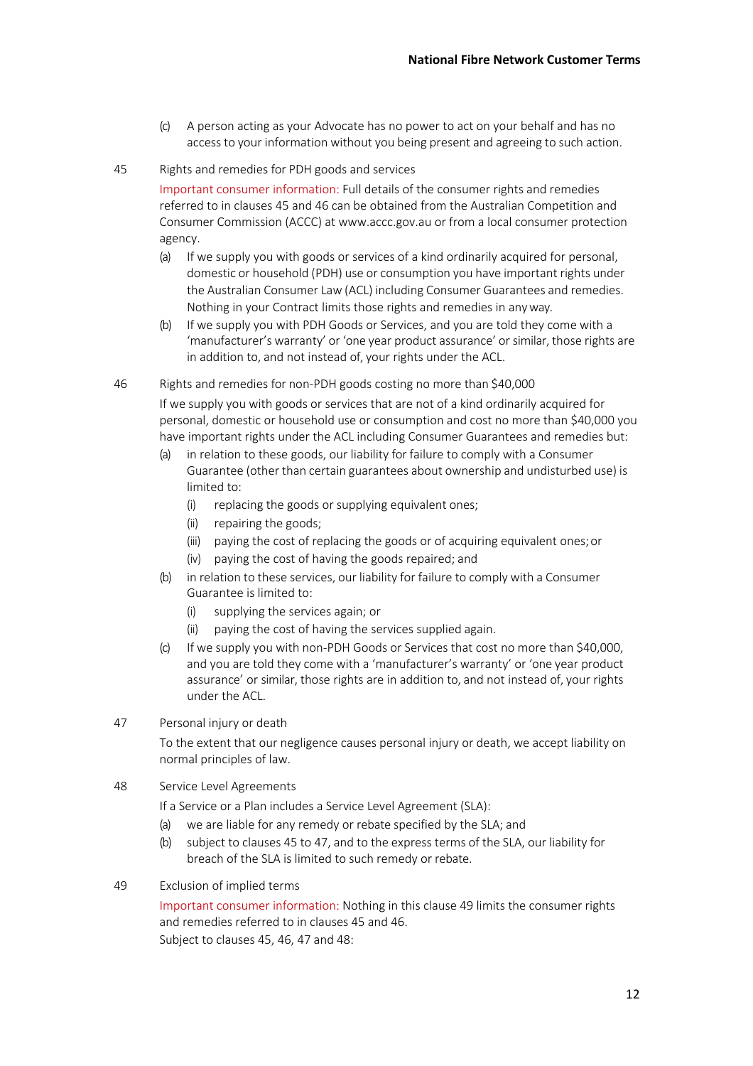(c) A person acting as your Advocate has no power to act on your behalf and has no access to your information without you being present and agreeing to such action.

45 Rights and remedies for PDH goods and services

Important consumer information: Full details of the consumer rights and remedies referred to in clauses 45 and 46 can be obtained from the Australian Competition and Consumer Commission (ACCC) at www.accc.gov.au or from a local consumer protection agency.

(a) If we supply you with goods or services of a kind ordinarily acquired for personal, domestic or household (PDH) use or consumption you have important rights under the Australian Consumer Law (ACL) including Consumer Guarantees and remedies. Nothing in your Contract limits those rights and remedies in any way.

(b) If we supply you with PDH Goods or Services, and you are told they come with a 'manufacturer's warranty' or 'one year product assurance' or similar, those rights are in addition to, and not instead of, your rights under the ACL.

46 Rights and remedies for non-PDH goods costing no more than $40,000

If we supply you with goods or services that are not of a kind ordinarily acquired for personal, domestic or household use or consumption and cost no more than $40,000 you have important rights under the ACL including Consumer Guarantees and remedies but:

(a) in relation to these goods, our liability for failure to comply with a Consumer Guarantee (other than certain guarantees about ownership and undisturbed use) is limited to:
   (i) replacing the goods or supplying equivalent ones;
   (ii) repairing the goods;
   (iii) paying the cost of replacing the goods or of acquiring equivalent ones; or
   (iv) paying the cost of having the goods repaired; and

(b) in relation to these services, our liability for failure to comply with a Consumer Guarantee is limited to:
   (i) supplying the services again; or
   (ii) paying the cost of having the services supplied again.

(c) If we supply you with non-PDH Goods or Services that cost no more than $40,000, and you are told they come with a 'manufacturer's warranty' or 'one year product assurance' or similar, those rights are in addition to, and not instead of, your rights under the ACL.

47 Personal injury or death

To the extent that our negligence causes personal injury or death, we accept liability on normal principles of law.

48 Service Level Agreements

If a Service or a Plan includes a Service Level Agreement (SLA):

(a) we are liable for any remedy or rebate specified by the SLA; and

(b) subject to clauses 45 to 47, and to the express terms of the SLA, our liability for breach of the SLA is limited to such remedy or rebate.

49 Exclusion of implied terms

Important consumer information: Nothing in this clause 49 limits the consumer rights and remedies referred to in clauses 45 and 46.

Subject to clauses 45, 46, 47 and 48: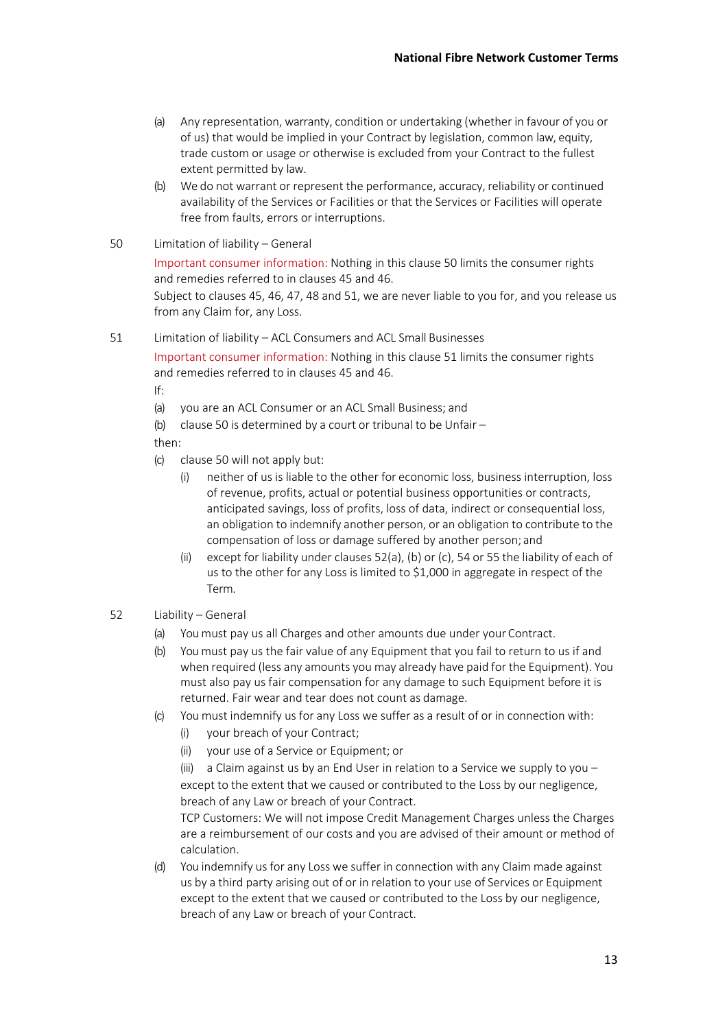(a) Any representation, warranty, condition or undertaking (whether in favour of you or of us) that would be implied in your Contract by legislation, common law, equity, trade custom or usage or otherwise is excluded from your Contract to the fullest extent permitted by law.

(b) We do not warrant or represent the performance, accuracy, reliability or continued availability of the Services or Facilities or that the Services or Facilities will operate free from faults, errors or interruptions.

50 Limitation of liability – General

Important consumer information: Nothing in this clause 50 limits the consumer rights and remedies referred to in clauses 45 and 46.

Subject to clauses 45, 46, 47, 48 and 51, we are never liable to you for, and you release us from any Claim for, any Loss.

51 Limitation of liability – ACL Consumers and ACL Small Businesses

Important consumer information: Nothing in this clause 51 limits the consumer rights and remedies referred to in clauses 45 and 46.

If:

(a) you are an ACL Consumer or an ACL Small Business; and

(b) clause 50 is determined by a court or tribunal to be Unfair –

then:

(c) clause 50 will not apply but:

  (i) neither of us is liable to the other for economic loss, business interruption, loss of revenue, profits, actual or potential business opportunities or contracts, anticipated savings, loss of profits, loss of data, indirect or consequential loss, an obligation to indemnify another person, or an obligation to contribute to the compensation of loss or damage suffered by another person; and

  (ii) except for liability under clauses 52(a), (b) or (c), 54 or 55 the liability of each of us to the other for any Loss is limited to $1,000 in aggregate in respect of the Term.

52 Liability – General

(a) You must pay us all Charges and other amounts due under your Contract.

(b) You must pay us the fair value of any Equipment that you fail to return to us if and when required (less any amounts you may already have paid for the Equipment). You must also pay us fair compensation for any damage to such Equipment before it is returned. Fair wear and tear does not count as damage.

(c) You must indemnify us for any Loss we suffer as a result of or in connection with:

  (i) your breach of your Contract;

  (ii) your use of a Service or Equipment; or

  (iii) a Claim against us by an End User in relation to a Service we supply to you –

  except to the extent that we caused or contributed to the Loss by our negligence, breach of any Law or breach of your Contract.

  TCP Customers: We will not impose Credit Management Charges unless the Charges are a reimbursement of our costs and you are advised of their amount or method of calculation.

(d) You indemnify us for any Loss we suffer in connection with any Claim made against us by a third party arising out of or in relation to your use of Services or Equipment except to the extent that we caused or contributed to the Loss by our negligence, breach of any Law or breach of your Contract.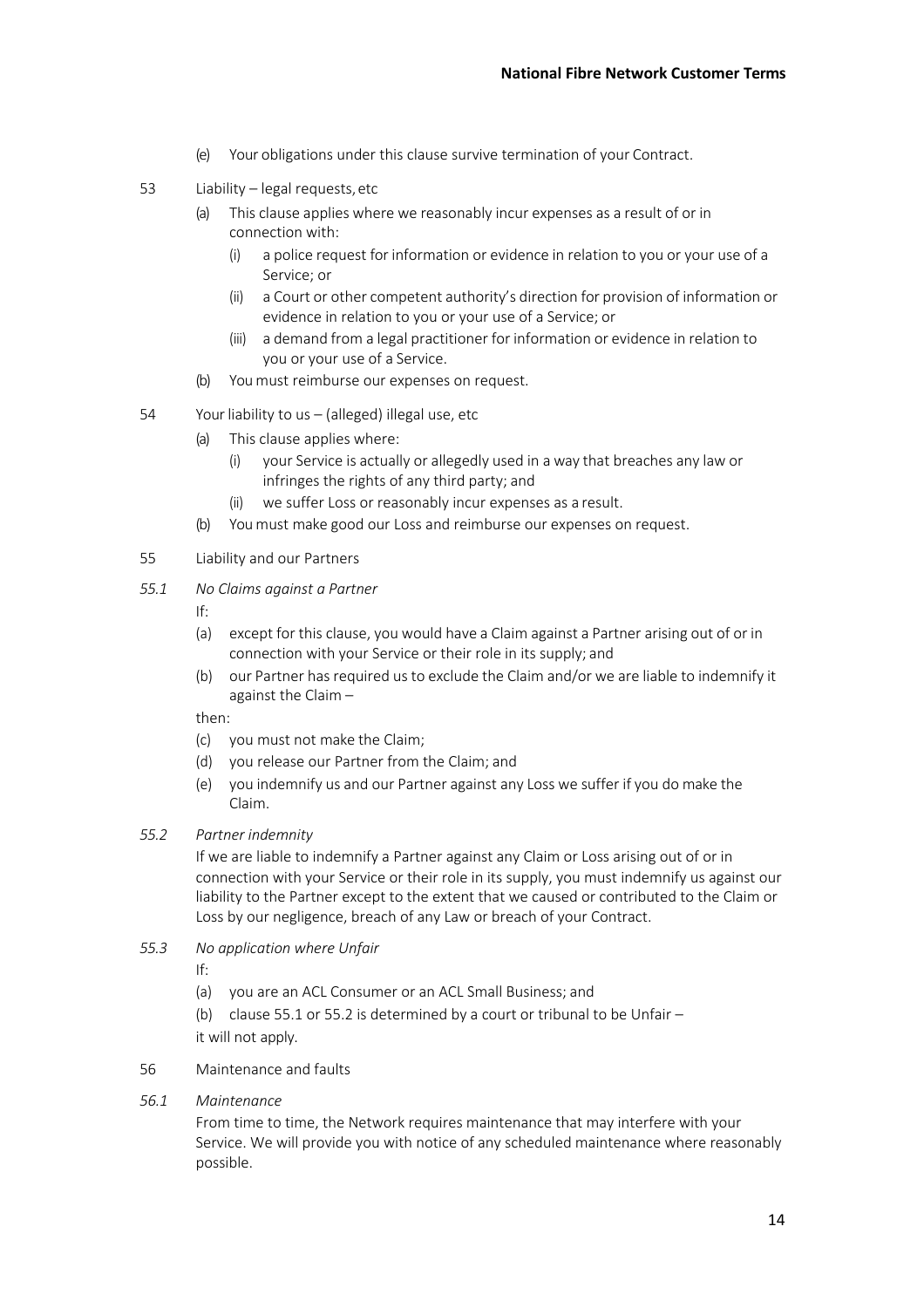(e) Your obligations under this clause survive termination of your Contract.

## 53 Liability – legal requests, etc

(a) This clause applies where we reasonably incur expenses as a result of or in connection with:

  (i) a police request for information or evidence in relation to you or your use of a Service; or

  (ii) a Court or other competent authority's direction for provision of information or evidence in relation to you or your use of a Service; or

  (iii) a demand from a legal practitioner for information or evidence in relation to you or your use of a Service.

(b) You must reimburse our expenses on request.

## 54 Your liability to us – (alleged) illegal use, etc

(a) This clause applies where:

  (i) your Service is actually or allegedly used in a way that breaches any law or infringes the rights of any third party; and

  (ii) we suffer Loss or reasonably incur expenses as a result.

(b) You must make good our Loss and reimburse our expenses on request.

## 55 Liability and our Partners

### *55.1 No Claims against a Partner*

If:

(a) except for this clause, you would have a Claim against a Partner arising out of or in connection with your Service or their role in its supply; and

(b) our Partner has required us to exclude the Claim and/or we are liable to indemnify it against the Claim –

then:

(c) you must not make the Claim;

(d) you release our Partner from the Claim; and

(e) you indemnify us and our Partner against any Loss we suffer if you do make the Claim.

### *55.2 Partner indemnity*

If we are liable to indemnify a Partner against any Claim or Loss arising out of or in connection with your Service or their role in its supply, you must indemnify us against our liability to the Partner except to the extent that we caused or contributed to the Claim or Loss by our negligence, breach of any Law or breach of your Contract.

### *55.3 No application where Unfair*

If:

(a) you are an ACL Consumer or an ACL Small Business; and

(b) clause 55.1 or 55.2 is determined by a court or tribunal to be Unfair –

it will not apply.

## 56 Maintenance and faults

### *56.1 Maintenance*

From time to time, the Network requires maintenance that may interfere with your Service. We will provide you with notice of any scheduled maintenance where reasonably possible.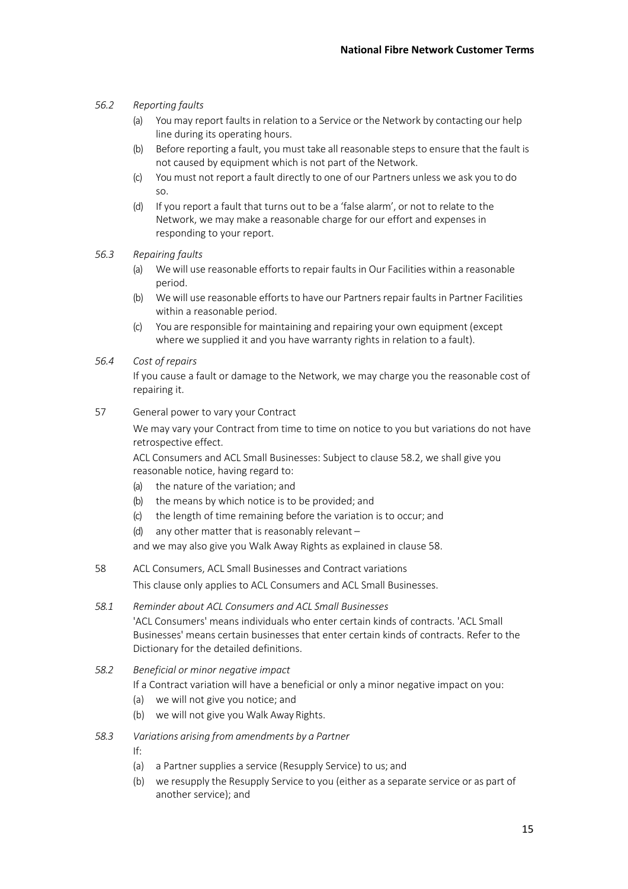*56.2 Reporting faults*

(a) You may report faults in relation to a Service or the Network by contacting our help line during its operating hours.

(b) Before reporting a fault, you must take all reasonable steps to ensure that the fault is not caused by equipment which is not part of the Network.

(c) You must not report a fault directly to one of our Partners unless we ask you to do so.

(d) If you report a fault that turns out to be a 'false alarm', or not to relate to the Network, we may make a reasonable charge for our effort and expenses in responding to your report.

*56.3 Repairing faults*

(a) We will use reasonable efforts to repair faults in Our Facilities within a reasonable period.

(b) We will use reasonable efforts to have our Partners repair faults in Partner Facilities within a reasonable period.

(c) You are responsible for maintaining and repairing your own equipment (except where we supplied it and you have warranty rights in relation to a fault).

*56.4 Cost of repairs*

If you cause a fault or damage to the Network, we may charge you the reasonable cost of repairing it.

57 General power to vary your Contract

We may vary your Contract from time to time on notice to you but variations do not have retrospective effect.

ACL Consumers and ACL Small Businesses: Subject to clause 58.2, we shall give you reasonable notice, having regard to:

(a) the nature of the variation; and

(b) the means by which notice is to be provided; and

(c) the length of time remaining before the variation is to occur; and

(d) any other matter that is reasonably relevant –

and we may also give you Walk Away Rights as explained in clause 58.

58 ACL Consumers, ACL Small Businesses and Contract variations

This clause only applies to ACL Consumers and ACL Small Businesses.

*58.1 Reminder about ACL Consumers and ACL Small Businesses*

'ACL Consumers' means individuals who enter certain kinds of contracts. 'ACL Small Businesses' means certain businesses that enter certain kinds of contracts. Refer to the Dictionary for the detailed definitions.

*58.2 Beneficial or minor negative impact*

If a Contract variation will have a beneficial or only a minor negative impact on you:

(a) we will not give you notice; and

(b) we will not give you Walk Away Rights.

*58.3 Variations arising from amendments by a Partner*

If:

(a) a Partner supplies a service (Resupply Service) to us; and

(b) we resupply the Resupply Service to you (either as a separate service or as part of another service); and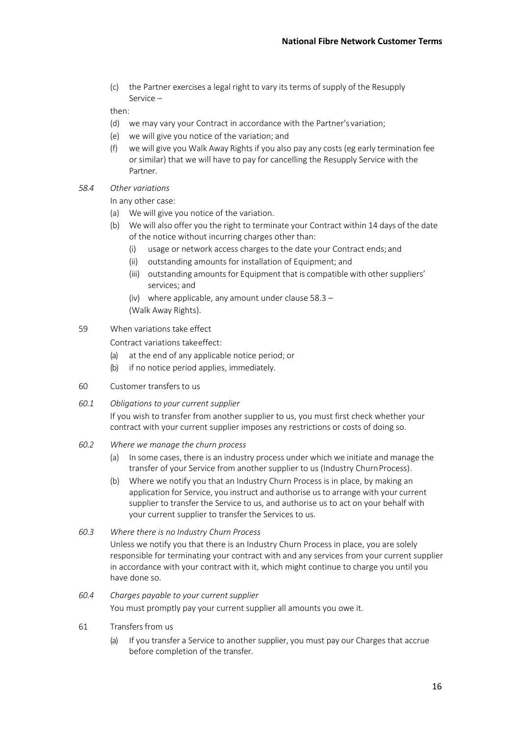(c) the Partner exercises a legal right to vary its terms of supply of the Resupply Service –

then:

(d) we may vary your Contract in accordance with the Partner's variation;

(e) we will give you notice of the variation; and

(f) we will give you Walk Away Rights if you also pay any costs (eg early termination fee or similar) that we will have to pay for cancelling the Resupply Service with the Partner.

*58.4 Other variations*

In any other case:

(a) We will give you notice of the variation.

(b) We will also offer you the right to terminate your Contract within 14 days of the date of the notice without incurring charges other than:

(i) usage or network access charges to the date your Contract ends; and

(ii) outstanding amounts for installation of Equipment; and

(iii) outstanding amounts for Equipment that is compatible with other suppliers' services; and

(iv) where applicable, any amount under clause 58.3 –

(Walk Away Rights).

59 When variations take effect

Contract variations takeeffect:

(a) at the end of any applicable notice period; or

(b) if no notice period applies, immediately.

60 Customer transfers to us

*60.1 Obligations to your current supplier*

If you wish to transfer from another supplier to us, you must first check whether your contract with your current supplier imposes any restrictions or costs of doing so.

*60.2 Where we manage the churn process*

(a) In some cases, there is an industry process under which we initiate and manage the transfer of your Service from another supplier to us (Industry Churn Process).

(b) Where we notify you that an Industry Churn Process is in place, by making an application for Service, you instruct and authorise us to arrange with your current supplier to transfer the Service to us, and authorise us to act on your behalf with your current supplier to transfer the Services to us.

*60.3 Where there is no Industry Churn Process*

Unless we notify you that there is an Industry Churn Process in place, you are solely responsible for terminating your contract with and any services from your current supplier in accordance with your contract with it, which might continue to charge you until you have done so.

*60.4 Charges payable to your current supplier*

You must promptly pay your current supplier all amounts you owe it.

61 Transfers from us

(a) If you transfer a Service to another supplier, you must pay our Charges that accrue before completion of the transfer.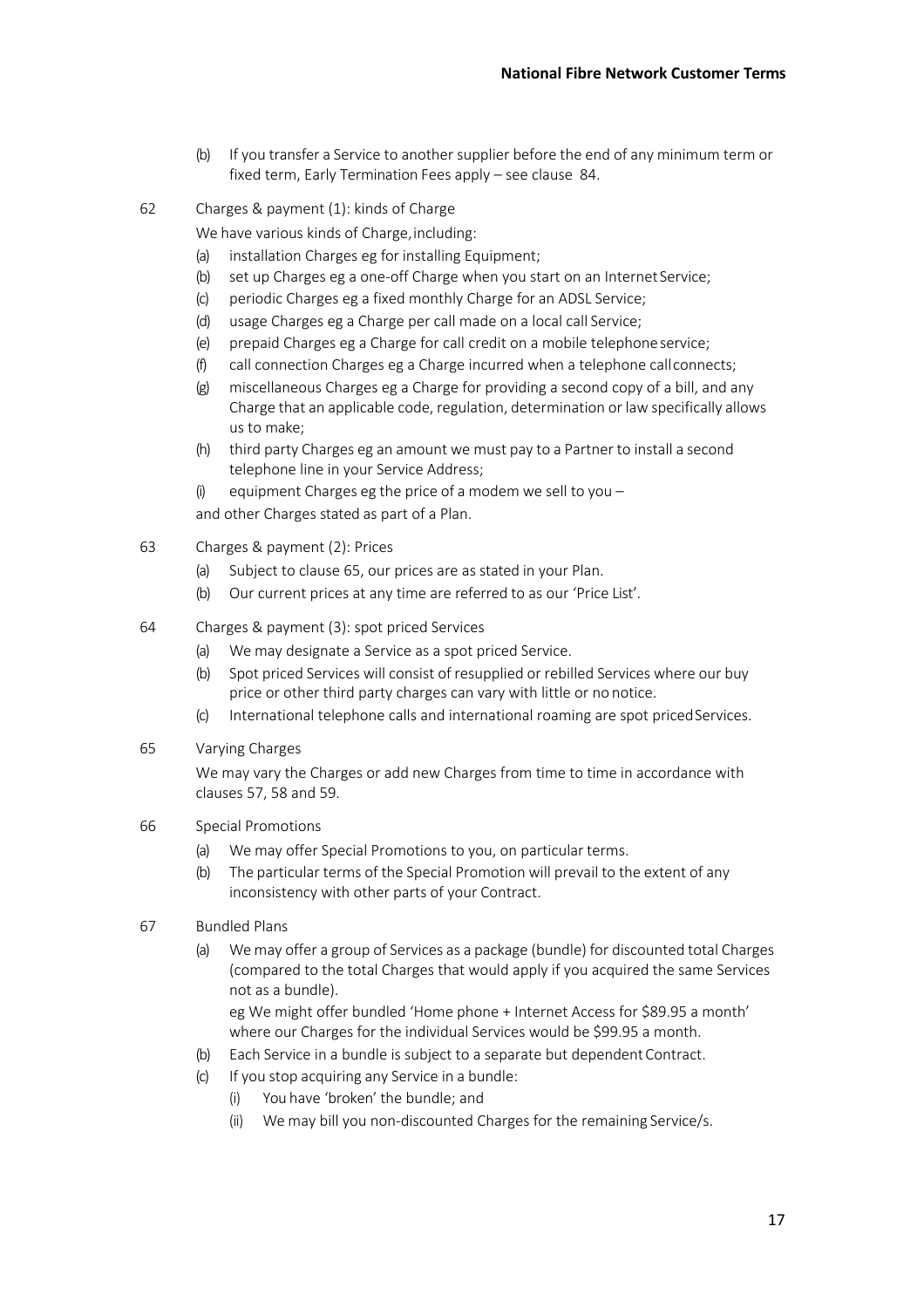(b) If you transfer a Service to another supplier before the end of any minimum term or fixed term, Early Termination Fees apply – see clause 84.

## 62 Charges & payment (1): kinds of Charge

We have various kinds of Charge, including:

(a) installation Charges eg for installing Equipment;

(b) set up Charges eg a one-off Charge when you start on an Internet Service;

(c) periodic Charges eg a fixed monthly Charge for an ADSL Service;

(d) usage Charges eg a Charge per call made on a local call Service;

(e) prepaid Charges eg a Charge for call credit on a mobile telephone service;

(f) call connection Charges eg a Charge incurred when a telephone call connects;

(g) miscellaneous Charges eg a Charge for providing a second copy of a bill, and any Charge that an applicable code, regulation, determination or law specifically allows us to make;

(h) third party Charges eg an amount we must pay to a Partner to install a second telephone line in your Service Address;

(i) equipment Charges eg the price of a modem we sell to you –

and other Charges stated as part of a Plan.

## 63 Charges & payment (2): Prices

(a) Subject to clause 65, our prices are as stated in your Plan.

(b) Our current prices at any time are referred to as our 'Price List'.

## 64 Charges & payment (3): spot priced Services

(a) We may designate a Service as a spot priced Service.

(b) Spot priced Services will consist of resupplied or rebilled Services where our buy price or other third party charges can vary with little or no notice.

(c) International telephone calls and international roaming are spot priced Services.

## 65 Varying Charges

We may vary the Charges or add new Charges from time to time in accordance with clauses 57, 58 and 59.

## 66 Special Promotions

(a) We may offer Special Promotions to you, on particular terms.

(b) The particular terms of the Special Promotion will prevail to the extent of any inconsistency with other parts of your Contract.

## 67 Bundled Plans

(a) We may offer a group of Services as a package (bundle) for discounted total Charges (compared to the total Charges that would apply if you acquired the same Services not as a bundle).

eg We might offer bundled 'Home phone + Internet Access for $89.95 a month' where our Charges for the individual Services would be $99.95 a month.

(b) Each Service in a bundle is subject to a separate but dependent Contract.

(c) If you stop acquiring any Service in a bundle:

   (i) You have 'broken' the bundle; and

   (ii) We may bill you non-discounted Charges for the remaining Service/s.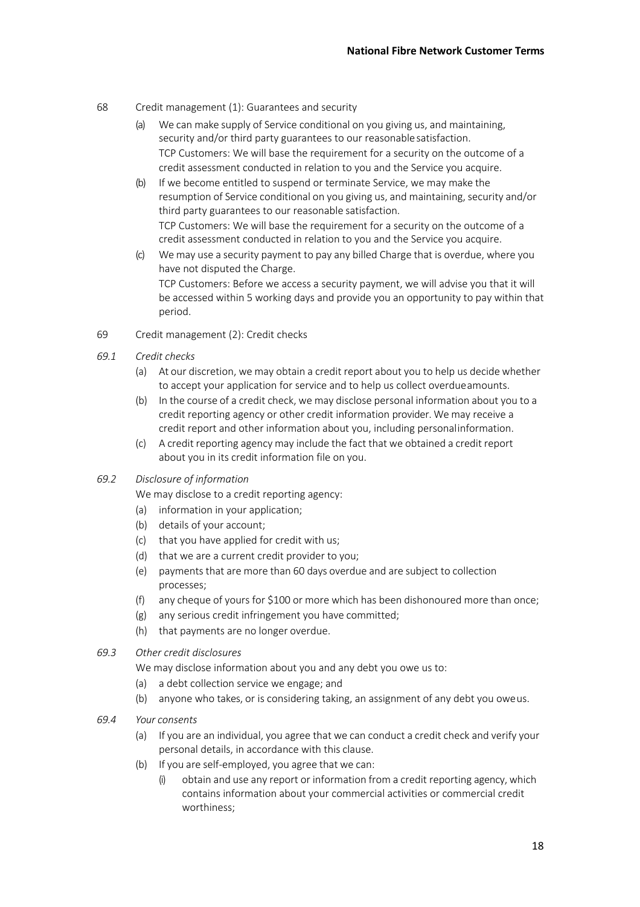## 68 Credit management (1): Guarantees and security

(a) We can make supply of Service conditional on you giving us, and maintaining, security and/or third party guarantees to our reasonable satisfaction.
TCP Customers: We will base the requirement for a security on the outcome of a credit assessment conducted in relation to you and the Service you acquire.

(b) If we become entitled to suspend or terminate Service, we may make the resumption of Service conditional on you giving us, and maintaining, security and/or third party guarantees to our reasonable satisfaction.
TCP Customers: We will base the requirement for a security on the outcome of a credit assessment conducted in relation to you and the Service you acquire.

(c) We may use a security payment to pay any billed Charge that is overdue, where you have not disputed the Charge.
TCP Customers: Before we access a security payment, we will advise you that it will be accessed within 5 working days and provide you an opportunity to pay within that period.

## 69 Credit management (2): Credit checks

### *69.1 Credit checks*

(a) At our discretion, we may obtain a credit report about you to help us decide whether to accept your application for service and to help us collect overdue amounts.

(b) In the course of a credit check, we may disclose personal information about you to a credit reporting agency or other credit information provider. We may receive a credit report and other information about you, including personal information.

(c) A credit reporting agency may include the fact that we obtained a credit report about you in its credit information file on you.

### *69.2 Disclosure of information*

We may disclose to a credit reporting agency:

(a) information in your application;

(b) details of your account;

(c) that you have applied for credit with us;

(d) that we are a current credit provider to you;

(e) payments that are more than 60 days overdue and are subject to collection processes;

(f) any cheque of yours for $100 or more which has been dishonoured more than once;

(g) any serious credit infringement you have committed;

(h) that payments are no longer overdue.

### *69.3 Other credit disclosures*

We may disclose information about you and any debt you owe us to:

(a) a debt collection service we engage; and

(b) anyone who takes, or is considering taking, an assignment of any debt you owe us.

### *69.4 Your consents*

(a) If you are an individual, you agree that we can conduct a credit check and verify your personal details, in accordance with this clause.

(b) If you are self-employed, you agree that we can:

(i) obtain and use any report or information from a credit reporting agency, which contains information about your commercial activities or commercial credit worthiness;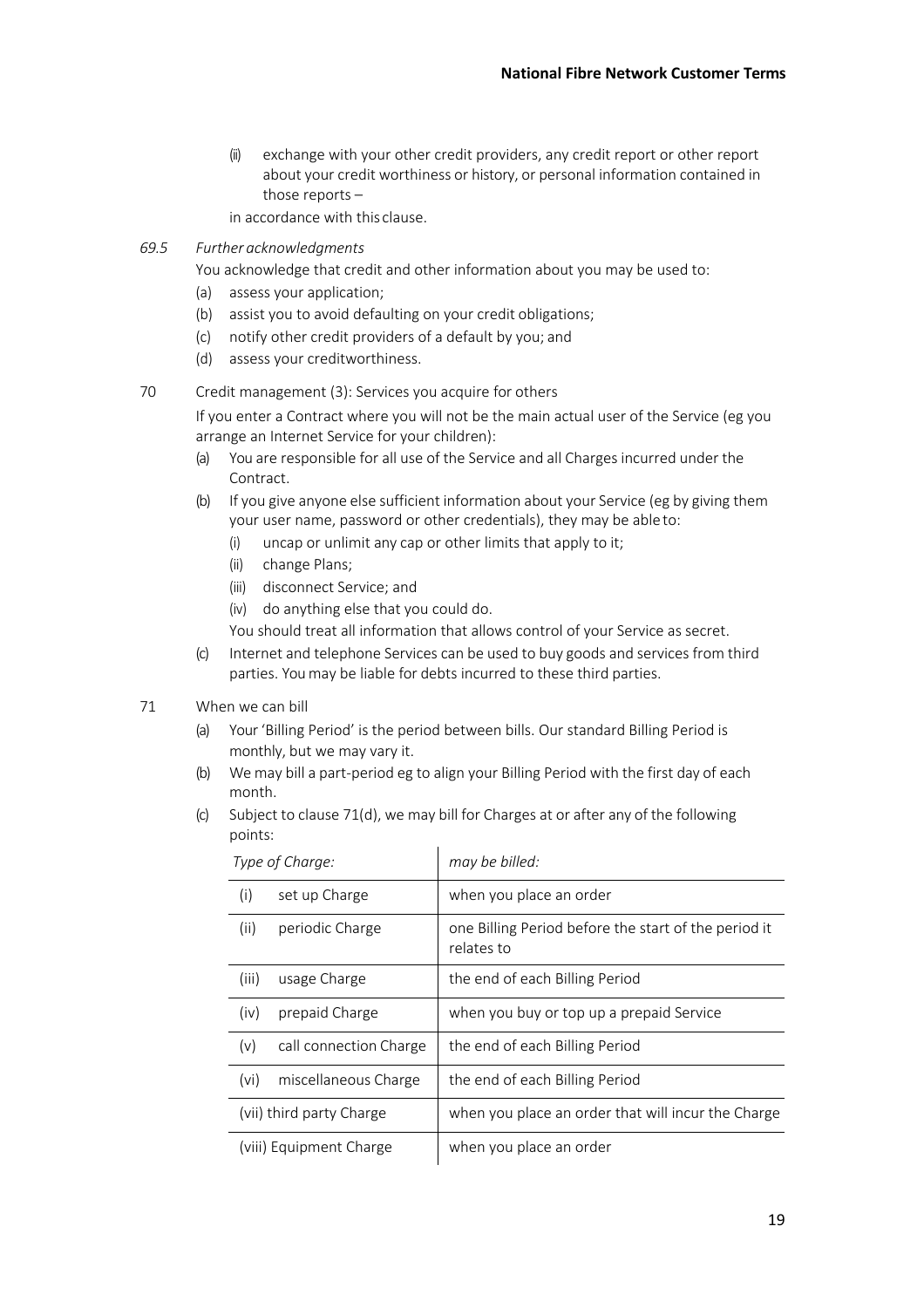(ii) exchange with your other credit providers, any credit report or other report about your credit worthiness or history, or personal information contained in those reports –

in accordance with this clause.

*69.5 Further acknowledgments*

You acknowledge that credit and other information about you may be used to:

(a) assess your application;

(b) assist you to avoid defaulting on your credit obligations;

(c) notify other credit providers of a default by you; and

(d) assess your creditworthiness.

70 Credit management (3): Services you acquire for others

If you enter a Contract where you will not be the main actual user of the Service (eg you arrange an Internet Service for your children):

(a) You are responsible for all use of the Service and all Charges incurred under the Contract.

(b) If you give anyone else sufficient information about your Service (eg by giving them your user name, password or other credentials), they may be able to:

   (i) uncap or unlimit any cap or other limits that apply to it;

   (ii) change Plans;

   (iii) disconnect Service; and

   (iv) do anything else that you could do.

   You should treat all information that allows control of your Service as secret.

(c) Internet and telephone Services can be used to buy goods and services from third parties. You may be liable for debts incurred to these third parties.

71 When we can bill

(a) Your 'Billing Period' is the period between bills. Our standard Billing Period is monthly, but we may vary it.

(b) We may bill a part-period eg to align your Billing Period with the first day of each month.

(c) Subject to clause 71(d), we may bill for Charges at or after any of the following points:

| *Type of Charge:* | *may be billed:* |
|---|---|
| (i) set up Charge | when you place an order |
| (ii) periodic Charge | one Billing Period before the start of the period it relates to |
| (iii) usage Charge | the end of each Billing Period |
| (iv) prepaid Charge | when you buy or top up a prepaid Service |
| (v) call connection Charge | the end of each Billing Period |
| (vi) miscellaneous Charge | the end of each Billing Period |
| (vii) third party Charge | when you place an order that will incur the Charge |
| (viii) Equipment Charge | when you place an order |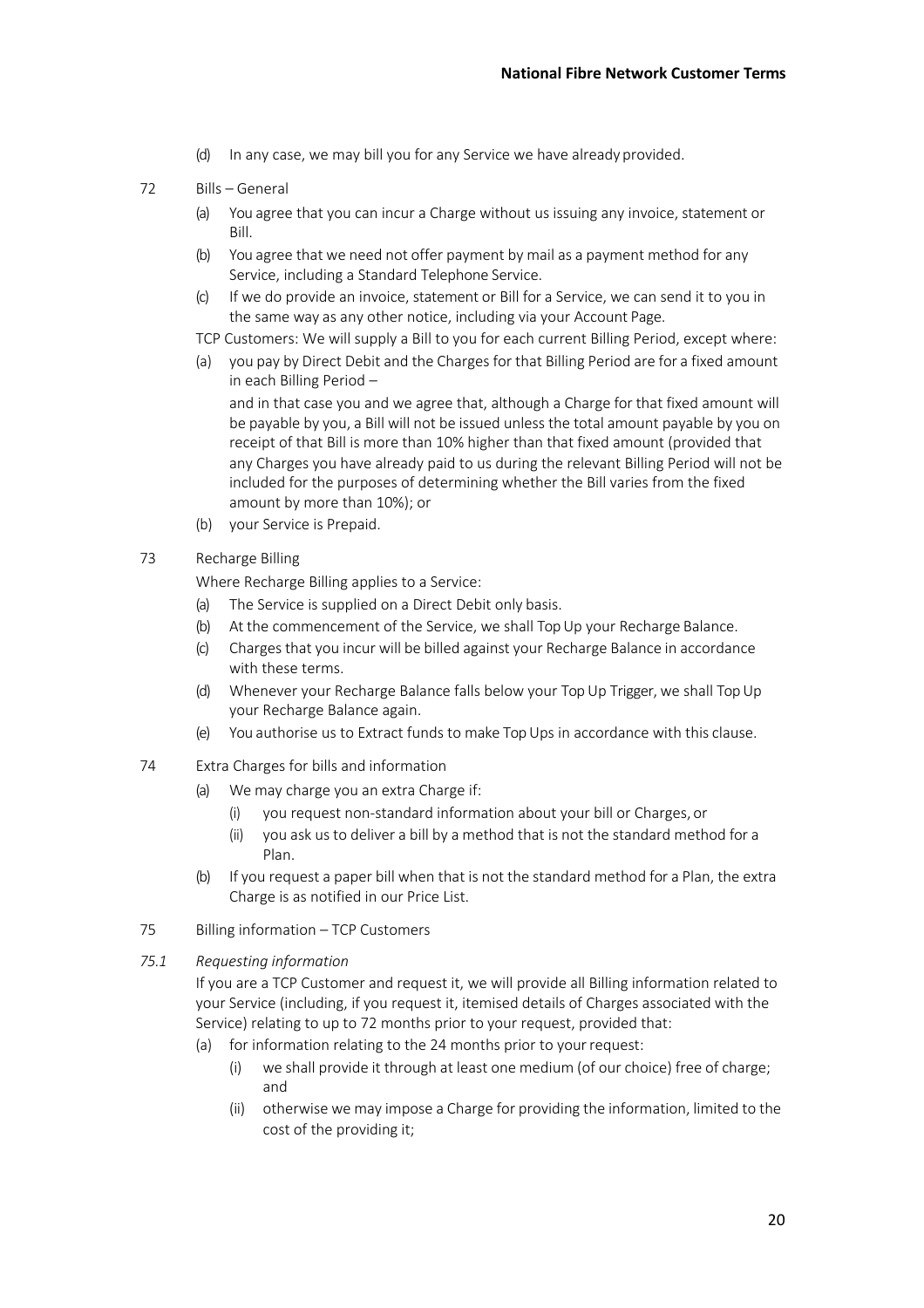(d) In any case, we may bill you for any Service we have already provided.

72 Bills – General

(a) You agree that you can incur a Charge without us issuing any invoice, statement or Bill.

(b) You agree that we need not offer payment by mail as a payment method for any Service, including a Standard Telephone Service.

(c) If we do provide an invoice, statement or Bill for a Service, we can send it to you in the same way as any other notice, including via your Account Page.

TCP Customers: We will supply a Bill to you for each current Billing Period, except where:

(a) you pay by Direct Debit and the Charges for that Billing Period are for a fixed amount in each Billing Period –

and in that case you and we agree that, although a Charge for that fixed amount will be payable by you, a Bill will not be issued unless the total amount payable by you on receipt of that Bill is more than 10% higher than that fixed amount (provided that any Charges you have already paid to us during the relevant Billing Period will not be included for the purposes of determining whether the Bill varies from the fixed amount by more than 10%); or

(b) your Service is Prepaid.

73 Recharge Billing

Where Recharge Billing applies to a Service:

(a) The Service is supplied on a Direct Debit only basis.

(b) At the commencement of the Service, we shall Top Up your Recharge Balance.

(c) Charges that you incur will be billed against your Recharge Balance in accordance with these terms.

(d) Whenever your Recharge Balance falls below your Top Up Trigger, we shall Top Up your Recharge Balance again.

(e) You authorise us to Extract funds to make Top Ups in accordance with this clause.

74 Extra Charges for bills and information

(a) We may charge you an extra Charge if:

   (i) you request non-standard information about your bill or Charges, or

   (ii) you ask us to deliver a bill by a method that is not the standard method for a Plan.

(b) If you request a paper bill when that is not the standard method for a Plan, the extra Charge is as notified in our Price List.

75 Billing information – TCP Customers

*75.1 Requesting information*

If you are a TCP Customer and request it, we will provide all Billing information related to your Service (including, if you request it, itemised details of Charges associated with the Service) relating to up to 72 months prior to your request, provided that:

(a) for information relating to the 24 months prior to your request:

   (i) we shall provide it through at least one medium (of our choice) free of charge; and

   (ii) otherwise we may impose a Charge for providing the information, limited to the cost of the providing it;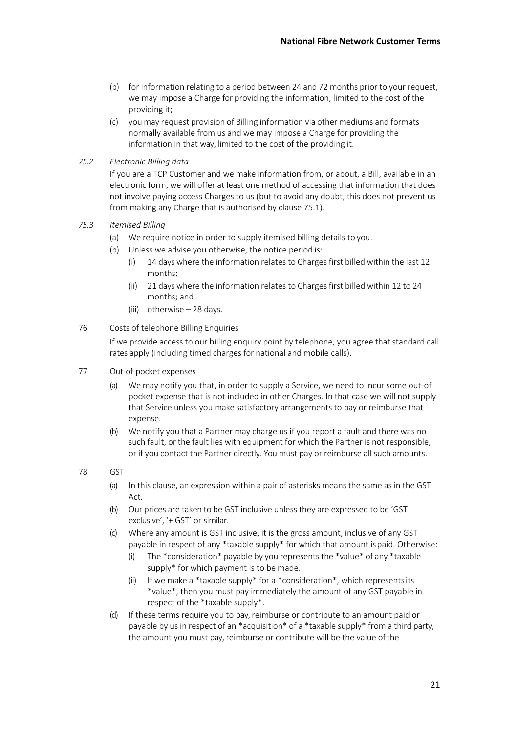(b) for information relating to a period between 24 and 72 months prior to your request, we may impose a Charge for providing the information, limited to the cost of the providing it;

(c) you may request provision of Billing information via other mediums and formats normally available from us and we may impose a Charge for providing the information in that way, limited to the cost of the providing it.

*75.2 Electronic Billing data*

If you are a TCP Customer and we make information from, or about, a Bill, available in an electronic form, we will offer at least one method of accessing that information that does not involve paying access Charges to us (but to avoid any doubt, this does not prevent us from making any Charge that is authorised by clause 75.1).

*75.3 Itemised Billing*

(a) We require notice in order to supply itemised billing details to you.

(b) Unless we advise you otherwise, the notice period is:

  (i) 14 days where the information relates to Charges first billed within the last 12 months;

  (ii) 21 days where the information relates to Charges first billed within 12 to 24 months; and

  (iii) otherwise – 28 days.

76 Costs of telephone Billing Enquiries

If we provide access to our billing enquiry point by telephone, you agree that standard call rates apply (including timed charges for national and mobile calls).

77 Out-of-pocket expenses

(a) We may notify you that, in order to supply a Service, we need to incur some out-of pocket expense that is not included in other Charges. In that case we will not supply that Service unless you make satisfactory arrangements to pay or reimburse that expense.

(b) We notify you that a Partner may charge us if you report a fault and there was no such fault, or the fault lies with equipment for which the Partner is not responsible, or if you contact the Partner directly. You must pay or reimburse all such amounts.

78 GST

(a) In this clause, an expression within a pair of asterisks means the same as in the GST Act.

(b) Our prices are taken to be GST inclusive unless they are expressed to be 'GST exclusive', '+ GST' or similar.

(c) Where any amount is GST inclusive, it is the gross amount, inclusive of any GST payable in respect of any *taxable supply* for which that amount is paid. Otherwise:

  (i) The *consideration* payable by you represents the *value* of any *taxable supply* for which payment is to be made.

  (ii) If we make a *taxable supply* for a *consideration*, which represents its *value*, then you must pay immediately the amount of any GST payable in respect of the *taxable supply*.

(d) If these terms require you to pay, reimburse or contribute to an amount paid or payable by us in respect of an *acquisition* of a *taxable supply* from a third party, the amount you must pay, reimburse or contribute will be the value of the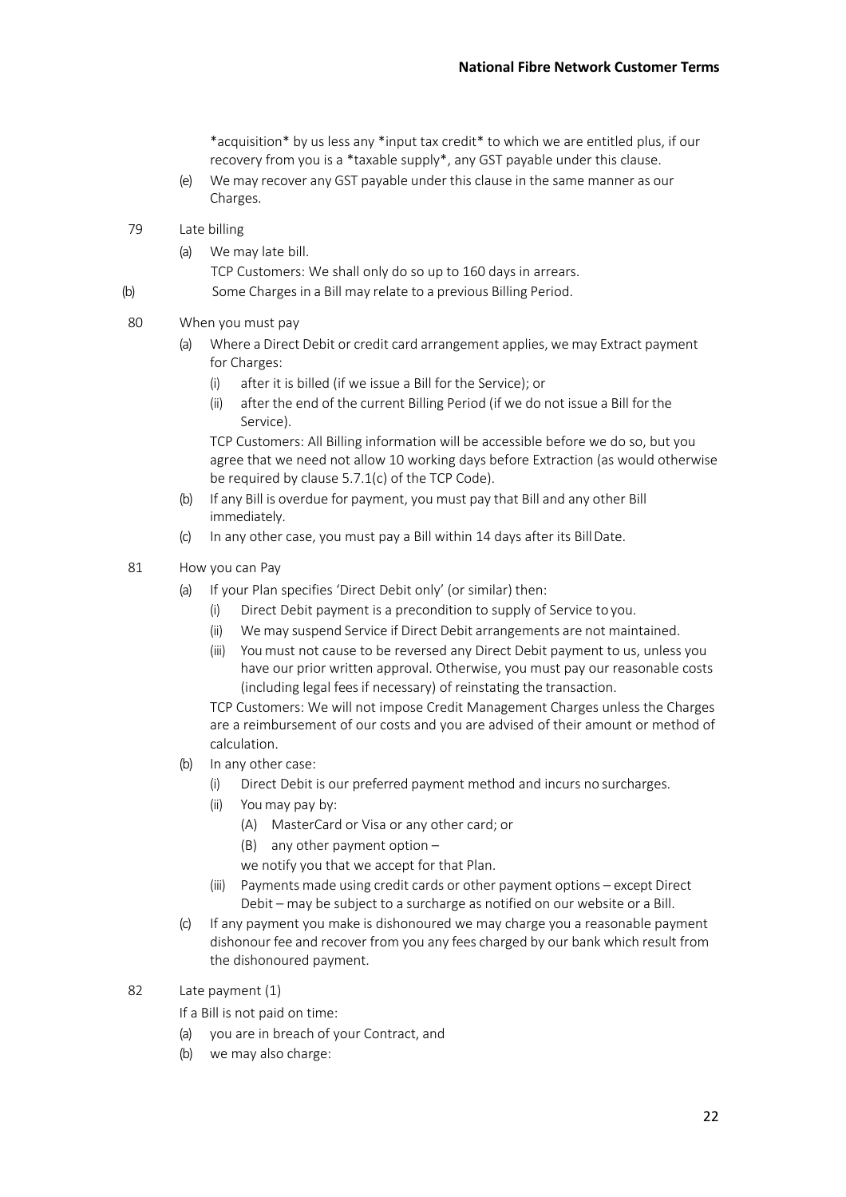\*acquisition\* by us less any \*input tax credit\* to which we are entitled plus, if our recovery from you is a \*taxable supply\*, any GST payable under this clause.

(e) We may recover any GST payable under this clause in the same manner as our Charges.

79 Late billing

(a) We may late bill.

TCP Customers: We shall only do so up to 160 days in arrears.

(b) Some Charges in a Bill may relate to a previous Billing Period.

80 When you must pay

(a) Where a Direct Debit or credit card arrangement applies, we may Extract payment for Charges:

(i) after it is billed (if we issue a Bill for the Service); or

(ii) after the end of the current Billing Period (if we do not issue a Bill for the Service).

TCP Customers: All Billing information will be accessible before we do so, but you agree that we need not allow 10 working days before Extraction (as would otherwise be required by clause 5.7.1(c) of the TCP Code).

(b) If any Bill is overdue for payment, you must pay that Bill and any other Bill immediately.

(c) In any other case, you must pay a Bill within 14 days after its Bill Date.

81 How you can Pay

(a) If your Plan specifies 'Direct Debit only' (or similar) then:

(i) Direct Debit payment is a precondition to supply of Service to you.

(ii) We may suspend Service if Direct Debit arrangements are not maintained.

(iii) You must not cause to be reversed any Direct Debit payment to us, unless you have our prior written approval. Otherwise, you must pay our reasonable costs (including legal fees if necessary) of reinstating the transaction.

TCP Customers: We will not impose Credit Management Charges unless the Charges are a reimbursement of our costs and you are advised of their amount or method of calculation.

(b) In any other case:

(i) Direct Debit is our preferred payment method and incurs no surcharges.

(ii) You may pay by:

(A) MasterCard or Visa or any other card; or

(B) any other payment option –

we notify you that we accept for that Plan.

(iii) Payments made using credit cards or other payment options – except Direct Debit – may be subject to a surcharge as notified on our website or a Bill.

(c) If any payment you make is dishonoured we may charge you a reasonable payment dishonour fee and recover from you any fees charged by our bank which result from the dishonoured payment.

82 Late payment (1)

If a Bill is not paid on time:

(a) you are in breach of your Contract, and

(b) we may also charge: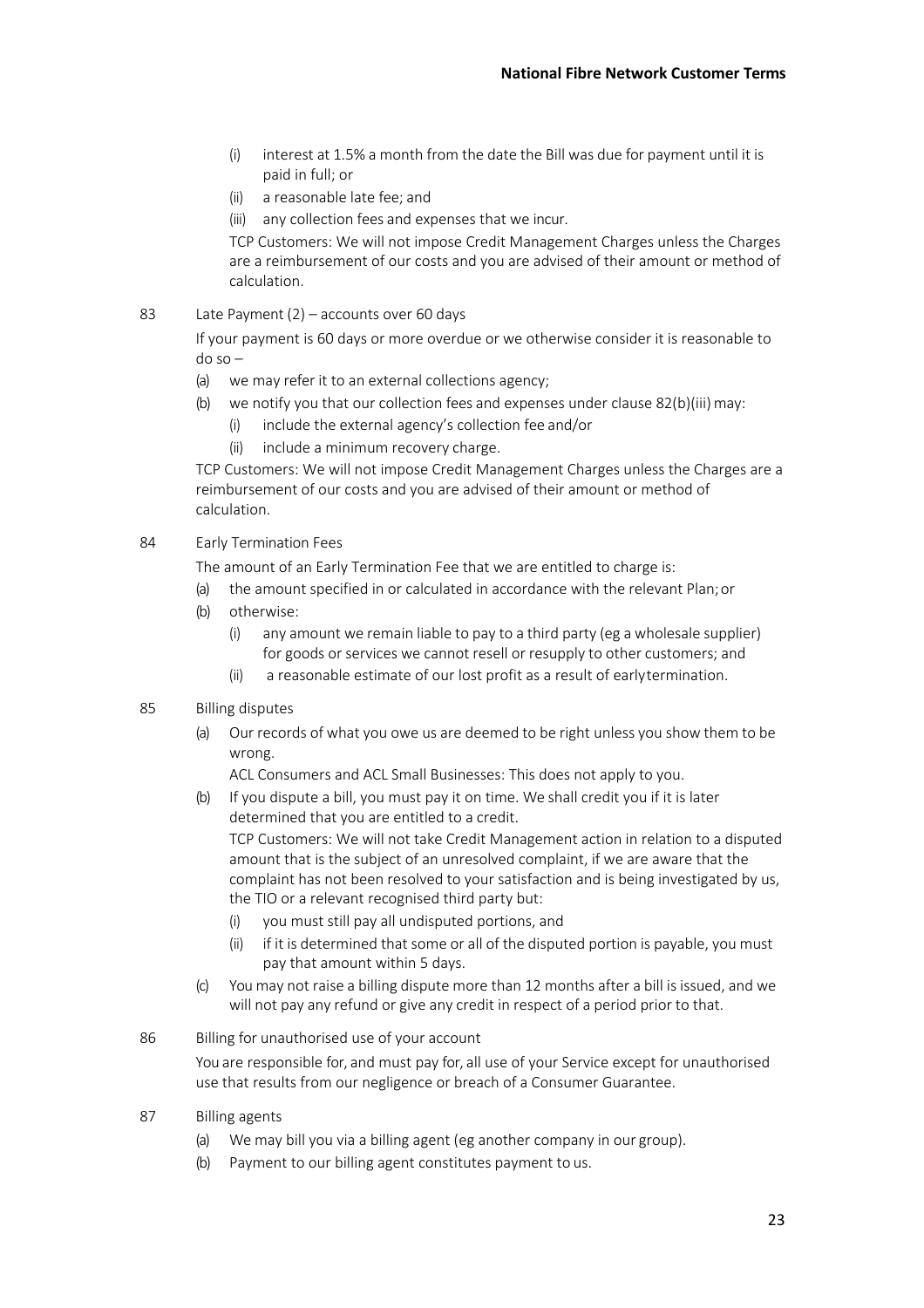(i) interest at 1.5% a month from the date the Bill was due for payment until it is paid in full; or

(ii) a reasonable late fee; and

(iii) any collection fees and expenses that we incur.

TCP Customers: We will not impose Credit Management Charges unless the Charges are a reimbursement of our costs and you are advised of their amount or method of calculation.

83 Late Payment (2) – accounts over 60 days

If your payment is 60 days or more overdue or we otherwise consider it is reasonable to do so –

(a) we may refer it to an external collections agency;

(b) we notify you that our collection fees and expenses under clause 82(b)(iii) may:

(i) include the external agency's collection fee and/or

(ii) include a minimum recovery charge.

TCP Customers: We will not impose Credit Management Charges unless the Charges are a reimbursement of our costs and you are advised of their amount or method of calculation.

84 Early Termination Fees

The amount of an Early Termination Fee that we are entitled to charge is:

(a) the amount specified in or calculated in accordance with the relevant Plan; or

(b) otherwise:

(i) any amount we remain liable to pay to a third party (eg a wholesale supplier) for goods or services we cannot resell or resupply to other customers; and

(ii) a reasonable estimate of our lost profit as a result of early termination.

85 Billing disputes

(a) Our records of what you owe us are deemed to be right unless you show them to be wrong.

ACL Consumers and ACL Small Businesses: This does not apply to you.

(b) If you dispute a bill, you must pay it on time. We shall credit you if it is later determined that you are entitled to a credit.

TCP Customers: We will not take Credit Management action in relation to a disputed amount that is the subject of an unresolved complaint, if we are aware that the complaint has not been resolved to your satisfaction and is being investigated by us, the TIO or a relevant recognised third party but:

(i) you must still pay all undisputed portions, and

(ii) if it is determined that some or all of the disputed portion is payable, you must pay that amount within 5 days.

(c) You may not raise a billing dispute more than 12 months after a bill is issued, and we will not pay any refund or give any credit in respect of a period prior to that.

86 Billing for unauthorised use of your account

You are responsible for, and must pay for, all use of your Service except for unauthorised use that results from our negligence or breach of a Consumer Guarantee.

87 Billing agents

(a) We may bill you via a billing agent (eg another company in our group).

(b) Payment to our billing agent constitutes payment to us.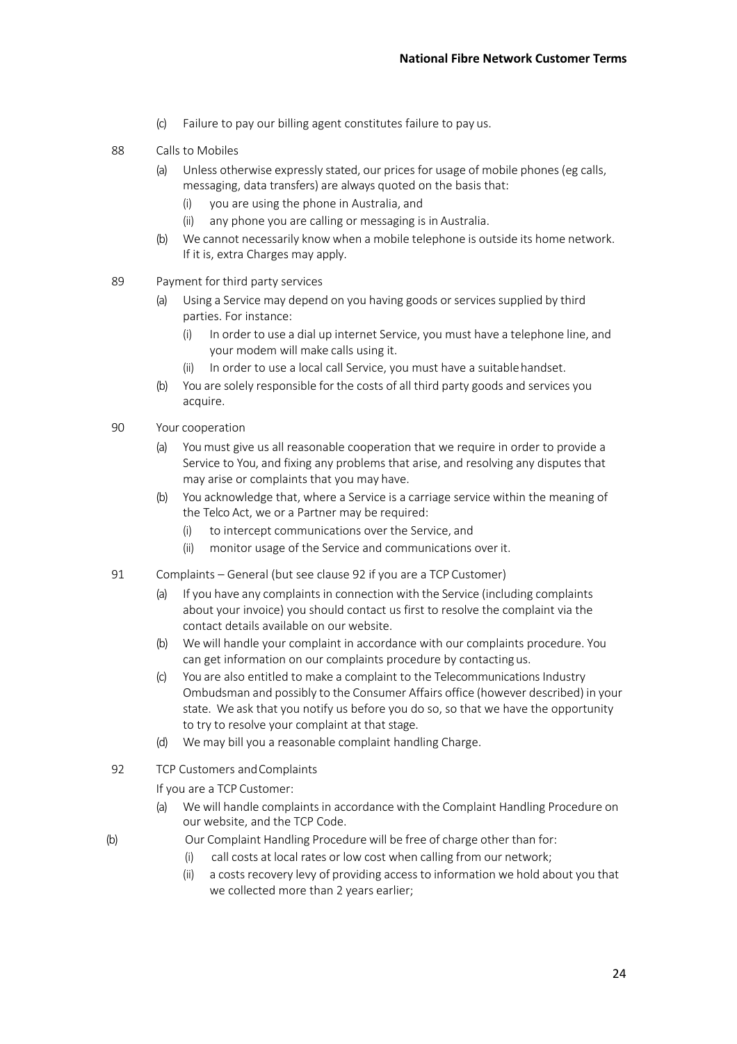(c) Failure to pay our billing agent constitutes failure to pay us.

88 Calls to Mobiles

(a) Unless otherwise expressly stated, our prices for usage of mobile phones (eg calls, messaging, data transfers) are always quoted on the basis that:

(i) you are using the phone in Australia, and

(ii) any phone you are calling or messaging is in Australia.

(b) We cannot necessarily know when a mobile telephone is outside its home network. If it is, extra Charges may apply.

89 Payment for third party services

(a) Using a Service may depend on you having goods or services supplied by third parties. For instance:

(i) In order to use a dial up internet Service, you must have a telephone line, and your modem will make calls using it.

(ii) In order to use a local call Service, you must have a suitable handset.

(b) You are solely responsible for the costs of all third party goods and services you acquire.

90 Your cooperation

(a) You must give us all reasonable cooperation that we require in order to provide a Service to You, and fixing any problems that arise, and resolving any disputes that may arise or complaints that you may have.

(b) You acknowledge that, where a Service is a carriage service within the meaning of the Telco Act, we or a Partner may be required:

(i) to intercept communications over the Service, and

(ii) monitor usage of the Service and communications over it.

91 Complaints – General (but see clause 92 if you are a TCP Customer)

(a) If you have any complaints in connection with the Service (including complaints about your invoice) you should contact us first to resolve the complaint via the contact details available on our website.

(b) We will handle your complaint in accordance with our complaints procedure. You can get information on our complaints procedure by contacting us.

(c) You are also entitled to make a complaint to the Telecommunications Industry Ombudsman and possibly to the Consumer Affairs office (however described) in your state. We ask that you notify us before you do so, so that we have the opportunity to try to resolve your complaint at that stage.

(d) We may bill you a reasonable complaint handling Charge.

92 TCP Customers and Complaints

If you are a TCP Customer:

(a) We will handle complaints in accordance with the Complaint Handling Procedure on our website, and the TCP Code.

(b) Our Complaint Handling Procedure will be free of charge other than for:

(i) call costs at local rates or low cost when calling from our network;

(ii) a costs recovery levy of providing access to information we hold about you that we collected more than 2 years earlier;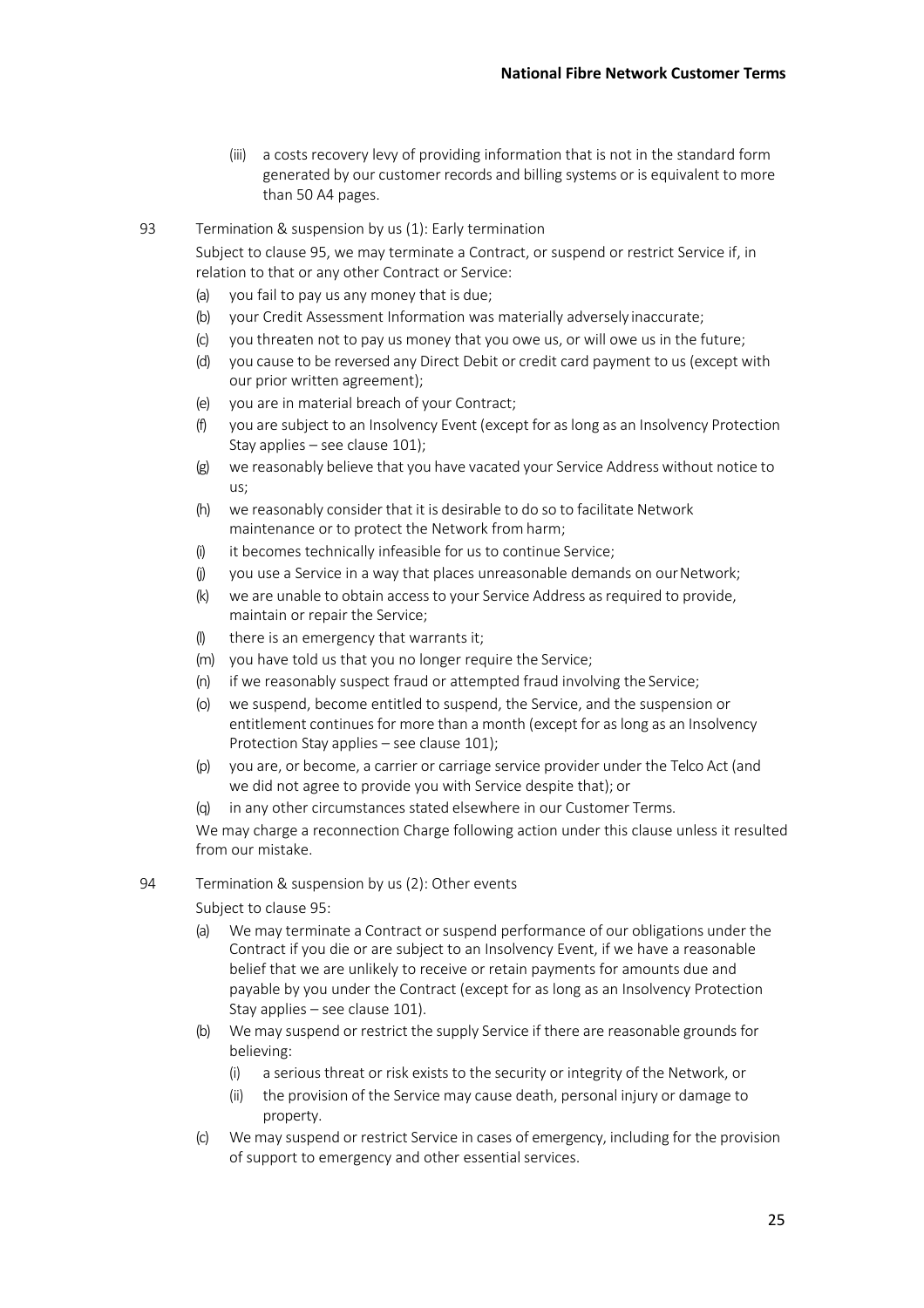(iii) a costs recovery levy of providing information that is not in the standard form generated by our customer records and billing systems or is equivalent to more than 50 A4 pages.

93 Termination & suspension by us (1): Early termination

Subject to clause 95, we may terminate a Contract, or suspend or restrict Service if, in relation to that or any other Contract or Service:

(a) you fail to pay us any money that is due;

(b) your Credit Assessment Information was materially adversely inaccurate;

(c) you threaten not to pay us money that you owe us, or will owe us in the future;

(d) you cause to be reversed any Direct Debit or credit card payment to us (except with our prior written agreement);

(e) you are in material breach of your Contract;

(f) you are subject to an Insolvency Event (except for as long as an Insolvency Protection Stay applies – see clause 101);

(g) we reasonably believe that you have vacated your Service Address without notice to us;

(h) we reasonably consider that it is desirable to do so to facilitate Network maintenance or to protect the Network from harm;

(i) it becomes technically infeasible for us to continue Service;

(j) you use a Service in a way that places unreasonable demands on our Network;

(k) we are unable to obtain access to your Service Address as required to provide, maintain or repair the Service;

(l) there is an emergency that warrants it;

(m) you have told us that you no longer require the Service;

(n) if we reasonably suspect fraud or attempted fraud involving the Service;

(o) we suspend, become entitled to suspend, the Service, and the suspension or entitlement continues for more than a month (except for as long as an Insolvency Protection Stay applies – see clause 101);

(p) you are, or become, a carrier or carriage service provider under the Telco Act (and we did not agree to provide you with Service despite that); or

(q) in any other circumstances stated elsewhere in our Customer Terms.

We may charge a reconnection Charge following action under this clause unless it resulted from our mistake.

94 Termination & suspension by us (2): Other events

Subject to clause 95:

(a) We may terminate a Contract or suspend performance of our obligations under the Contract if you die or are subject to an Insolvency Event, if we have a reasonable belief that we are unlikely to receive or retain payments for amounts due and payable by you under the Contract (except for as long as an Insolvency Protection Stay applies – see clause 101).

(b) We may suspend or restrict the supply Service if there are reasonable grounds for believing:

   (i) a serious threat or risk exists to the security or integrity of the Network, or

   (ii) the provision of the Service may cause death, personal injury or damage to property.

(c) We may suspend or restrict Service in cases of emergency, including for the provision of support to emergency and other essential services.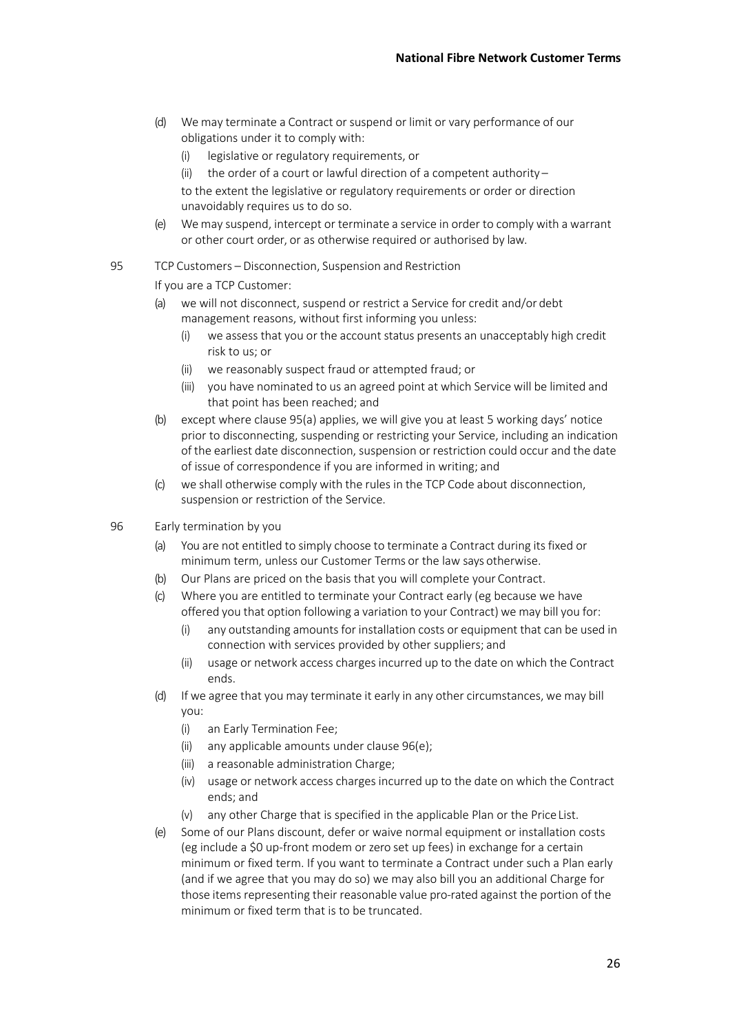(d) We may terminate a Contract or suspend or limit or vary performance of our obligations under it to comply with:

   (i) legislative or regulatory requirements, or

   (ii) the order of a court or lawful direction of a competent authority –

   to the extent the legislative or regulatory requirements or order or direction unavoidably requires us to do so.

(e) We may suspend, intercept or terminate a service in order to comply with a warrant or other court order, or as otherwise required or authorised by law.

## 95 TCP Customers – Disconnection, Suspension and Restriction

If you are a TCP Customer:

(a) we will not disconnect, suspend or restrict a Service for credit and/or debt management reasons, without first informing you unless:

   (i) we assess that you or the account status presents an unacceptably high credit risk to us; or

   (ii) we reasonably suspect fraud or attempted fraud; or

   (iii) you have nominated to us an agreed point at which Service will be limited and that point has been reached; and

(b) except where clause 95(a) applies, we will give you at least 5 working days' notice prior to disconnecting, suspending or restricting your Service, including an indication of the earliest date disconnection, suspension or restriction could occur and the date of issue of correspondence if you are informed in writing; and

(c) we shall otherwise comply with the rules in the TCP Code about disconnection, suspension or restriction of the Service.

## 96 Early termination by you

(a) You are not entitled to simply choose to terminate a Contract during its fixed or minimum term, unless our Customer Terms or the law says otherwise.

(b) Our Plans are priced on the basis that you will complete your Contract.

(c) Where you are entitled to terminate your Contract early (eg because we have offered you that option following a variation to your Contract) we may bill you for:

   (i) any outstanding amounts for installation costs or equipment that can be used in connection with services provided by other suppliers; and

   (ii) usage or network access charges incurred up to the date on which the Contract ends.

(d) If we agree that you may terminate it early in any other circumstances, we may bill you:

   (i) an Early Termination Fee;

   (ii) any applicable amounts under clause 96(e);

   (iii) a reasonable administration Charge;

   (iv) usage or network access charges incurred up to the date on which the Contract ends; and

   (v) any other Charge that is specified in the applicable Plan or the Price List.

(e) Some of our Plans discount, defer or waive normal equipment or installation costs (eg include a $0 up-front modem or zero set up fees) in exchange for a certain minimum or fixed term. If you want to terminate a Contract under such a Plan early (and if we agree that you may do so) we may also bill you an additional Charge for those items representing their reasonable value pro-rated against the portion of the minimum or fixed term that is to be truncated.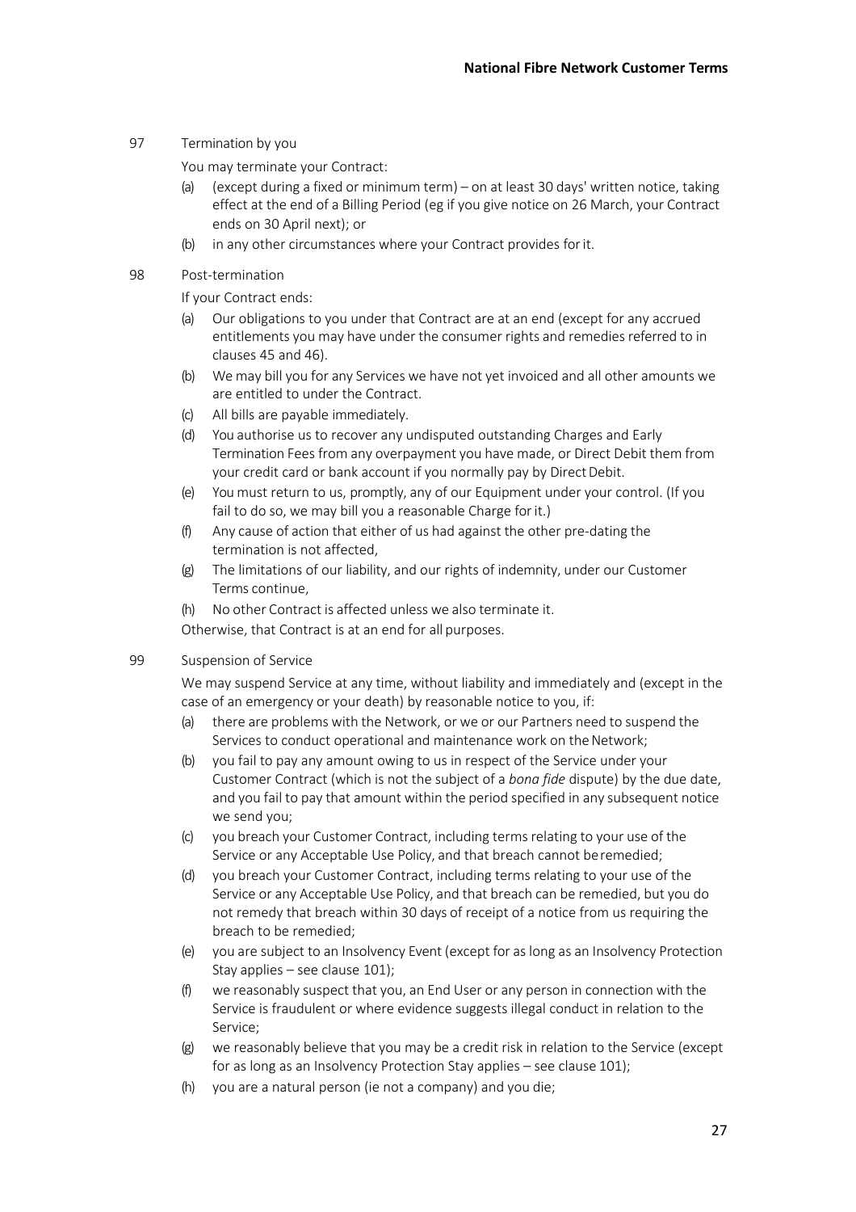## 97 Termination by you

You may terminate your Contract:

(a) (except during a fixed or minimum term) – on at least 30 days' written notice, taking effect at the end of a Billing Period (eg if you give notice on 26 March, your Contract ends on 30 April next); or

(b) in any other circumstances where your Contract provides for it.

## 98 Post-termination

If your Contract ends:

(a) Our obligations to you under that Contract are at an end (except for any accrued entitlements you may have under the consumer rights and remedies referred to in clauses 45 and 46).

(b) We may bill you for any Services we have not yet invoiced and all other amounts we are entitled to under the Contract.

(c) All bills are payable immediately.

(d) You authorise us to recover any undisputed outstanding Charges and Early Termination Fees from any overpayment you have made, or Direct Debit them from your credit card or bank account if you normally pay by Direct Debit.

(e) You must return to us, promptly, any of our Equipment under your control. (If you fail to do so, we may bill you a reasonable Charge for it.)

(f) Any cause of action that either of us had against the other pre-dating the termination is not affected,

(g) The limitations of our liability, and our rights of indemnity, under our Customer Terms continue,

(h) No other Contract is affected unless we also terminate it.

Otherwise, that Contract is at an end for all purposes.

## 99 Suspension of Service

We may suspend Service at any time, without liability and immediately and (except in the case of an emergency or your death) by reasonable notice to you, if:

(a) there are problems with the Network, or we or our Partners need to suspend the Services to conduct operational and maintenance work on the Network;

(b) you fail to pay any amount owing to us in respect of the Service under your Customer Contract (which is not the subject of a *bona fide* dispute) by the due date, and you fail to pay that amount within the period specified in any subsequent notice we send you;

(c) you breach your Customer Contract, including terms relating to your use of the Service or any Acceptable Use Policy, and that breach cannot be remedied;

(d) you breach your Customer Contract, including terms relating to your use of the Service or any Acceptable Use Policy, and that breach can be remedied, but you do not remedy that breach within 30 days of receipt of a notice from us requiring the breach to be remedied;

(e) you are subject to an Insolvency Event (except for as long as an Insolvency Protection Stay applies – see clause 101);

(f) we reasonably suspect that you, an End User or any person in connection with the Service is fraudulent or where evidence suggests illegal conduct in relation to the Service;

(g) we reasonably believe that you may be a credit risk in relation to the Service (except for as long as an Insolvency Protection Stay applies – see clause 101);

(h) you are a natural person (ie not a company) and you die;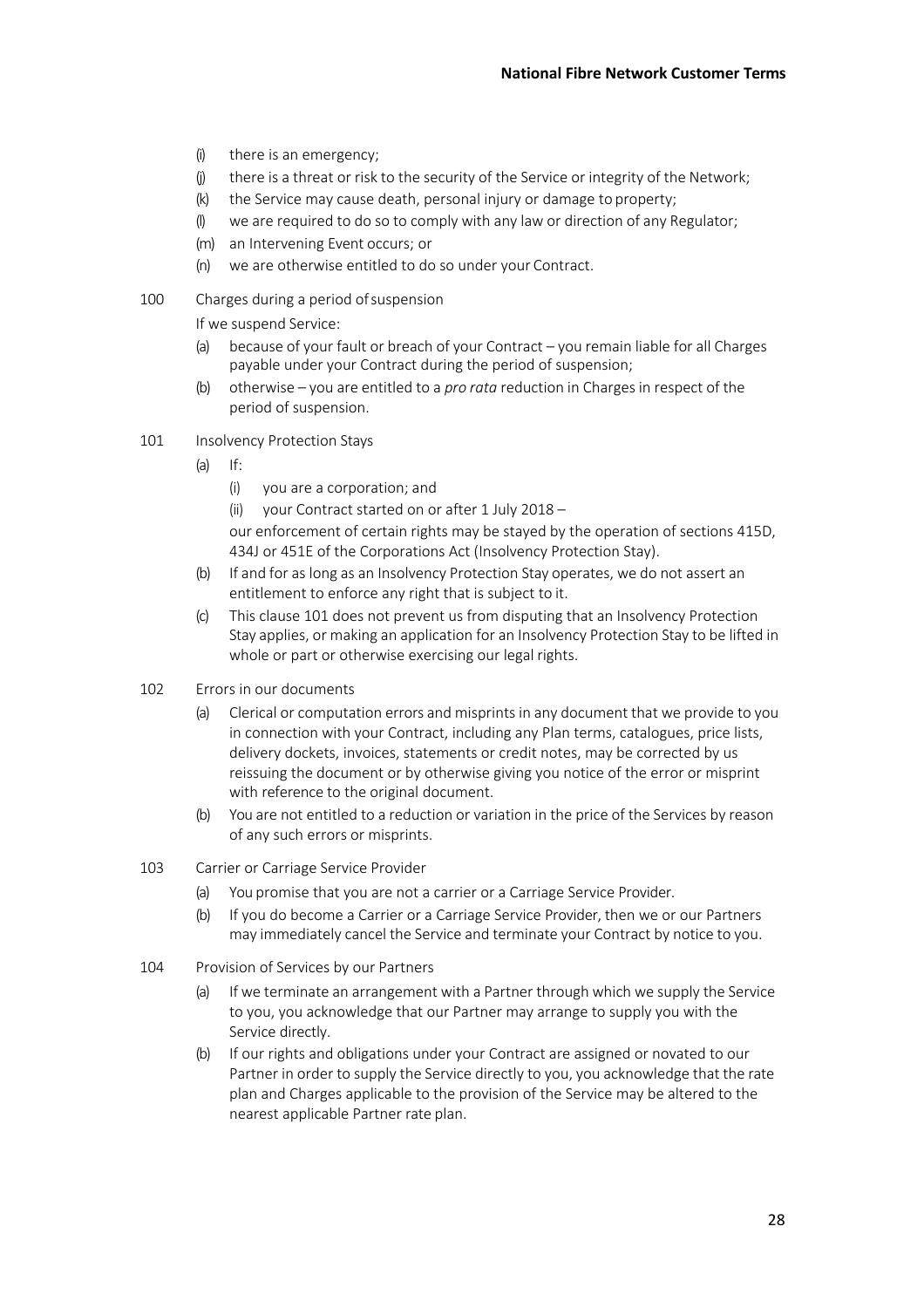(i) there is an emergency;

(j) there is a threat or risk to the security of the Service or integrity of the Network;

(k) the Service may cause death, personal injury or damage to property;

(l) we are required to do so to comply with any law or direction of any Regulator;

(m) an Intervening Event occurs; or

(n) we are otherwise entitled to do so under your Contract.

100 Charges during a period of suspension

If we suspend Service:

(a) because of your fault or breach of your Contract – you remain liable for all Charges payable under your Contract during the period of suspension;

(b) otherwise – you are entitled to a *pro rata* reduction in Charges in respect of the period of suspension.

101 Insolvency Protection Stays

(a) If:

(i) you are a corporation; and

(ii) your Contract started on or after 1 July 2018 –

our enforcement of certain rights may be stayed by the operation of sections 415D, 434J or 451E of the Corporations Act (Insolvency Protection Stay).

(b) If and for as long as an Insolvency Protection Stay operates, we do not assert an entitlement to enforce any right that is subject to it.

(c) This clause 101 does not prevent us from disputing that an Insolvency Protection Stay applies, or making an application for an Insolvency Protection Stay to be lifted in whole or part or otherwise exercising our legal rights.

102 Errors in our documents

(a) Clerical or computation errors and misprints in any document that we provide to you in connection with your Contract, including any Plan terms, catalogues, price lists, delivery dockets, invoices, statements or credit notes, may be corrected by us reissuing the document or by otherwise giving you notice of the error or misprint with reference to the original document.

(b) You are not entitled to a reduction or variation in the price of the Services by reason of any such errors or misprints.

103 Carrier or Carriage Service Provider

(a) You promise that you are not a carrier or a Carriage Service Provider.

(b) If you do become a Carrier or a Carriage Service Provider, then we or our Partners may immediately cancel the Service and terminate your Contract by notice to you.

104 Provision of Services by our Partners

(a) If we terminate an arrangement with a Partner through which we supply the Service to you, you acknowledge that our Partner may arrange to supply you with the Service directly.

(b) If our rights and obligations under your Contract are assigned or novated to our Partner in order to supply the Service directly to you, you acknowledge that the rate plan and Charges applicable to the provision of the Service may be altered to the nearest applicable Partner rate plan.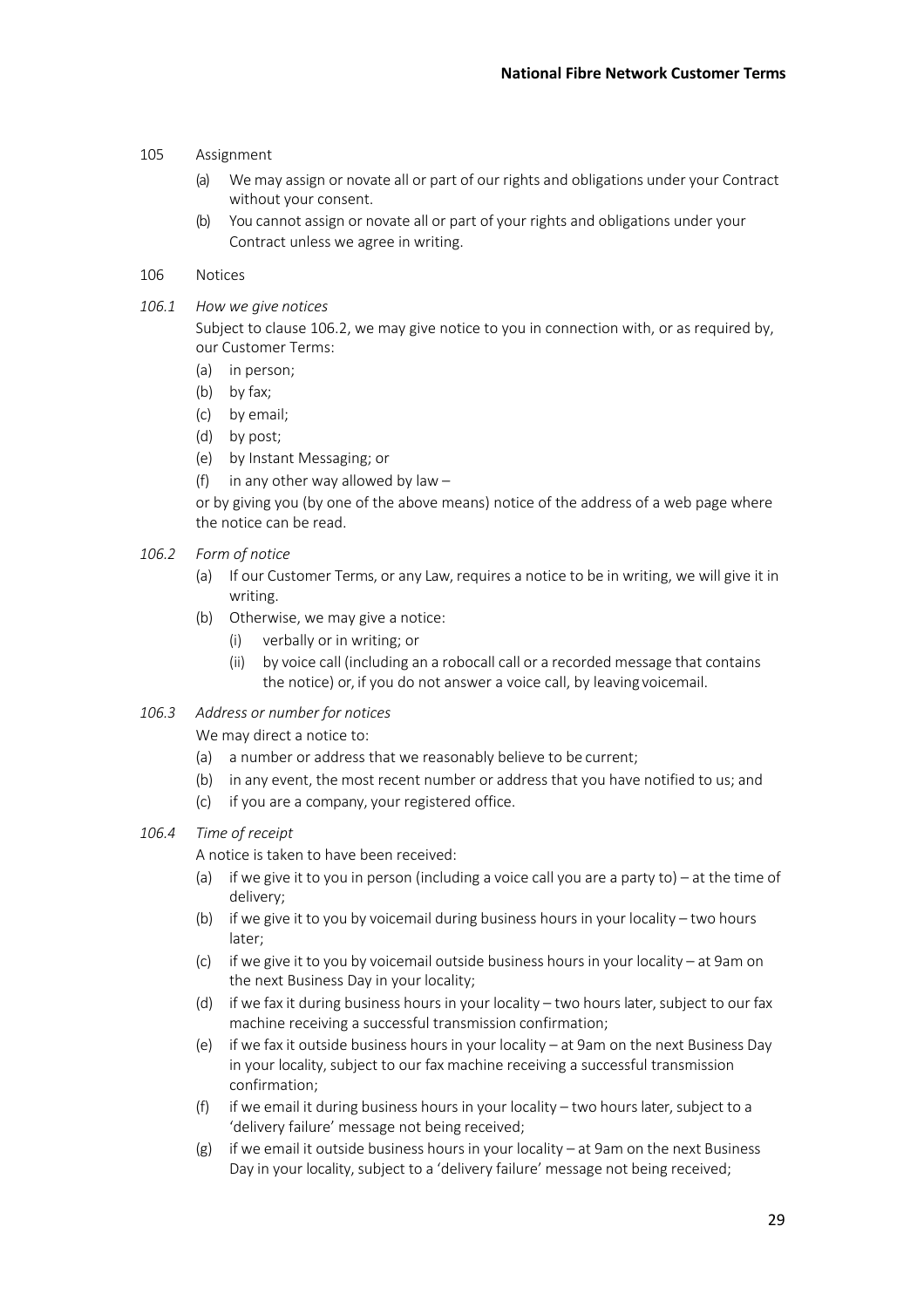## 105 Assignment

(a) We may assign or novate all or part of our rights and obligations under your Contract without your consent.

(b) You cannot assign or novate all or part of your rights and obligations under your Contract unless we agree in writing.

## 106 Notices

### *106.1 How we give notices*

Subject to clause 106.2, we may give notice to you in connection with, or as required by, our Customer Terms:

(a) in person;

(b) by fax;

(c) by email;

(d) by post;

(e) by Instant Messaging; or

(f) in any other way allowed by law –

or by giving you (by one of the above means) notice of the address of a web page where the notice can be read.

### *106.2 Form of notice*

(a) If our Customer Terms, or any Law, requires a notice to be in writing, we will give it in writing.

(b) Otherwise, we may give a notice:

(i) verbally or in writing; or

(ii) by voice call (including an a robocall call or a recorded message that contains the notice) or, if you do not answer a voice call, by leaving voicemail.

### *106.3 Address or number for notices*

We may direct a notice to:

(a) a number or address that we reasonably believe to be current;

(b) in any event, the most recent number or address that you have notified to us; and

(c) if you are a company, your registered office.

### *106.4 Time of receipt*

A notice is taken to have been received:

(a) if we give it to you in person (including a voice call you are a party to) – at the time of delivery;

(b) if we give it to you by voicemail during business hours in your locality – two hours later;

(c) if we give it to you by voicemail outside business hours in your locality – at 9am on the next Business Day in your locality;

(d) if we fax it during business hours in your locality – two hours later, subject to our fax machine receiving a successful transmission confirmation;

(e) if we fax it outside business hours in your locality – at 9am on the next Business Day in your locality, subject to our fax machine receiving a successful transmission confirmation;

(f) if we email it during business hours in your locality – two hours later, subject to a 'delivery failure' message not being received;

(g) if we email it outside business hours in your locality – at 9am on the next Business Day in your locality, subject to a 'delivery failure' message not being received;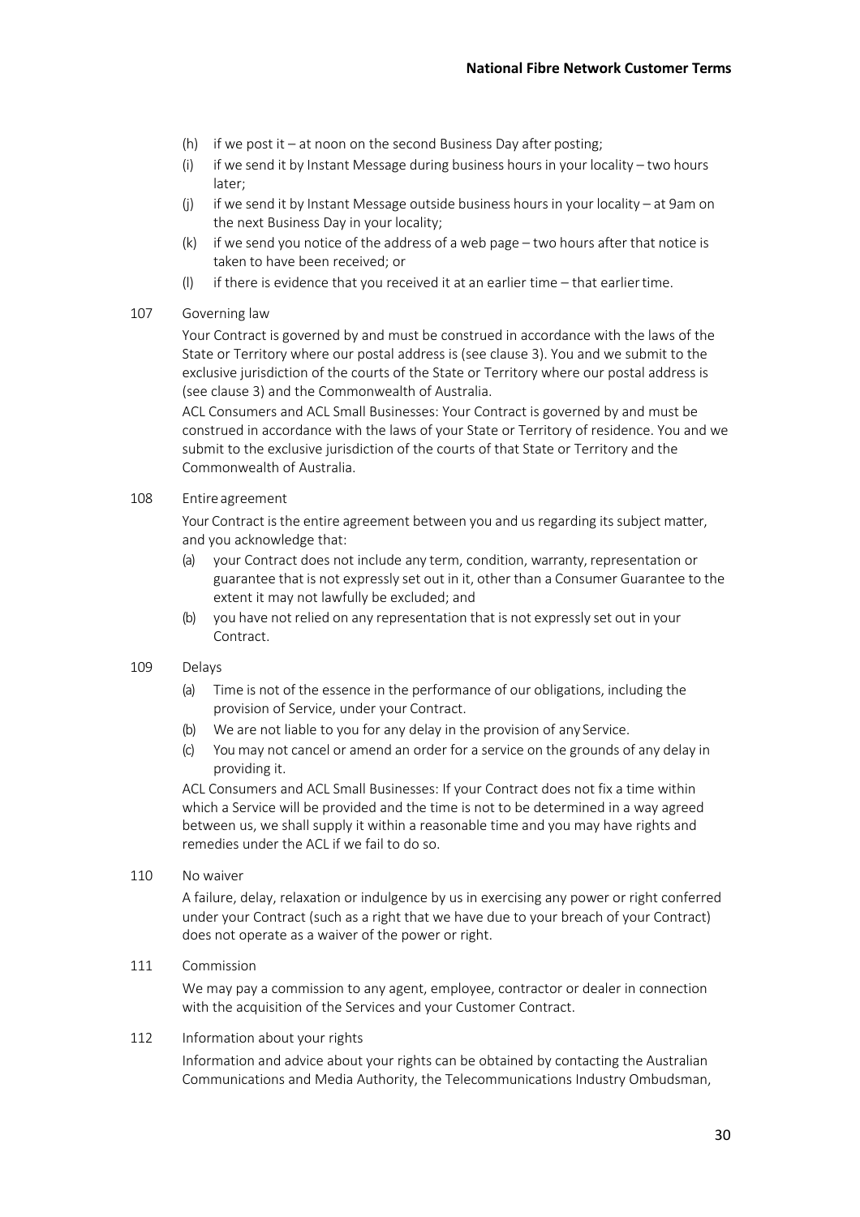(h) if we post it – at noon on the second Business Day after posting;

(i) if we send it by Instant Message during business hours in your locality – two hours later;

(j) if we send it by Instant Message outside business hours in your locality – at 9am on the next Business Day in your locality;

(k) if we send you notice of the address of a web page – two hours after that notice is taken to have been received; or

(l) if there is evidence that you received it at an earlier time – that earlier time.

## 107 Governing law

Your Contract is governed by and must be construed in accordance with the laws of the State or Territory where our postal address is (see clause 3). You and we submit to the exclusive jurisdiction of the courts of the State or Territory where our postal address is (see clause 3) and the Commonwealth of Australia.

ACL Consumers and ACL Small Businesses: Your Contract is governed by and must be construed in accordance with the laws of your State or Territory of residence. You and we submit to the exclusive jurisdiction of the courts of that State or Territory and the Commonwealth of Australia.

## 108 Entire agreement

Your Contract is the entire agreement between you and us regarding its subject matter, and you acknowledge that:

(a) your Contract does not include any term, condition, warranty, representation or guarantee that is not expressly set out in it, other than a Consumer Guarantee to the extent it may not lawfully be excluded; and

(b) you have not relied on any representation that is not expressly set out in your Contract.

## 109 Delays

(a) Time is not of the essence in the performance of our obligations, including the provision of Service, under your Contract.

(b) We are not liable to you for any delay in the provision of any Service.

(c) You may not cancel or amend an order for a service on the grounds of any delay in providing it.

ACL Consumers and ACL Small Businesses: If your Contract does not fix a time within which a Service will be provided and the time is not to be determined in a way agreed between us, we shall supply it within a reasonable time and you may have rights and remedies under the ACL if we fail to do so.

## 110 No waiver

A failure, delay, relaxation or indulgence by us in exercising any power or right conferred under your Contract (such as a right that we have due to your breach of your Contract) does not operate as a waiver of the power or right.

## 111 Commission

We may pay a commission to any agent, employee, contractor or dealer in connection with the acquisition of the Services and your Customer Contract.

## 112 Information about your rights

Information and advice about your rights can be obtained by contacting the Australian Communications and Media Authority, the Telecommunications Industry Ombudsman,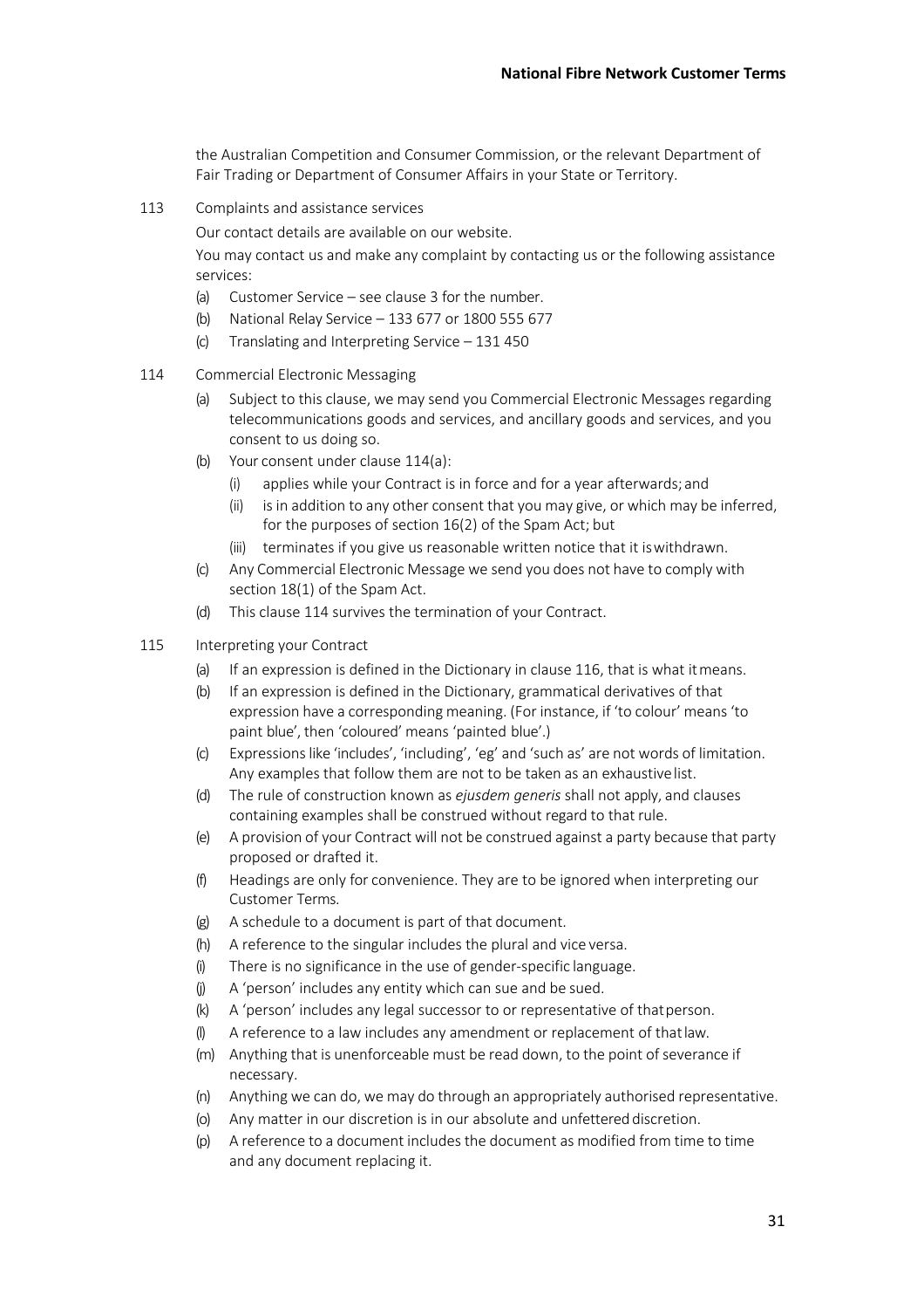the Australian Competition and Consumer Commission, or the relevant Department of Fair Trading or Department of Consumer Affairs in your State or Territory.

113 Complaints and assistance services

Our contact details are available on our website.

You may contact us and make any complaint by contacting us or the following assistance services:

(a) Customer Service – see clause 3 for the number.
(b) National Relay Service – 133 677 or 1800 555 677
(c) Translating and Interpreting Service – 131 450

114 Commercial Electronic Messaging

(a) Subject to this clause, we may send you Commercial Electronic Messages regarding telecommunications goods and services, and ancillary goods and services, and you consent to us doing so.
(b) Your consent under clause 114(a):
    (i) applies while your Contract is in force and for a year afterwards; and
    (ii) is in addition to any other consent that you may give, or which may be inferred, for the purposes of section 16(2) of the Spam Act; but
    (iii) terminates if you give us reasonable written notice that it is withdrawn.
(c) Any Commercial Electronic Message we send you does not have to comply with section 18(1) of the Spam Act.
(d) This clause 114 survives the termination of your Contract.

115 Interpreting your Contract

(a) If an expression is defined in the Dictionary in clause 116, that is what it means.
(b) If an expression is defined in the Dictionary, grammatical derivatives of that expression have a corresponding meaning. (For instance, if 'to colour' means 'to paint blue', then 'coloured' means 'painted blue'.)
(c) Expressions like 'includes', 'including', 'eg' and 'such as' are not words of limitation. Any examples that follow them are not to be taken as an exhaustive list.
(d) The rule of construction known as *ejusdem generis* shall not apply, and clauses containing examples shall be construed without regard to that rule.
(e) A provision of your Contract will not be construed against a party because that party proposed or drafted it.
(f) Headings are only for convenience. They are to be ignored when interpreting our Customer Terms.
(g) A schedule to a document is part of that document.
(h) A reference to the singular includes the plural and vice versa.
(i) There is no significance in the use of gender-specific language.
(j) A 'person' includes any entity which can sue and be sued.
(k) A 'person' includes any legal successor to or representative of that person.
(l) A reference to a law includes any amendment or replacement of that law.
(m) Anything that is unenforceable must be read down, to the point of severance if necessary.
(n) Anything we can do, we may do through an appropriately authorised representative.
(o) Any matter in our discretion is in our absolute and unfettered discretion.
(p) A reference to a document includes the document as modified from time to time and any document replacing it.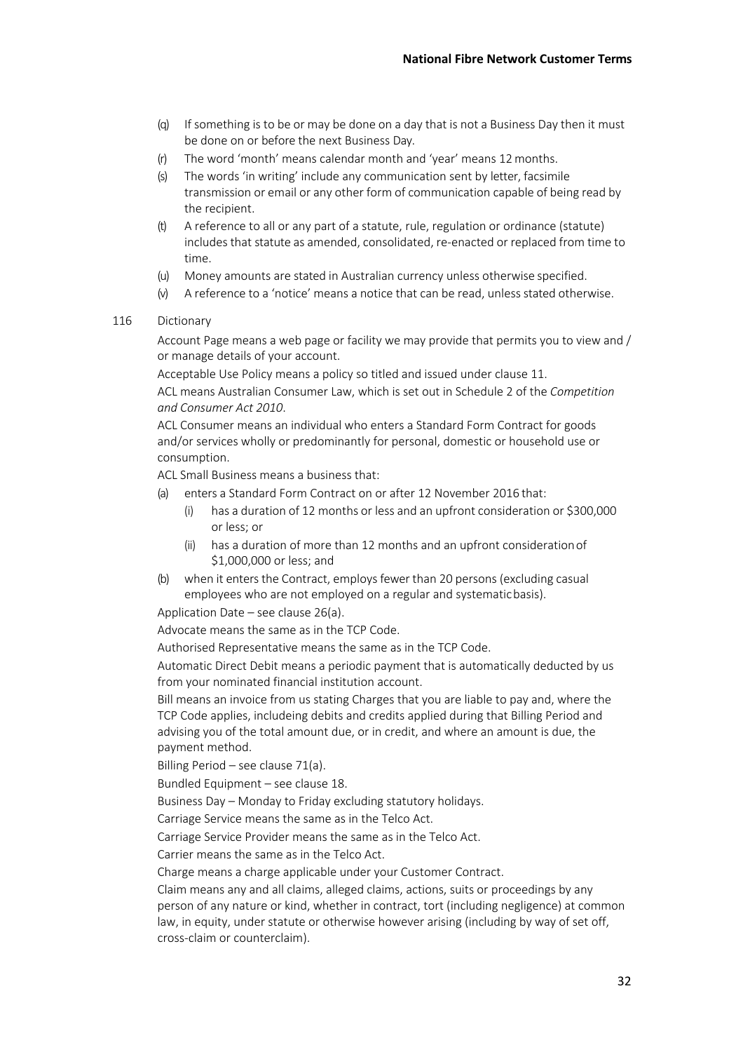(q) If something is to be or may be done on a day that is not a Business Day then it must be done on or before the next Business Day.

(r) The word 'month' means calendar month and 'year' means 12 months.

(s) The words 'in writing' include any communication sent by letter, facsimile transmission or email or any other form of communication capable of being read by the recipient.

(t) A reference to all or any part of a statute, rule, regulation or ordinance (statute) includes that statute as amended, consolidated, re-enacted or replaced from time to time.

(u) Money amounts are stated in Australian currency unless otherwise specified.

(v) A reference to a 'notice' means a notice that can be read, unless stated otherwise.

116 Dictionary

Account Page means a web page or facility we may provide that permits you to view and / or manage details of your account.

Acceptable Use Policy means a policy so titled and issued under clause 11.

ACL means Australian Consumer Law, which is set out in Schedule 2 of the *Competition and Consumer Act 2010*.

ACL Consumer means an individual who enters a Standard Form Contract for goods and/or services wholly or predominantly for personal, domestic or household use or consumption.

ACL Small Business means a business that:

(a) enters a Standard Form Contract on or after 12 November 2016 that:
   (i) has a duration of 12 months or less and an upfront consideration or $300,000 or less; or
   (ii) has a duration of more than 12 months and an upfront consideration of $1,000,000 or less; and

(b) when it enters the Contract, employs fewer than 20 persons (excluding casual employees who are not employed on a regular and systematic basis).

Application Date – see clause 26(a).

Advocate means the same as in the TCP Code.

Authorised Representative means the same as in the TCP Code.

Automatic Direct Debit means a periodic payment that is automatically deducted by us from your nominated financial institution account.

Bill means an invoice from us stating Charges that you are liable to pay and, where the TCP Code applies, includeing debits and credits applied during that Billing Period and advising you of the total amount due, or in credit, and where an amount is due, the payment method.

Billing Period – see clause 71(a).

Bundled Equipment – see clause 18.

Business Day – Monday to Friday excluding statutory holidays.

Carriage Service means the same as in the Telco Act.

Carriage Service Provider means the same as in the Telco Act.

Carrier means the same as in the Telco Act.

Charge means a charge applicable under your Customer Contract.

Claim means any and all claims, alleged claims, actions, suits or proceedings by any person of any nature or kind, whether in contract, tort (including negligence) at common law, in equity, under statute or otherwise however arising (including by way of set off, cross-claim or counterclaim).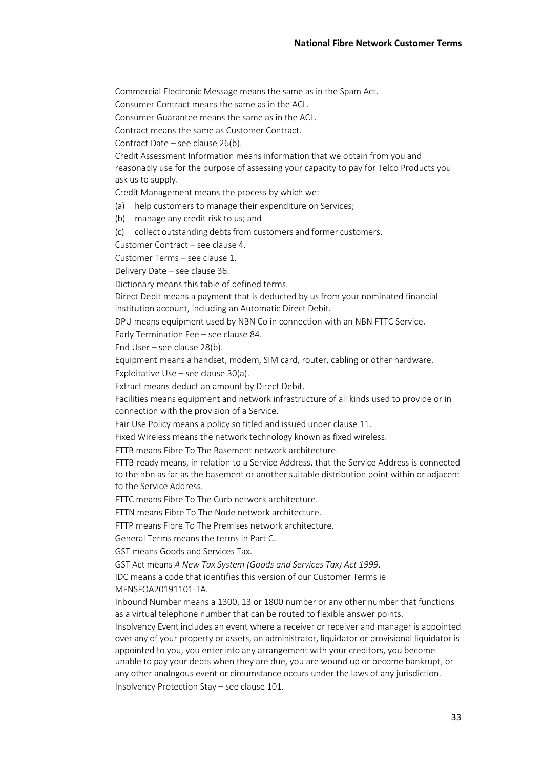Commercial Electronic Message means the same as in the Spam Act.

Consumer Contract means the same as in the ACL.

Consumer Guarantee means the same as in the ACL.

Contract means the same as Customer Contract.

Contract Date – see clause 26(b).

Credit Assessment Information means information that we obtain from you and reasonably use for the purpose of assessing your capacity to pay for Telco Products you ask us to supply.

Credit Management means the process by which we:

(a) help customers to manage their expenditure on Services;

(b) manage any credit risk to us; and

(c) collect outstanding debts from customers and former customers.

Customer Contract – see clause 4.

Customer Terms – see clause 1.

Delivery Date – see clause 36.

Dictionary means this table of defined terms.

Direct Debit means a payment that is deducted by us from your nominated financial institution account, including an Automatic Direct Debit.

DPU means equipment used by NBN Co in connection with an NBN FTTC Service.

Early Termination Fee – see clause 84.

End User – see clause 28(b).

Equipment means a handset, modem, SIM card, router, cabling or other hardware.

Exploitative Use – see clause 30(a).

Extract means deduct an amount by Direct Debit.

Facilities means equipment and network infrastructure of all kinds used to provide or in connection with the provision of a Service.

Fair Use Policy means a policy so titled and issued under clause 11.

Fixed Wireless means the network technology known as fixed wireless.

FTTB means Fibre To The Basement network architecture.

FTTB-ready means, in relation to a Service Address, that the Service Address is connected to the nbn as far as the basement or another suitable distribution point within or adjacent to the Service Address.

FTTC means Fibre To The Curb network architecture.

FTTN means Fibre To The Node network architecture.

FTTP means Fibre To The Premises network architecture.

General Terms means the terms in Part C.

GST means Goods and Services Tax.

GST Act means *A New Tax System (Goods and Services Tax) Act 1999*.

IDC means a code that identifies this version of our Customer Terms ie MFNSFOA20191101-TA.

Inbound Number means a 1300, 13 or 1800 number or any other number that functions as a virtual telephone number that can be routed to flexible answer points.

Insolvency Event includes an event where a receiver or receiver and manager is appointed over any of your property or assets, an administrator, liquidator or provisional liquidator is appointed to you, you enter into any arrangement with your creditors, you become unable to pay your debts when they are due, you are wound up or become bankrupt, or any other analogous event or circumstance occurs under the laws of any jurisdiction.

Insolvency Protection Stay – see clause 101.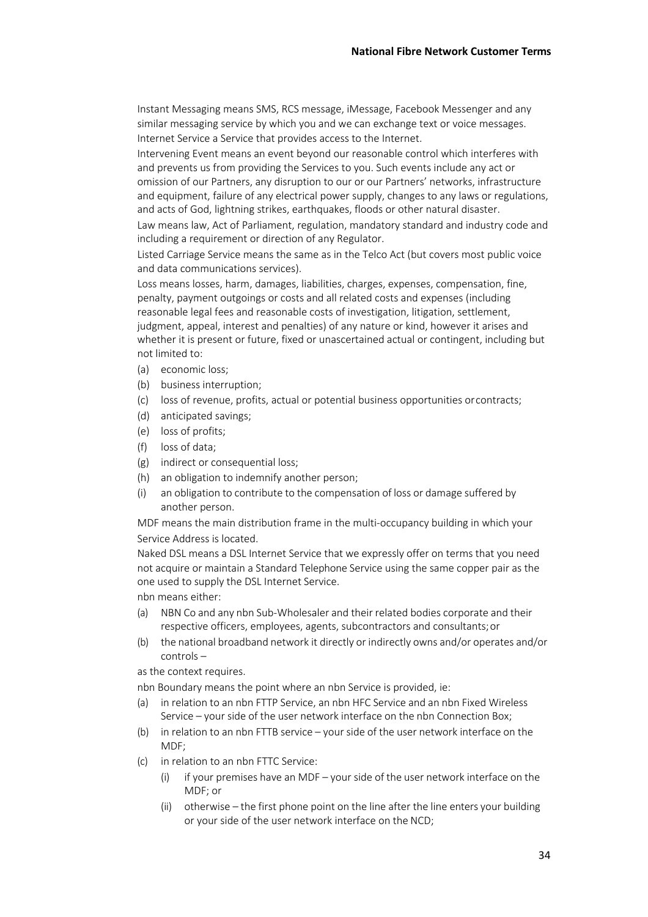Instant Messaging means SMS, RCS message, iMessage, Facebook Messenger and any similar messaging service by which you and we can exchange text or voice messages.

Internet Service a Service that provides access to the Internet.

Intervening Event means an event beyond our reasonable control which interferes with and prevents us from providing the Services to you. Such events include any act or omission of our Partners, any disruption to our or our Partners' networks, infrastructure and equipment, failure of any electrical power supply, changes to any laws or regulations, and acts of God, lightning strikes, earthquakes, floods or other natural disaster.

Law means law, Act of Parliament, regulation, mandatory standard and industry code and including a requirement or direction of any Regulator.

Listed Carriage Service means the same as in the Telco Act (but covers most public voice and data communications services).

Loss means losses, harm, damages, liabilities, charges, expenses, compensation, fine, penalty, payment outgoings or costs and all related costs and expenses (including reasonable legal fees and reasonable costs of investigation, litigation, settlement, judgment, appeal, interest and penalties) of any nature or kind, however it arises and whether it is present or future, fixed or unascertained actual or contingent, including but not limited to:

(a) economic loss;

(b) business interruption;

(c) loss of revenue, profits, actual or potential business opportunities or contracts;

(d) anticipated savings;

(e) loss of profits;

(f) loss of data;

(g) indirect or consequential loss;

(h) an obligation to indemnify another person;

(i) an obligation to contribute to the compensation of loss or damage suffered by another person.

MDF means the main distribution frame in the multi-occupancy building in which your Service Address is located.

Naked DSL means a DSL Internet Service that we expressly offer on terms that you need not acquire or maintain a Standard Telephone Service using the same copper pair as the one used to supply the DSL Internet Service.

nbn means either:

(a) NBN Co and any nbn Sub-Wholesaler and their related bodies corporate and their respective officers, employees, agents, subcontractors and consultants; or

(b) the national broadband network it directly or indirectly owns and/or operates and/or controls –

as the context requires.

nbn Boundary means the point where an nbn Service is provided, ie:

(a) in relation to an nbn FTTP Service, an nbn HFC Service and an nbn Fixed Wireless Service – your side of the user network interface on the nbn Connection Box;

(b) in relation to an nbn FTTB service – your side of the user network interface on the MDF;

(c) in relation to an nbn FTTC Service:

  (i) if your premises have an MDF – your side of the user network interface on the MDF; or

  (ii) otherwise – the first phone point on the line after the line enters your building or your side of the user network interface on the NCD;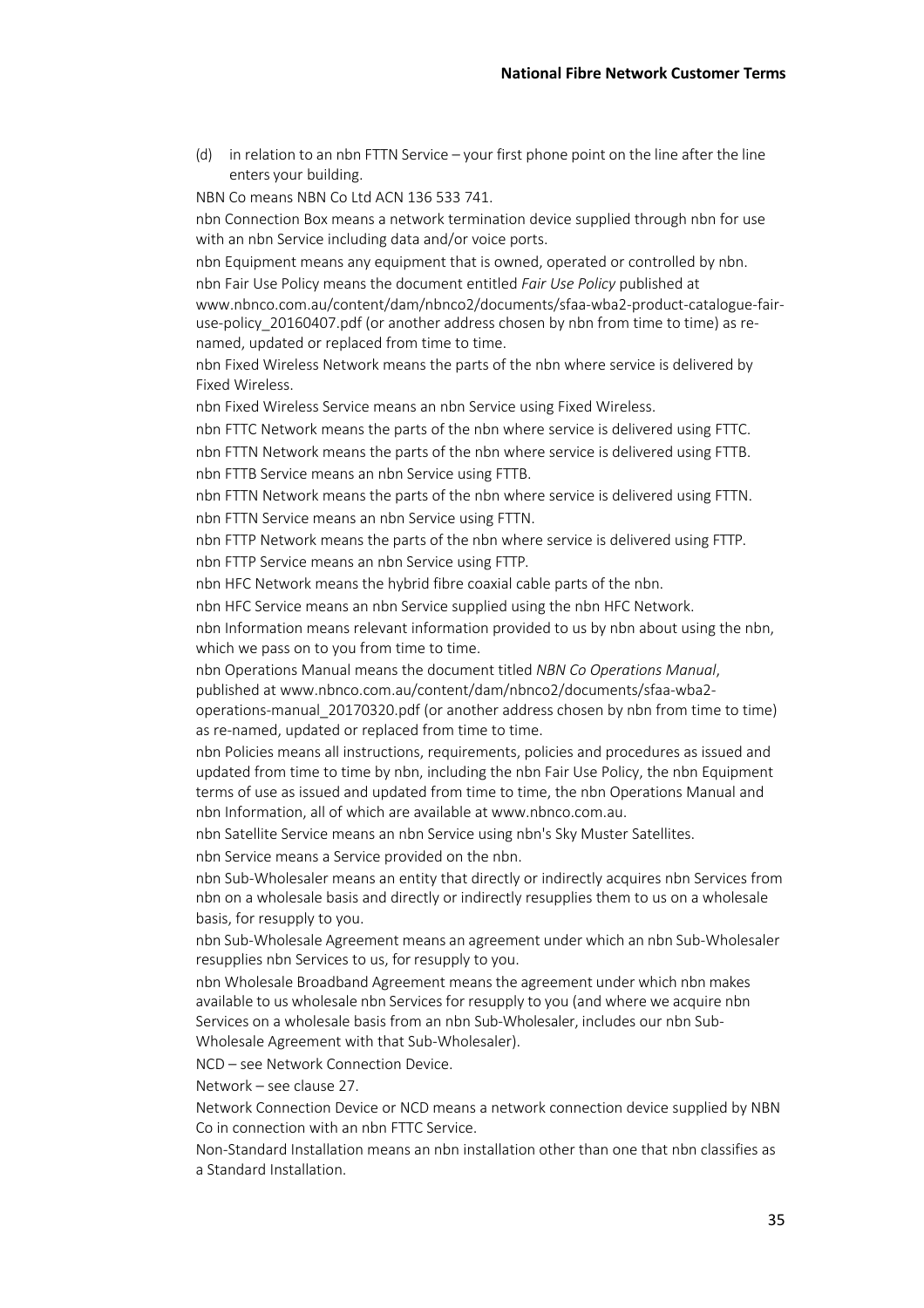(d) in relation to an nbn FTTN Service – your first phone point on the line after the line enters your building.

NBN Co means NBN Co Ltd ACN 136 533 741.

nbn Connection Box means a network termination device supplied through nbn for use with an nbn Service including data and/or voice ports.

nbn Equipment means any equipment that is owned, operated or controlled by nbn.

nbn Fair Use Policy means the document entitled *Fair Use Policy* published at www.nbnco.com.au/content/dam/nbnco2/documents/sfaa-wba2-product-catalogue-fair-use-policy_20160407.pdf (or another address chosen by nbn from time to time) as re-named, updated or replaced from time to time.

nbn Fixed Wireless Network means the parts of the nbn where service is delivered by Fixed Wireless.

nbn Fixed Wireless Service means an nbn Service using Fixed Wireless.

nbn FTTC Network means the parts of the nbn where service is delivered using FTTC.

nbn FTTN Network means the parts of the nbn where service is delivered using FTTB.

nbn FTTB Service means an nbn Service using FTTB.

nbn FTTN Network means the parts of the nbn where service is delivered using FTTN.

nbn FTTN Service means an nbn Service using FTTN.

nbn FTTP Network means the parts of the nbn where service is delivered using FTTP.

nbn FTTP Service means an nbn Service using FTTP.

nbn HFC Network means the hybrid fibre coaxial cable parts of the nbn.

nbn HFC Service means an nbn Service supplied using the nbn HFC Network.

nbn Information means relevant information provided to us by nbn about using the nbn, which we pass on to you from time to time.

nbn Operations Manual means the document titled *NBN Co Operations Manual*, published at www.nbnco.com.au/content/dam/nbnco2/documents/sfaa-wba2-operations-manual_20170320.pdf (or another address chosen by nbn from time to time) as re-named, updated or replaced from time to time.

nbn Policies means all instructions, requirements, policies and procedures as issued and updated from time to time by nbn, including the nbn Fair Use Policy, the nbn Equipment terms of use as issued and updated from time to time, the nbn Operations Manual and nbn Information, all of which are available at www.nbnco.com.au.

nbn Satellite Service means an nbn Service using nbn's Sky Muster Satellites.

nbn Service means a Service provided on the nbn.

nbn Sub-Wholesaler means an entity that directly or indirectly acquires nbn Services from nbn on a wholesale basis and directly or indirectly resupplies them to us on a wholesale basis, for resupply to you.

nbn Sub-Wholesale Agreement means an agreement under which an nbn Sub-Wholesaler resupplies nbn Services to us, for resupply to you.

nbn Wholesale Broadband Agreement means the agreement under which nbn makes available to us wholesale nbn Services for resupply to you (and where we acquire nbn Services on a wholesale basis from an nbn Sub-Wholesaler, includes our nbn Sub-Wholesale Agreement with that Sub-Wholesaler).

NCD – see Network Connection Device.

Network – see clause 27.

Network Connection Device or NCD means a network connection device supplied by NBN Co in connection with an nbn FTTC Service.

Non-Standard Installation means an nbn installation other than one that nbn classifies as a Standard Installation.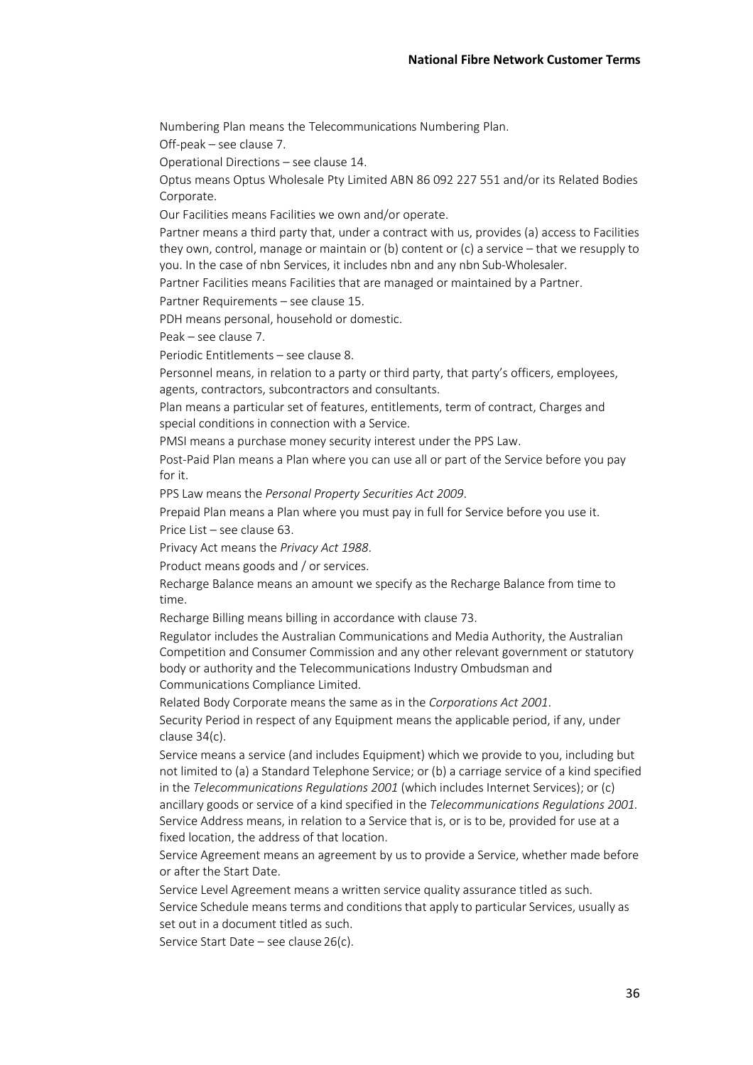Numbering Plan means the Telecommunications Numbering Plan.

Off-peak – see clause 7.

Operational Directions – see clause 14.

Optus means Optus Wholesale Pty Limited ABN 86 092 227 551 and/or its Related Bodies Corporate.

Our Facilities means Facilities we own and/or operate.

Partner means a third party that, under a contract with us, provides (a) access to Facilities they own, control, manage or maintain or (b) content or (c) a service – that we resupply to you. In the case of nbn Services, it includes nbn and any nbn Sub-Wholesaler.

Partner Facilities means Facilities that are managed or maintained by a Partner.

Partner Requirements – see clause 15.

PDH means personal, household or domestic.

Peak – see clause 7.

Periodic Entitlements – see clause 8.

Personnel means, in relation to a party or third party, that party's officers, employees, agents, contractors, subcontractors and consultants.

Plan means a particular set of features, entitlements, term of contract, Charges and special conditions in connection with a Service.

PMSI means a purchase money security interest under the PPS Law.

Post-Paid Plan means a Plan where you can use all or part of the Service before you pay for it.

PPS Law means the *Personal Property Securities Act 2009*.

Prepaid Plan means a Plan where you must pay in full for Service before you use it.

Price List – see clause 63.

Privacy Act means the *Privacy Act 1988*.

Product means goods and / or services.

Recharge Balance means an amount we specify as the Recharge Balance from time to time.

Recharge Billing means billing in accordance with clause 73.

Regulator includes the Australian Communications and Media Authority, the Australian Competition and Consumer Commission and any other relevant government or statutory body or authority and the Telecommunications Industry Ombudsman and Communications Compliance Limited.

Related Body Corporate means the same as in the *Corporations Act 2001*.

Security Period in respect of any Equipment means the applicable period, if any, under clause 34(c).

Service means a service (and includes Equipment) which we provide to you, including but not limited to (a) a Standard Telephone Service; or (b) a carriage service of a kind specified in the *Telecommunications Regulations 2001* (which includes Internet Services); or (c) ancillary goods or service of a kind specified in the *Telecommunications Regulations 2001.*

Service Address means, in relation to a Service that is, or is to be, provided for use at a fixed location, the address of that location.

Service Agreement means an agreement by us to provide a Service, whether made before or after the Start Date.

Service Level Agreement means a written service quality assurance titled as such.

Service Schedule means terms and conditions that apply to particular Services, usually as set out in a document titled as such.

Service Start Date – see clause 26(c).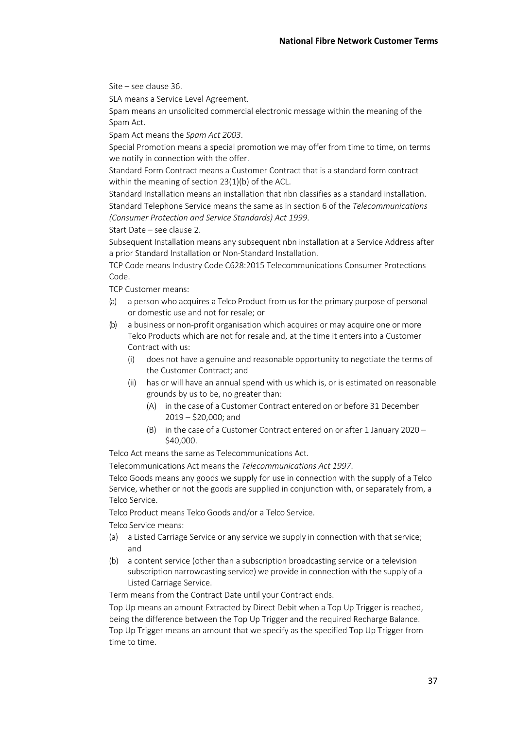Site – see clause 36.

SLA means a Service Level Agreement.

Spam means an unsolicited commercial electronic message within the meaning of the Spam Act.

Spam Act means the *Spam Act 2003*.

Special Promotion means a special promotion we may offer from time to time, on terms we notify in connection with the offer.

Standard Form Contract means a Customer Contract that is a standard form contract within the meaning of section 23(1)(b) of the ACL.

Standard Installation means an installation that nbn classifies as a standard installation.

Standard Telephone Service means the same as in section 6 of the *Telecommunications (Consumer Protection and Service Standards) Act 1999*.

Start Date – see clause 2.

Subsequent Installation means any subsequent nbn installation at a Service Address after a prior Standard Installation or Non-Standard Installation.

TCP Code means Industry Code C628:2015 Telecommunications Consumer Protections Code.

TCP Customer means:

- (a) a person who acquires a Telco Product from us for the primary purpose of personal or domestic use and not for resale; or
- (b) a business or non-profit organisation which acquires or may acquire one or more Telco Products which are not for resale and, at the time it enters into a Customer Contract with us:
  - (i) does not have a genuine and reasonable opportunity to negotiate the terms of the Customer Contract; and
  - (ii) has or will have an annual spend with us which is, or is estimated on reasonable grounds by us to be, no greater than:
    - (A) in the case of a Customer Contract entered on or before 31 December 2019 – $20,000; and
    - (B) in the case of a Customer Contract entered on or after 1 January 2020 – $40,000.

Telco Act means the same as Telecommunications Act.

Telecommunications Act means the *Telecommunications Act 1997*.

Telco Goods means any goods we supply for use in connection with the supply of a Telco Service, whether or not the goods are supplied in conjunction with, or separately from, a Telco Service.

Telco Product means Telco Goods and/or a Telco Service.

Telco Service means:

- (a) a Listed Carriage Service or any service we supply in connection with that service; and
- (b) a content service (other than a subscription broadcasting service or a television subscription narrowcasting service) we provide in connection with the supply of a Listed Carriage Service.

Term means from the Contract Date until your Contract ends.

Top Up means an amount Extracted by Direct Debit when a Top Up Trigger is reached, being the difference between the Top Up Trigger and the required Recharge Balance.

Top Up Trigger means an amount that we specify as the specified Top Up Trigger from time to time.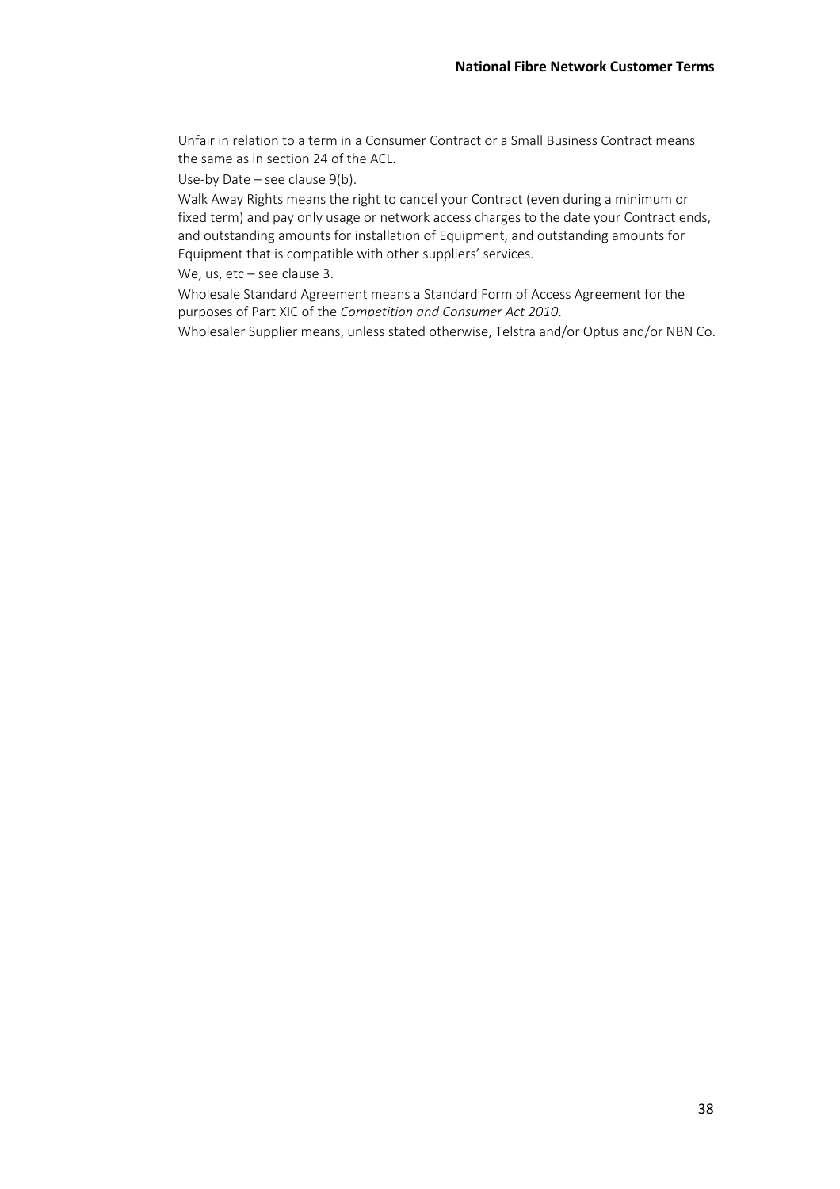Unfair in relation to a term in a Consumer Contract or a Small Business Contract means the same as in section 24 of the ACL.

Use-by Date – see clause 9(b).

Walk Away Rights means the right to cancel your Contract (even during a minimum or fixed term) and pay only usage or network access charges to the date your Contract ends, and outstanding amounts for installation of Equipment, and outstanding amounts for Equipment that is compatible with other suppliers' services.

We, us, etc – see clause 3.

Wholesale Standard Agreement means a Standard Form of Access Agreement for the purposes of Part XIC of the *Competition and Consumer Act 2010*.

Wholesaler Supplier means, unless stated otherwise, Telstra and/or Optus and/or NBN Co.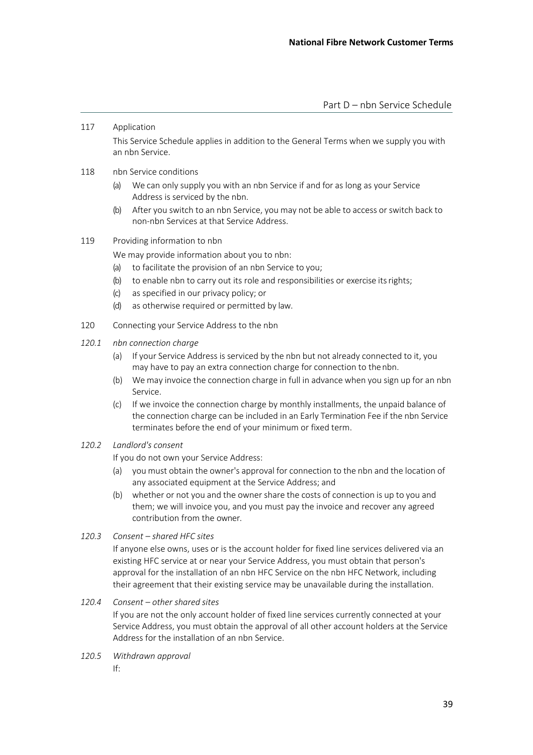# Part D – nbn Service Schedule

## 117 Application

This Service Schedule applies in addition to the General Terms when we supply you with an nbn Service.

## 118 nbn Service conditions

(a) We can only supply you with an nbn Service if and for as long as your Service Address is serviced by the nbn.

(b) After you switch to an nbn Service, you may not be able to access or switch back to non-nbn Services at that Service Address.

## 119 Providing information to nbn

We may provide information about you to nbn:

(a) to facilitate the provision of an nbn Service to you;

(b) to enable nbn to carry out its role and responsibilities or exercise its rights;

(c) as specified in our privacy policy; or

(d) as otherwise required or permitted by law.

## 120 Connecting your Service Address to the nbn

### *120.1 nbn connection charge*

(a) If your Service Address is serviced by the nbn but not already connected to it, you may have to pay an extra connection charge for connection to the nbn.

(b) We may invoice the connection charge in full in advance when you sign up for an nbn Service.

(c) If we invoice the connection charge by monthly installments, the unpaid balance of the connection charge can be included in an Early Termination Fee if the nbn Service terminates before the end of your minimum or fixed term.

### *120.2 Landlord's consent*

If you do not own your Service Address:

(a) you must obtain the owner's approval for connection to the nbn and the location of any associated equipment at the Service Address; and

(b) whether or not you and the owner share the costs of connection is up to you and them; we will invoice you, and you must pay the invoice and recover any agreed contribution from the owner.

### *120.3 Consent – shared HFC sites*

If anyone else owns, uses or is the account holder for fixed line services delivered via an existing HFC service at or near your Service Address, you must obtain that person's approval for the installation of an nbn HFC Service on the nbn HFC Network, including their agreement that their existing service may be unavailable during the installation.

### *120.4 Consent – other shared sites*

If you are not the only account holder of fixed line services currently connected at your Service Address, you must obtain the approval of all other account holders at the Service Address for the installation of an nbn Service.

### *120.5 Withdrawn approval*

If: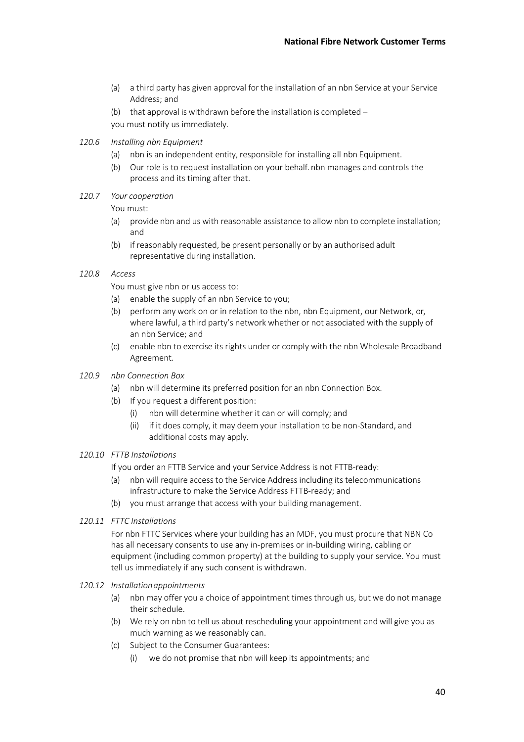(a) a third party has given approval for the installation of an nbn Service at your Service Address; and

(b) that approval is withdrawn before the installation is completed –

you must notify us immediately.

*120.6 Installing nbn Equipment*

(a) nbn is an independent entity, responsible for installing all nbn Equipment.

(b) Our role is to request installation on your behalf. nbn manages and controls the process and its timing after that.

*120.7 Your cooperation*

You must:

(a) provide nbn and us with reasonable assistance to allow nbn to complete installation; and

(b) if reasonably requested, be present personally or by an authorised adult representative during installation.

*120.8 Access*

You must give nbn or us access to:

(a) enable the supply of an nbn Service to you;

(b) perform any work on or in relation to the nbn, nbn Equipment, our Network, or, where lawful, a third party's network whether or not associated with the supply of an nbn Service; and

(c) enable nbn to exercise its rights under or comply with the nbn Wholesale Broadband Agreement.

*120.9 nbn Connection Box*

(a) nbn will determine its preferred position for an nbn Connection Box.

(b) If you request a different position:

  (i) nbn will determine whether it can or will comply; and

  (ii) if it does comply, it may deem your installation to be non-Standard, and additional costs may apply.

*120.10 FTTB Installations*

If you order an FTTB Service and your Service Address is not FTTB-ready:

(a) nbn will require access to the Service Address including its telecommunications infrastructure to make the Service Address FTTB-ready; and

(b) you must arrange that access with your building management.

*120.11 FTTC Installations*

For nbn FTTC Services where your building has an MDF, you must procure that NBN Co has all necessary consents to use any in-premises or in-building wiring, cabling or equipment (including common property) at the building to supply your service. You must tell us immediately if any such consent is withdrawn.

*120.12 Installation appointments*

(a) nbn may offer you a choice of appointment times through us, but we do not manage their schedule.

(b) We rely on nbn to tell us about rescheduling your appointment and will give you as much warning as we reasonably can.

(c) Subject to the Consumer Guarantees:

  (i) we do not promise that nbn will keep its appointments; and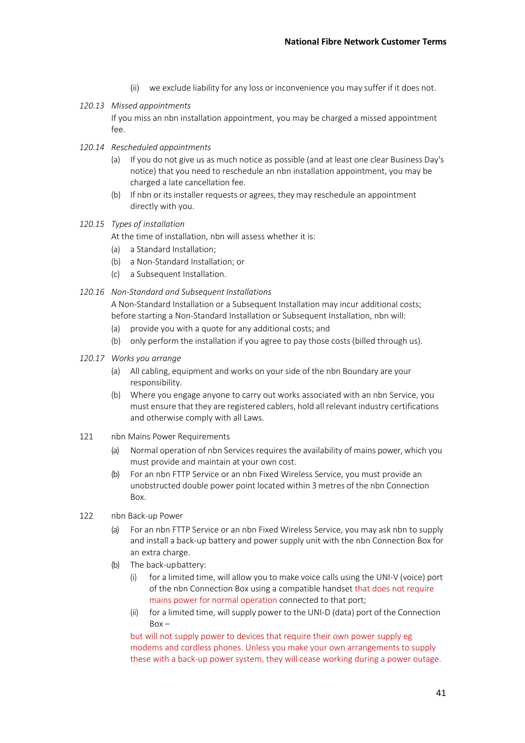(ii) we exclude liability for any loss or inconvenience you may suffer if it does not.

*120.13 Missed appointments*

If you miss an nbn installation appointment, you may be charged a missed appointment fee.

*120.14 Rescheduled appointments*

(a) If you do not give us as much notice as possible (and at least one clear Business Day's notice) that you need to reschedule an nbn installation appointment, you may be charged a late cancellation fee.

(b) If nbn or its installer requests or agrees, they may reschedule an appointment directly with you.

*120.15 Types of installation*

At the time of installation, nbn will assess whether it is:

(a) a Standard Installation;

(b) a Non-Standard Installation; or

(c) a Subsequent Installation.

*120.16 Non-Standard and Subsequent Installations*

A Non-Standard Installation or a Subsequent Installation may incur additional costs; before starting a Non-Standard Installation or Subsequent Installation, nbn will:

(a) provide you with a quote for any additional costs; and

(b) only perform the installation if you agree to pay those costs (billed through us).

*120.17 Works you arrange*

(a) All cabling, equipment and works on your side of the nbn Boundary are your responsibility.

(b) Where you engage anyone to carry out works associated with an nbn Service, you must ensure that they are registered cablers, hold all relevant industry certifications and otherwise comply with all Laws.

121 nbn Mains Power Requirements

(a) Normal operation of nbn Services requires the availability of mains power, which you must provide and maintain at your own cost.

(b) For an nbn FTTP Service or an nbn Fixed Wireless Service, you must provide an unobstructed double power point located within 3 metres of the nbn Connection Box.

122 nbn Back-up Power

(a) For an nbn FTTP Service or an nbn Fixed Wireless Service, you may ask nbn to supply and install a back-up battery and power supply unit with the nbn Connection Box for an extra charge.

(b) The back-up battery:

(i) for a limited time, will allow you to make voice calls using the UNI-V (voice) port of the nbn Connection Box using a compatible handset that does not require mains power for normal operation connected to that port;

(ii) for a limited time, will supply power to the UNI-D (data) port of the Connection Box –

but will not supply power to devices that require their own power supply eg modems and cordless phones. Unless you make your own arrangements to supply these with a back-up power system, they will cease working during a power outage.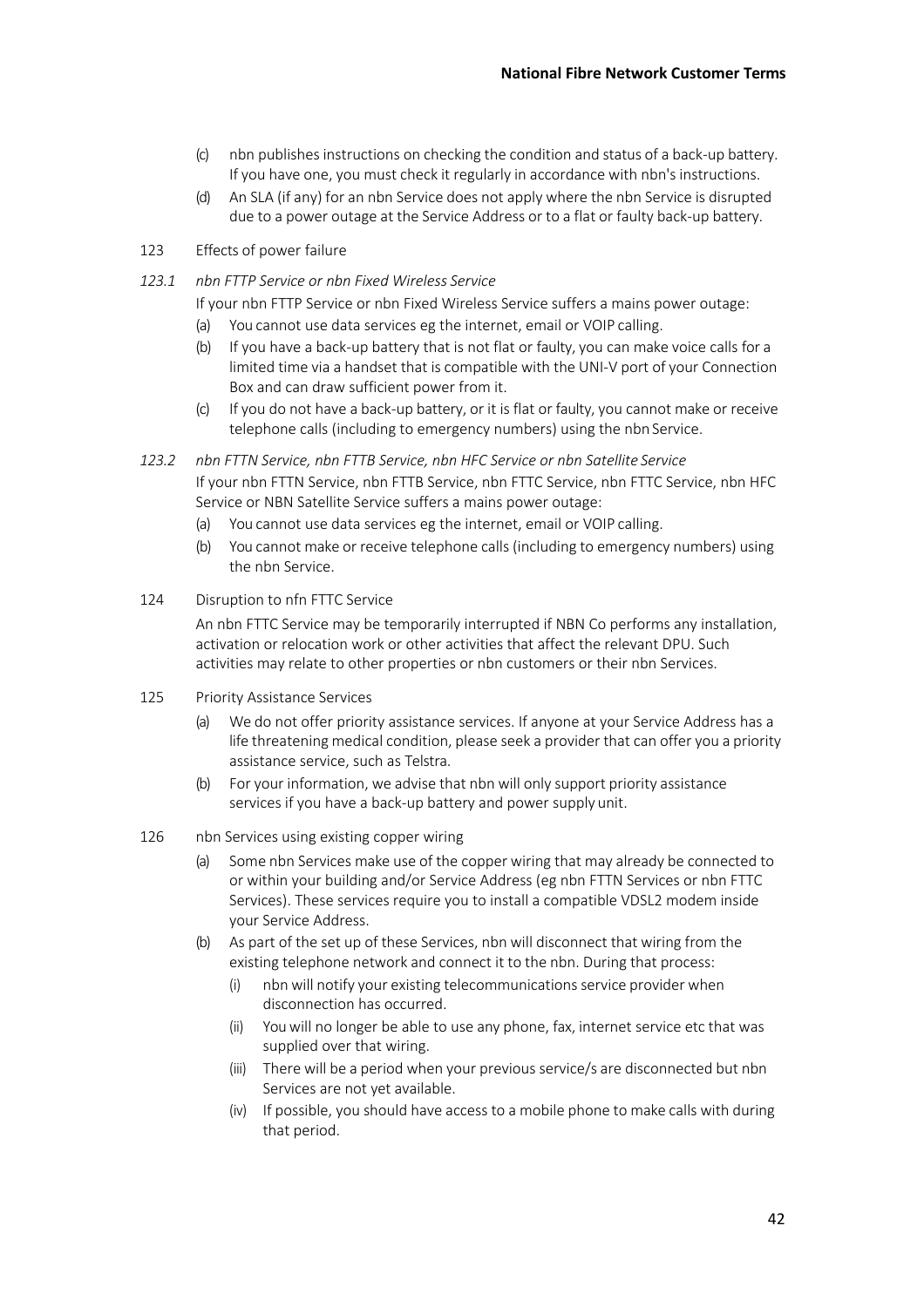(c) nbn publishes instructions on checking the condition and status of a back-up battery. If you have one, you must check it regularly in accordance with nbn's instructions.

(d) An SLA (if any) for an nbn Service does not apply where the nbn Service is disrupted due to a power outage at the Service Address or to a flat or faulty back-up battery.

## 123 Effects of power failure

### *123.1 nbn FTTP Service or nbn Fixed Wireless Service*

If your nbn FTTP Service or nbn Fixed Wireless Service suffers a mains power outage:

(a) You cannot use data services eg the internet, email or VOIP calling.

(b) If you have a back-up battery that is not flat or faulty, you can make voice calls for a limited time via a handset that is compatible with the UNI-V port of your Connection Box and can draw sufficient power from it.

(c) If you do not have a back-up battery, or it is flat or faulty, you cannot make or receive telephone calls (including to emergency numbers) using the nbn Service.

### *123.2 nbn FTTN Service, nbn FTTB Service, nbn HFC Service or nbn Satellite Service*

If your nbn FTTN Service, nbn FTTB Service, nbn FTTC Service, nbn FTTC Service, nbn HFC Service or NBN Satellite Service suffers a mains power outage:

(a) You cannot use data services eg the internet, email or VOIP calling.

(b) You cannot make or receive telephone calls (including to emergency numbers) using the nbn Service.

## 124 Disruption to nfn FTTC Service

An nbn FTTC Service may be temporarily interrupted if NBN Co performs any installation, activation or relocation work or other activities that affect the relevant DPU. Such activities may relate to other properties or nbn customers or their nbn Services.

## 125 Priority Assistance Services

(a) We do not offer priority assistance services. If anyone at your Service Address has a life threatening medical condition, please seek a provider that can offer you a priority assistance service, such as Telstra.

(b) For your information, we advise that nbn will only support priority assistance services if you have a back-up battery and power supply unit.

## 126 nbn Services using existing copper wiring

(a) Some nbn Services make use of the copper wiring that may already be connected to or within your building and/or Service Address (eg nbn FTTN Services or nbn FTTC Services). These services require you to install a compatible VDSL2 modem inside your Service Address.

(b) As part of the set up of these Services, nbn will disconnect that wiring from the existing telephone network and connect it to the nbn. During that process:

   (i) nbn will notify your existing telecommunications service provider when disconnection has occurred.

   (ii) You will no longer be able to use any phone, fax, internet service etc that was supplied over that wiring.

   (iii) There will be a period when your previous service/s are disconnected but nbn Services are not yet available.

   (iv) If possible, you should have access to a mobile phone to make calls with during that period.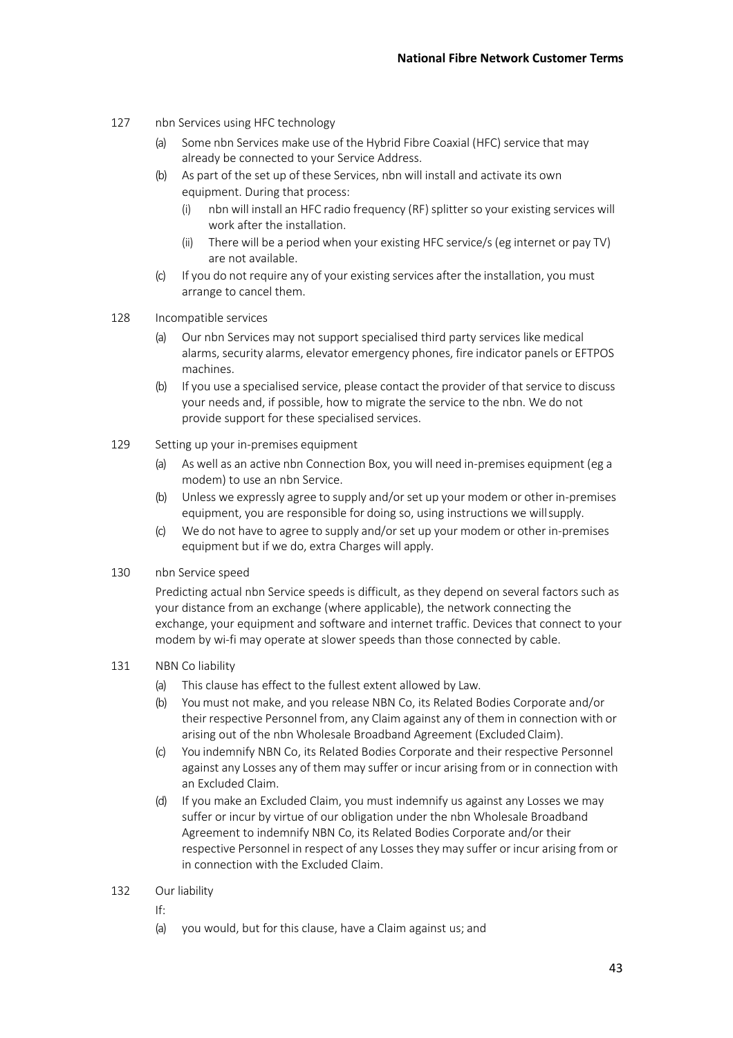127 nbn Services using HFC technology

(a) Some nbn Services make use of the Hybrid Fibre Coaxial (HFC) service that may already be connected to your Service Address.

(b) As part of the set up of these Services, nbn will install and activate its own equipment. During that process:

(i) nbn will install an HFC radio frequency (RF) splitter so your existing services will work after the installation.

(ii) There will be a period when your existing HFC service/s (eg internet or pay TV) are not available.

(c) If you do not require any of your existing services after the installation, you must arrange to cancel them.

128 Incompatible services

(a) Our nbn Services may not support specialised third party services like medical alarms, security alarms, elevator emergency phones, fire indicator panels or EFTPOS machines.

(b) If you use a specialised service, please contact the provider of that service to discuss your needs and, if possible, how to migrate the service to the nbn. We do not provide support for these specialised services.

129 Setting up your in-premises equipment

(a) As well as an active nbn Connection Box, you will need in-premises equipment (eg a modem) to use an nbn Service.

(b) Unless we expressly agree to supply and/or set up your modem or other in-premises equipment, you are responsible for doing so, using instructions we will supply.

(c) We do not have to agree to supply and/or set up your modem or other in-premises equipment but if we do, extra Charges will apply.

130 nbn Service speed

Predicting actual nbn Service speeds is difficult, as they depend on several factors such as your distance from an exchange (where applicable), the network connecting the exchange, your equipment and software and internet traffic. Devices that connect to your modem by wi-fi may operate at slower speeds than those connected by cable.

131 NBN Co liability

(a) This clause has effect to the fullest extent allowed by Law.

(b) You must not make, and you release NBN Co, its Related Bodies Corporate and/or their respective Personnel from, any Claim against any of them in connection with or arising out of the nbn Wholesale Broadband Agreement (Excluded Claim).

(c) You indemnify NBN Co, its Related Bodies Corporate and their respective Personnel against any Losses any of them may suffer or incur arising from or in connection with an Excluded Claim.

(d) If you make an Excluded Claim, you must indemnify us against any Losses we may suffer or incur by virtue of our obligation under the nbn Wholesale Broadband Agreement to indemnify NBN Co, its Related Bodies Corporate and/or their respective Personnel in respect of any Losses they may suffer or incur arising from or in connection with the Excluded Claim.

132 Our liability

If:

(a) you would, but for this clause, have a Claim against us; and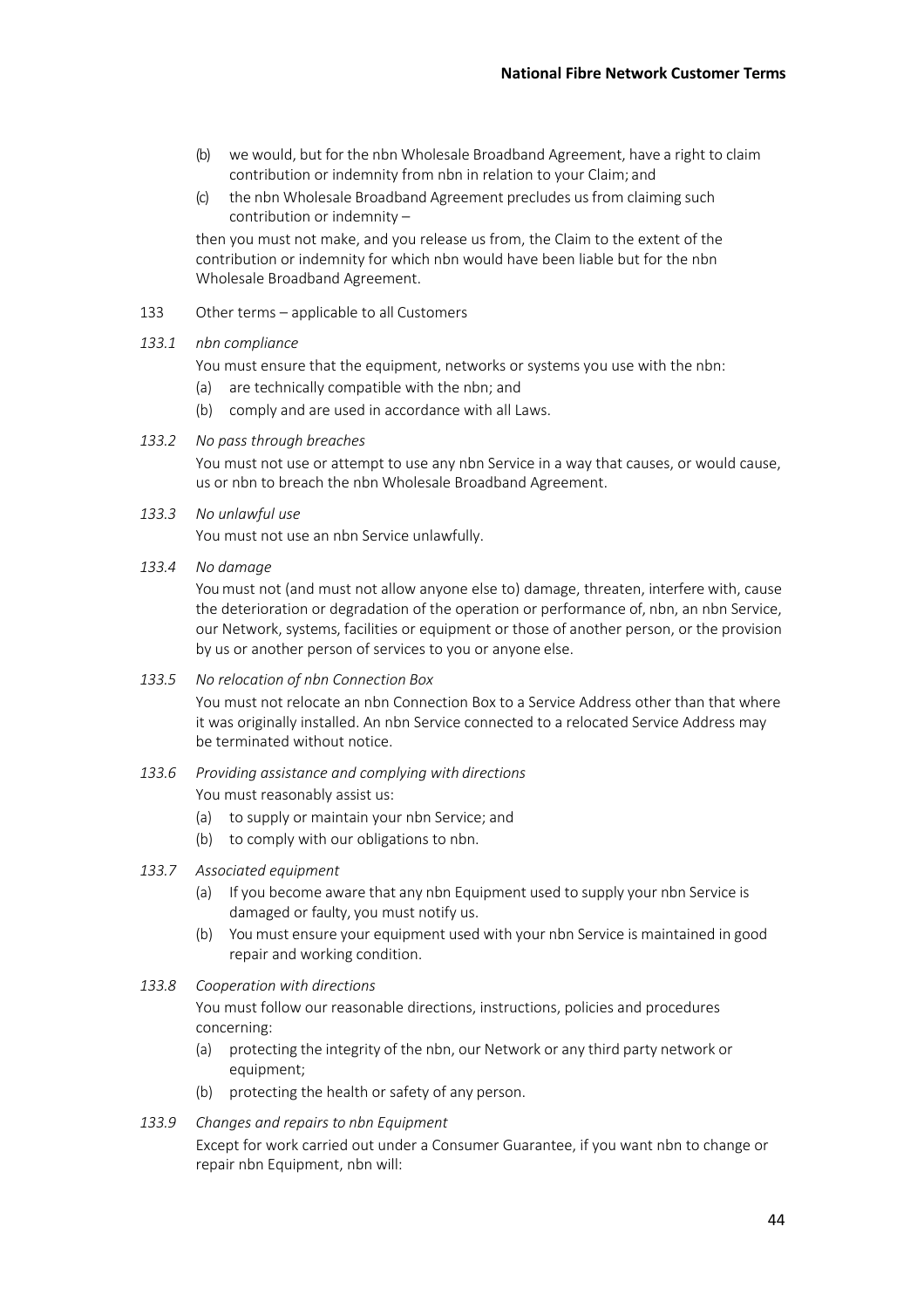(b) we would, but for the nbn Wholesale Broadband Agreement, have a right to claim contribution or indemnity from nbn in relation to your Claim; and

(c) the nbn Wholesale Broadband Agreement precludes us from claiming such contribution or indemnity –

then you must not make, and you release us from, the Claim to the extent of the contribution or indemnity for which nbn would have been liable but for the nbn Wholesale Broadband Agreement.

133 Other terms – applicable to all Customers

*133.1 nbn compliance*

You must ensure that the equipment, networks or systems you use with the nbn:

(a) are technically compatible with the nbn; and

(b) comply and are used in accordance with all Laws.

*133.2 No pass through breaches*

You must not use or attempt to use any nbn Service in a way that causes, or would cause, us or nbn to breach the nbn Wholesale Broadband Agreement.

*133.3 No unlawful use*

You must not use an nbn Service unlawfully.

*133.4 No damage*

You must not (and must not allow anyone else to) damage, threaten, interfere with, cause the deterioration or degradation of the operation or performance of, nbn, an nbn Service, our Network, systems, facilities or equipment or those of another person, or the provision by us or another person of services to you or anyone else.

*133.5 No relocation of nbn Connection Box*

You must not relocate an nbn Connection Box to a Service Address other than that where it was originally installed. An nbn Service connected to a relocated Service Address may be terminated without notice.

*133.6 Providing assistance and complying with directions*

You must reasonably assist us:

(a) to supply or maintain your nbn Service; and

(b) to comply with our obligations to nbn.

*133.7 Associated equipment*

(a) If you become aware that any nbn Equipment used to supply your nbn Service is damaged or faulty, you must notify us.

(b) You must ensure your equipment used with your nbn Service is maintained in good repair and working condition.

*133.8 Cooperation with directions*

You must follow our reasonable directions, instructions, policies and procedures concerning:

(a) protecting the integrity of the nbn, our Network or any third party network or equipment;

(b) protecting the health or safety of any person.

*133.9 Changes and repairs to nbn Equipment*

Except for work carried out under a Consumer Guarantee, if you want nbn to change or repair nbn Equipment, nbn will: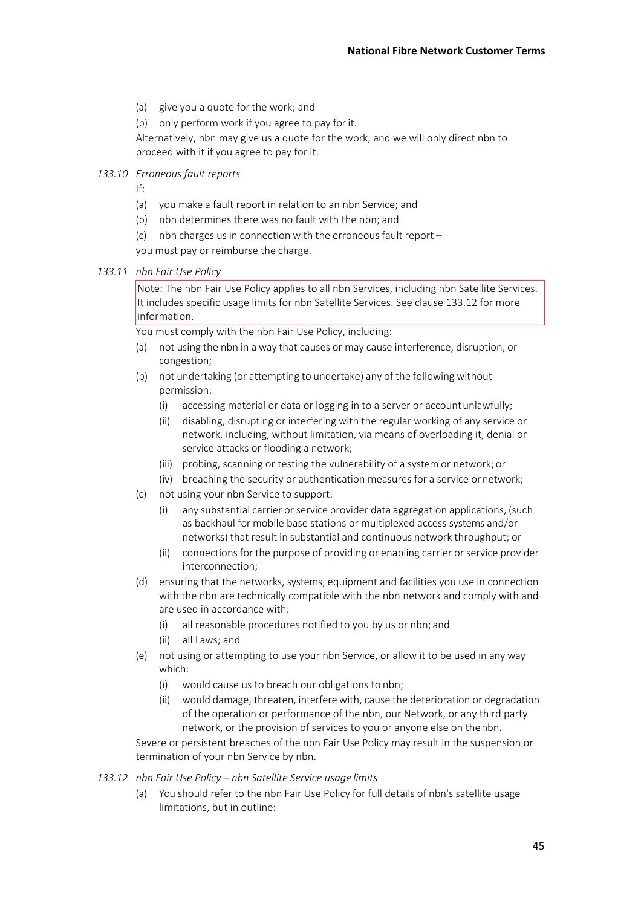(a) give you a quote for the work; and

(b) only perform work if you agree to pay for it.

Alternatively, nbn may give us a quote for the work, and we will only direct nbn to proceed with it if you agree to pay for it.

*133.10 Erroneous fault reports*

If:

(a) you make a fault report in relation to an nbn Service; and

(b) nbn determines there was no fault with the nbn; and

(c) nbn charges us in connection with the erroneous fault report –

you must pay or reimburse the charge.

*133.11 nbn Fair Use Policy*

> Note: The nbn Fair Use Policy applies to all nbn Services, including nbn Satellite Services. It includes specific usage limits for nbn Satellite Services. See clause 133.12 for more information.

You must comply with the nbn Fair Use Policy, including:

(a) not using the nbn in a way that causes or may cause interference, disruption, or congestion;

(b) not undertaking (or attempting to undertake) any of the following without permission:

- (i) accessing material or data or logging in to a server or account unlawfully;
- (ii) disabling, disrupting or interfering with the regular working of any service or network, including, without limitation, via means of overloading it, denial or service attacks or flooding a network;
- (iii) probing, scanning or testing the vulnerability of a system or network; or
- (iv) breaching the security or authentication measures for a service or network;

(c) not using your nbn Service to support:

- (i) any substantial carrier or service provider data aggregation applications, (such as backhaul for mobile base stations or multiplexed access systems and/or networks) that result in substantial and continuous network throughput; or
- (ii) connections for the purpose of providing or enabling carrier or service provider interconnection;

(d) ensuring that the networks, systems, equipment and facilities you use in connection with the nbn are technically compatible with the nbn network and comply with and are used in accordance with:

- (i) all reasonable procedures notified to you by us or nbn; and
- (ii) all Laws; and

(e) not using or attempting to use your nbn Service, or allow it to be used in any way which:

- (i) would cause us to breach our obligations to nbn;
- (ii) would damage, threaten, interfere with, cause the deterioration or degradation of the operation or performance of the nbn, our Network, or any third party network, or the provision of services to you or anyone else on the nbn.

Severe or persistent breaches of the nbn Fair Use Policy may result in the suspension or termination of your nbn Service by nbn.

*133.12 nbn Fair Use Policy – nbn Satellite Service usage limits*

(a) You should refer to the nbn Fair Use Policy for full details of nbn's satellite usage limitations, but in outline: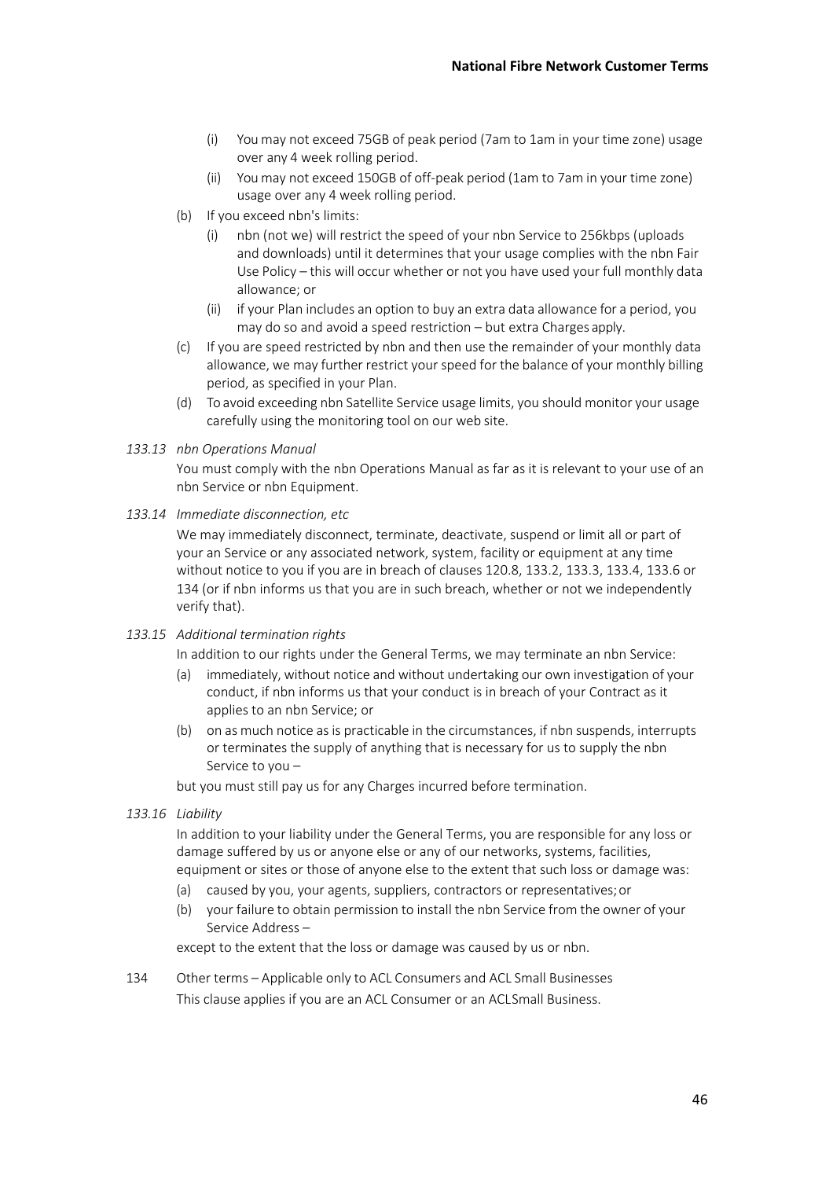(i) You may not exceed 75GB of peak period (7am to 1am in your time zone) usage over any 4 week rolling period.

(ii) You may not exceed 150GB of off-peak period (1am to 7am in your time zone) usage over any 4 week rolling period.

(b) If you exceed nbn's limits:

(i) nbn (not we) will restrict the speed of your nbn Service to 256kbps (uploads and downloads) until it determines that your usage complies with the nbn Fair Use Policy – this will occur whether or not you have used your full monthly data allowance; or

(ii) if your Plan includes an option to buy an extra data allowance for a period, you may do so and avoid a speed restriction – but extra Charges apply.

(c) If you are speed restricted by nbn and then use the remainder of your monthly data allowance, we may further restrict your speed for the balance of your monthly billing period, as specified in your Plan.

(d) To avoid exceeding nbn Satellite Service usage limits, you should monitor your usage carefully using the monitoring tool on our web site.

*133.13 nbn Operations Manual*

You must comply with the nbn Operations Manual as far as it is relevant to your use of an nbn Service or nbn Equipment.

*133.14 Immediate disconnection, etc*

We may immediately disconnect, terminate, deactivate, suspend or limit all or part of your an Service or any associated network, system, facility or equipment at any time without notice to you if you are in breach of clauses 120.8, 133.2, 133.3, 133.4, 133.6 or 134 (or if nbn informs us that you are in such breach, whether or not we independently verify that).

*133.15 Additional termination rights*

In addition to our rights under the General Terms, we may terminate an nbn Service:

(a) immediately, without notice and without undertaking our own investigation of your conduct, if nbn informs us that your conduct is in breach of your Contract as it applies to an nbn Service; or

(b) on as much notice as is practicable in the circumstances, if nbn suspends, interrupts or terminates the supply of anything that is necessary for us to supply the nbn Service to you –

but you must still pay us for any Charges incurred before termination.

*133.16 Liability*

In addition to your liability under the General Terms, you are responsible for any loss or damage suffered by us or anyone else or any of our networks, systems, facilities, equipment or sites or those of anyone else to the extent that such loss or damage was:

(a) caused by you, your agents, suppliers, contractors or representatives; or

(b) your failure to obtain permission to install the nbn Service from the owner of your Service Address –

except to the extent that the loss or damage was caused by us or nbn.

134 Other terms – Applicable only to ACL Consumers and ACL Small Businesses

This clause applies if you are an ACL Consumer or an ACLSmall Business.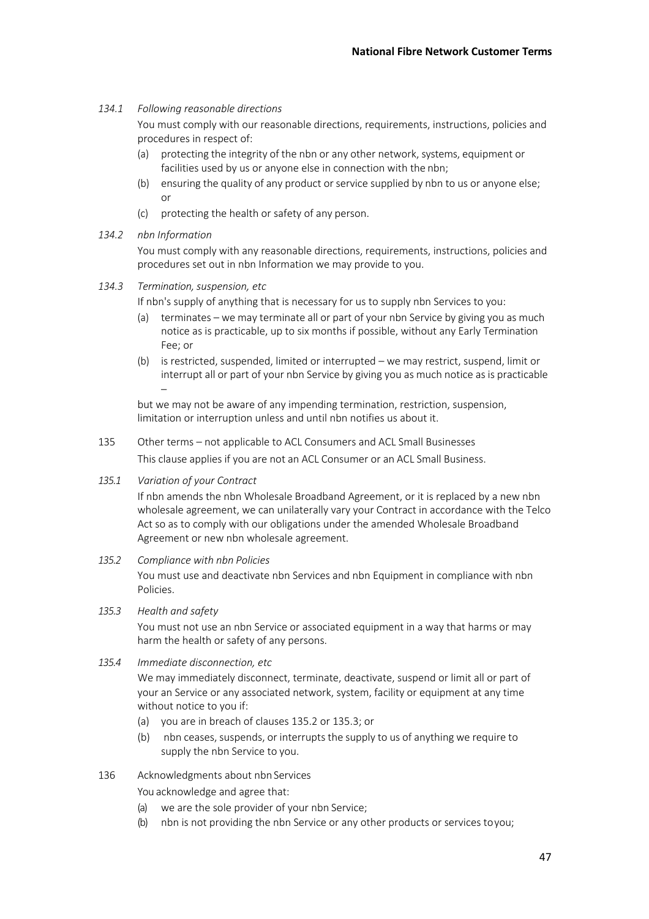*134.1 Following reasonable directions*

You must comply with our reasonable directions, requirements, instructions, policies and procedures in respect of:

(a) protecting the integrity of the nbn or any other network, systems, equipment or facilities used by us or anyone else in connection with the nbn;

(b) ensuring the quality of any product or service supplied by nbn to us or anyone else; or

(c) protecting the health or safety of any person.

*134.2 nbn Information*

You must comply with any reasonable directions, requirements, instructions, policies and procedures set out in nbn Information we may provide to you.

*134.3 Termination, suspension, etc*

If nbn's supply of anything that is necessary for us to supply nbn Services to you:

(a) terminates – we may terminate all or part of your nbn Service by giving you as much notice as is practicable, up to six months if possible, without any Early Termination Fee; or

(b) is restricted, suspended, limited or interrupted – we may restrict, suspend, limit or interrupt all or part of your nbn Service by giving you as much notice as is practicable –

but we may not be aware of any impending termination, restriction, suspension, limitation or interruption unless and until nbn notifies us about it.

135 Other terms – not applicable to ACL Consumers and ACL Small Businesses

This clause applies if you are not an ACL Consumer or an ACL Small Business.

*135.1 Variation of your Contract*

If nbn amends the nbn Wholesale Broadband Agreement, or it is replaced by a new nbn wholesale agreement, we can unilaterally vary your Contract in accordance with the Telco Act so as to comply with our obligations under the amended Wholesale Broadband Agreement or new nbn wholesale agreement.

*135.2 Compliance with nbn Policies*

You must use and deactivate nbn Services and nbn Equipment in compliance with nbn Policies.

*135.3 Health and safety*

You must not use an nbn Service or associated equipment in a way that harms or may harm the health or safety of any persons.

*135.4 Immediate disconnection, etc*

We may immediately disconnect, terminate, deactivate, suspend or limit all or part of your an Service or any associated network, system, facility or equipment at any time without notice to you if:

(a) you are in breach of clauses 135.2 or 135.3; or

(b) nbn ceases, suspends, or interrupts the supply to us of anything we require to supply the nbn Service to you.

136 Acknowledgments about nbn Services

You acknowledge and agree that:

(a) we are the sole provider of your nbn Service;

(b) nbn is not providing the nbn Service or any other products or services to you;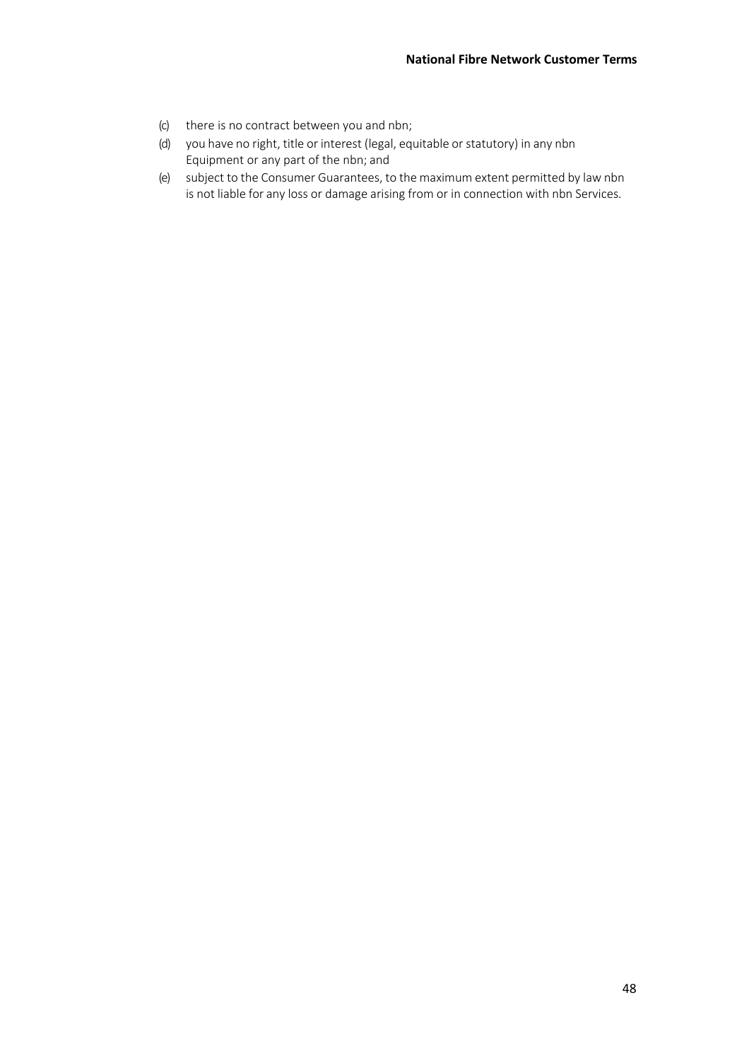(c) there is no contract between you and nbn;
(d) you have no right, title or interest (legal, equitable or statutory) in any nbn Equipment or any part of the nbn; and
(e) subject to the Consumer Guarantees, to the maximum extent permitted by law nbn is not liable for any loss or damage arising from or in connection with nbn Services.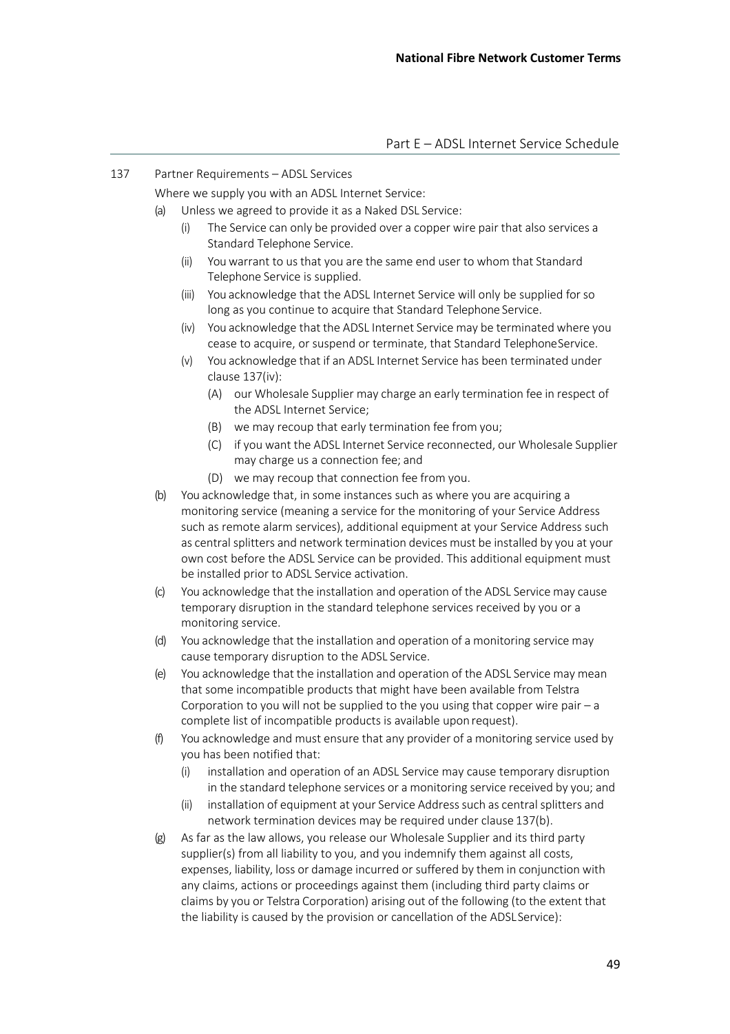# Part E – ADSL Internet Service Schedule

137 Partner Requirements – ADSL Services

Where we supply you with an ADSL Internet Service:

(a) Unless we agreed to provide it as a Naked DSL Service:

  (i) The Service can only be provided over a copper wire pair that also services a Standard Telephone Service.

  (ii) You warrant to us that you are the same end user to whom that Standard Telephone Service is supplied.

  (iii) You acknowledge that the ADSL Internet Service will only be supplied for so long as you continue to acquire that Standard Telephone Service.

  (iv) You acknowledge that the ADSL Internet Service may be terminated where you cease to acquire, or suspend or terminate, that Standard Telephone Service.

  (v) You acknowledge that if an ADSL Internet Service has been terminated under clause 137(iv):

    (A) our Wholesale Supplier may charge an early termination fee in respect of the ADSL Internet Service;

    (B) we may recoup that early termination fee from you;

    (C) if you want the ADSL Internet Service reconnected, our Wholesale Supplier may charge us a connection fee; and

    (D) we may recoup that connection fee from you.

(b) You acknowledge that, in some instances such as where you are acquiring a monitoring service (meaning a service for the monitoring of your Service Address such as remote alarm services), additional equipment at your Service Address such as central splitters and network termination devices must be installed by you at your own cost before the ADSL Service can be provided. This additional equipment must be installed prior to ADSL Service activation.

(c) You acknowledge that the installation and operation of the ADSL Service may cause temporary disruption in the standard telephone services received by you or a monitoring service.

(d) You acknowledge that the installation and operation of a monitoring service may cause temporary disruption to the ADSL Service.

(e) You acknowledge that the installation and operation of the ADSL Service may mean that some incompatible products that might have been available from Telstra Corporation to you will not be supplied to the you using that copper wire pair – a complete list of incompatible products is available upon request).

(f) You acknowledge and must ensure that any provider of a monitoring service used by you has been notified that:

  (i) installation and operation of an ADSL Service may cause temporary disruption in the standard telephone services or a monitoring service received by you; and

  (ii) installation of equipment at your Service Address such as central splitters and network termination devices may be required under clause 137(b).

(g) As far as the law allows, you release our Wholesale Supplier and its third party supplier(s) from all liability to you, and you indemnify them against all costs, expenses, liability, loss or damage incurred or suffered by them in conjunction with any claims, actions or proceedings against them (including third party claims or claims by you or Telstra Corporation) arising out of the following (to the extent that the liability is caused by the provision or cancellation of the ADSL Service):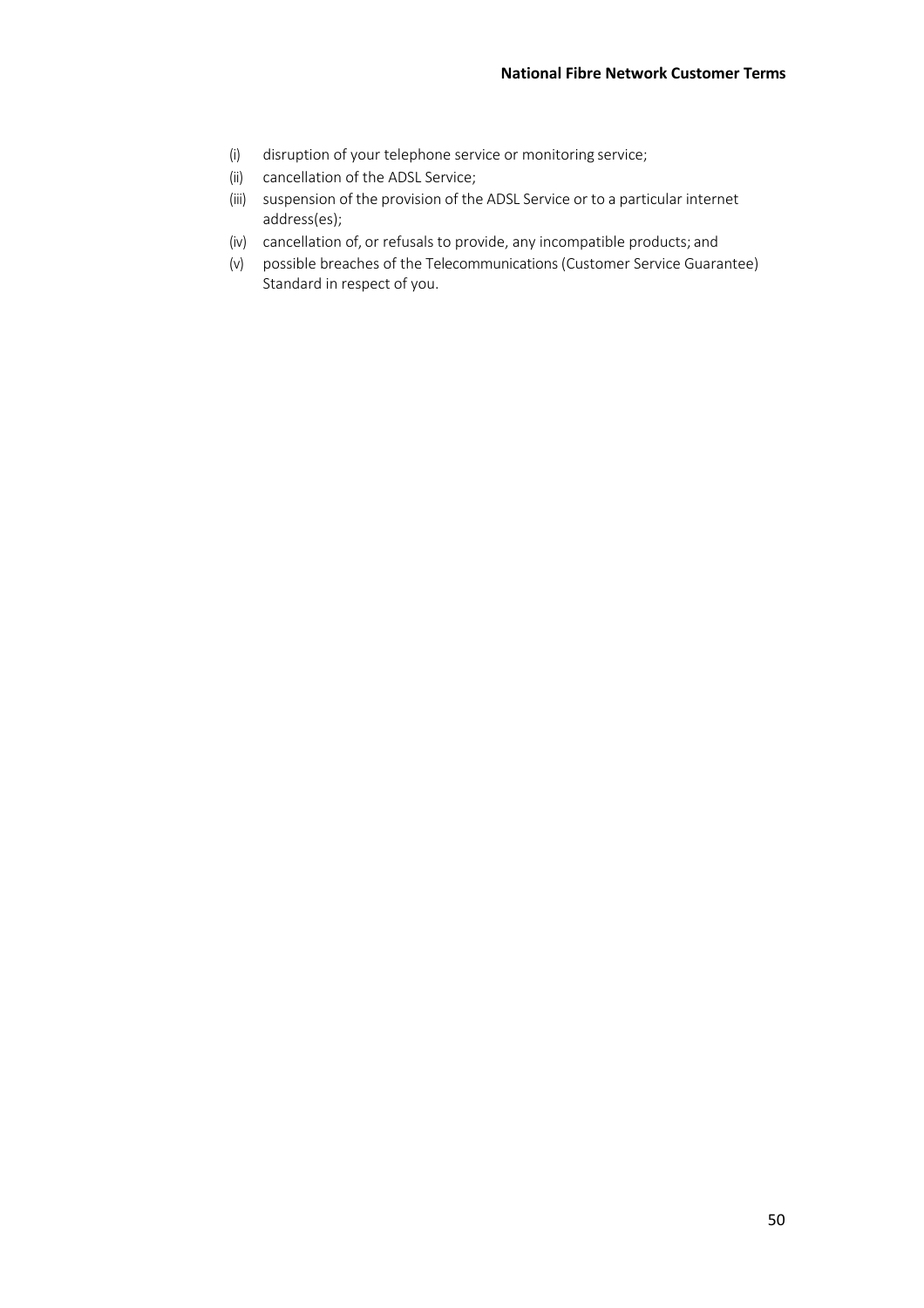(i) disruption of your telephone service or monitoring service;
(ii) cancellation of the ADSL Service;
(iii) suspension of the provision of the ADSL Service or to a particular internet address(es);
(iv) cancellation of, or refusals to provide, any incompatible products; and
(v) possible breaches of the Telecommunications (Customer Service Guarantee) Standard in respect of you.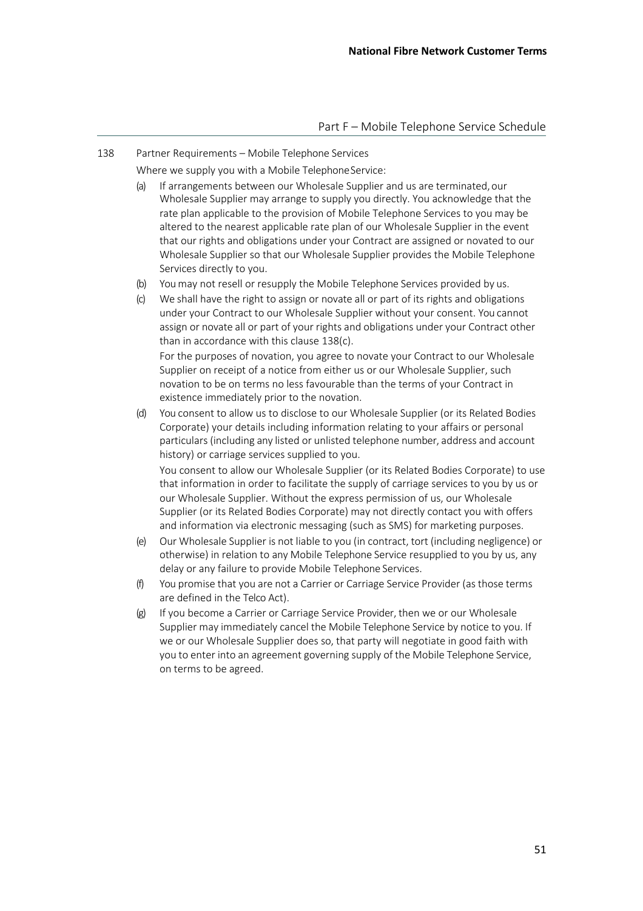## Part F – Mobile Telephone Service Schedule

### 138 Partner Requirements – Mobile Telephone Services

Where we supply you with a Mobile Telephone Service:

(a) If arrangements between our Wholesale Supplier and us are terminated, our Wholesale Supplier may arrange to supply you directly. You acknowledge that the rate plan applicable to the provision of Mobile Telephone Services to you may be altered to the nearest applicable rate plan of our Wholesale Supplier in the event that our rights and obligations under your Contract are assigned or novated to our Wholesale Supplier so that our Wholesale Supplier provides the Mobile Telephone Services directly to you.

(b) You may not resell or resupply the Mobile Telephone Services provided by us.

(c) We shall have the right to assign or novate all or part of its rights and obligations under your Contract to our Wholesale Supplier without your consent. You cannot assign or novate all or part of your rights and obligations under your Contract other than in accordance with this clause 138(c).

For the purposes of novation, you agree to novate your Contract to our Wholesale Supplier on receipt of a notice from either us or our Wholesale Supplier, such novation to be on terms no less favourable than the terms of your Contract in existence immediately prior to the novation.

(d) You consent to allow us to disclose to our Wholesale Supplier (or its Related Bodies Corporate) your details including information relating to your affairs or personal particulars (including any listed or unlisted telephone number, address and account history) or carriage services supplied to you.

You consent to allow our Wholesale Supplier (or its Related Bodies Corporate) to use that information in order to facilitate the supply of carriage services to you by us or our Wholesale Supplier. Without the express permission of us, our Wholesale Supplier (or its Related Bodies Corporate) may not directly contact you with offers and information via electronic messaging (such as SMS) for marketing purposes.

(e) Our Wholesale Supplier is not liable to you (in contract, tort (including negligence) or otherwise) in relation to any Mobile Telephone Service resupplied to you by us, any delay or any failure to provide Mobile Telephone Services.

(f) You promise that you are not a Carrier or Carriage Service Provider (as those terms are defined in the Telco Act).

(g) If you become a Carrier or Carriage Service Provider, then we or our Wholesale Supplier may immediately cancel the Mobile Telephone Service by notice to you. If we or our Wholesale Supplier does so, that party will negotiate in good faith with you to enter into an agreement governing supply of the Mobile Telephone Service, on terms to be agreed.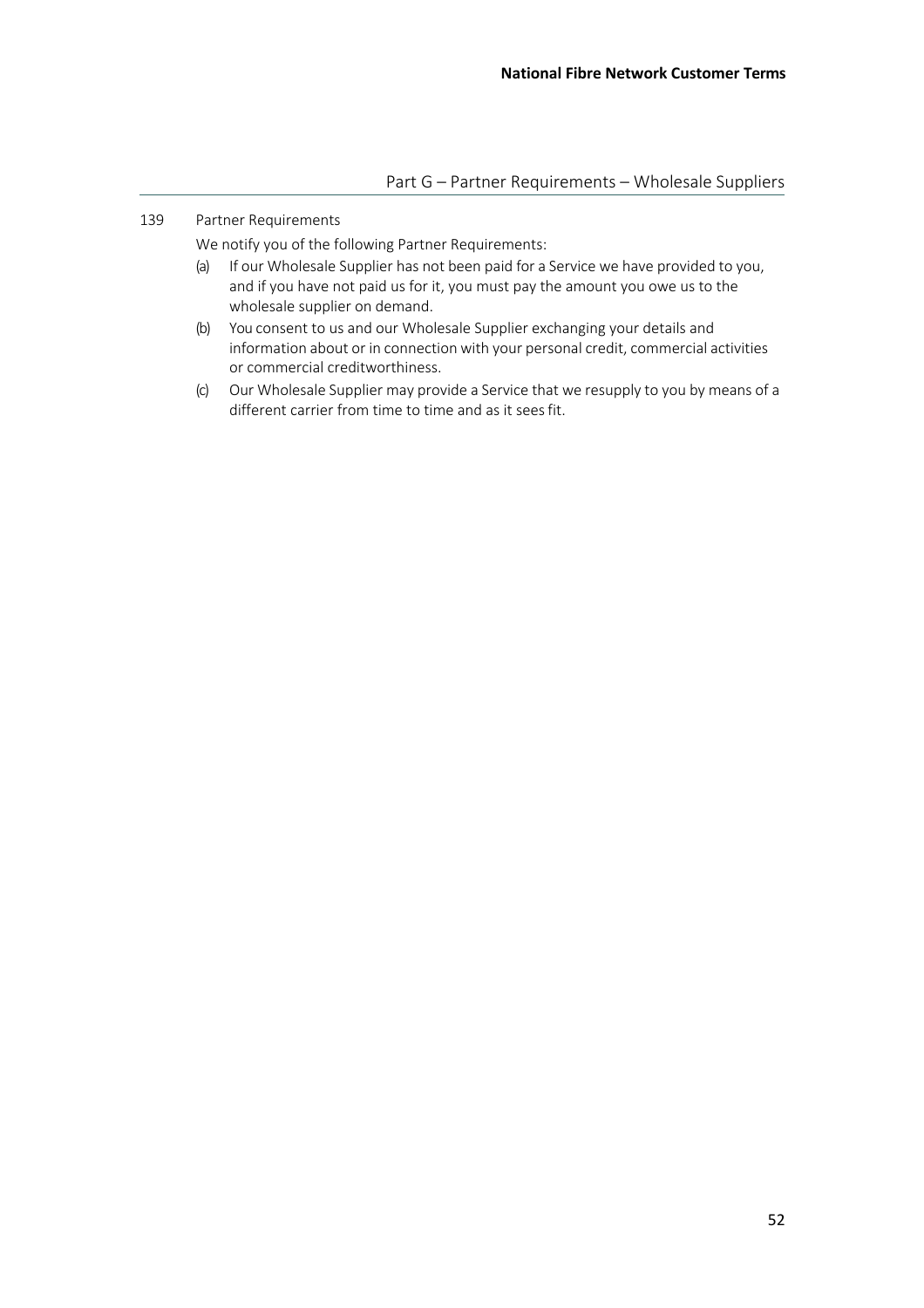## Part G – Partner Requirements – Wholesale Suppliers

### 139 Partner Requirements

We notify you of the following Partner Requirements:

(a) If our Wholesale Supplier has not been paid for a Service we have provided to you, and if you have not paid us for it, you must pay the amount you owe us to the wholesale supplier on demand.

(b) You consent to us and our Wholesale Supplier exchanging your details and information about or in connection with your personal credit, commercial activities or commercial creditworthiness.

(c) Our Wholesale Supplier may provide a Service that we resupply to you by means of a different carrier from time to time and as it sees fit.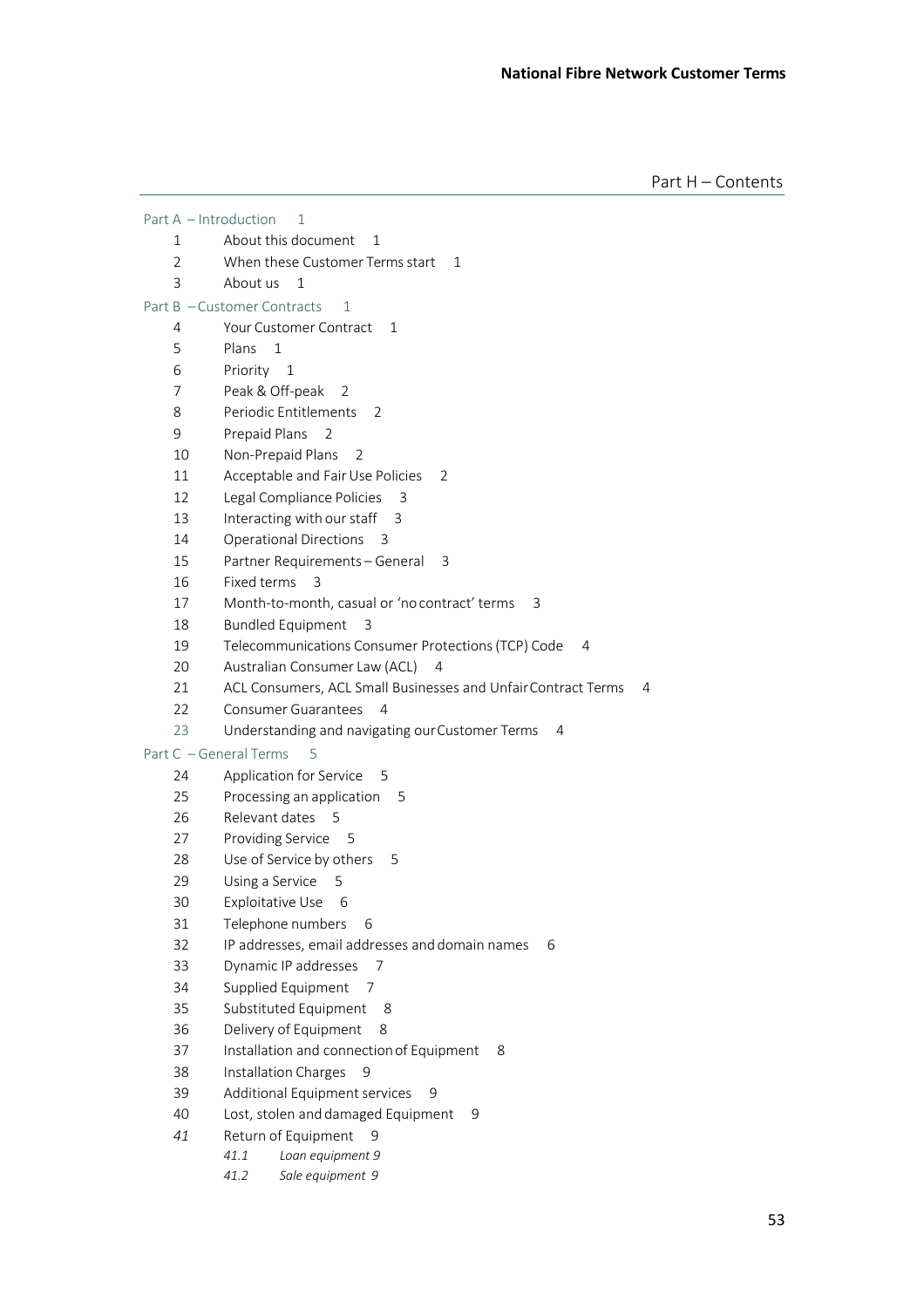## Part H – Contents

Part A – Introduction 1

1 About this document 1
2 When these Customer Terms start 1
3 About us 1

Part B – Customer Contracts 1

4 Your Customer Contract 1
5 Plans 1
6 Priority 1
7 Peak & Off-peak 2
8 Periodic Entitlements 2
9 Prepaid Plans 2
10 Non-Prepaid Plans 2
11 Acceptable and Fair Use Policies 2
12 Legal Compliance Policies 3
13 Interacting with our staff 3
14 Operational Directions 3
15 Partner Requirements – General 3
16 Fixed terms 3
17 Month-to-month, casual or 'no contract' terms 3
18 Bundled Equipment 3
19 Telecommunications Consumer Protections (TCP) Code 4
20 Australian Consumer Law (ACL) 4
21 ACL Consumers, ACL Small Businesses and Unfair Contract Terms 4
22 Consumer Guarantees 4
23 Understanding and navigating our Customer Terms 4

Part C – General Terms 5

24 Application for Service 5
25 Processing an application 5
26 Relevant dates 5
27 Providing Service 5
28 Use of Service by others 5
29 Using a Service 5
30 Exploitative Use 6
31 Telephone numbers 6
32 IP addresses, email addresses and domain names 6
33 Dynamic IP addresses 7
34 Supplied Equipment 7
35 Substituted Equipment 8
36 Delivery of Equipment 8
37 Installation and connection of Equipment 8
38 Installation Charges 9
39 Additional Equipment services 9
40 Lost, stolen and damaged Equipment 9
*41* Return of Equipment 9
*41.1 Loan equipment 9*
*41.2 Sale equipment 9*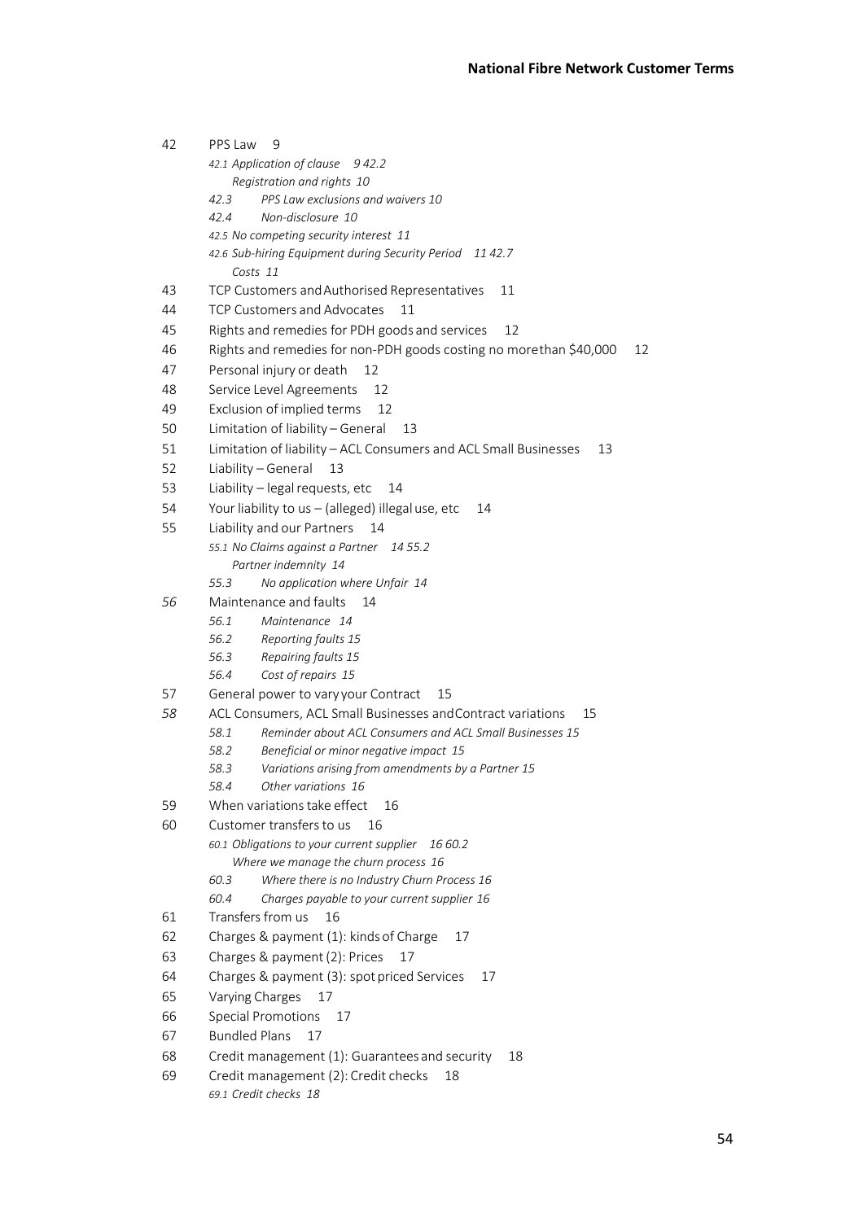42 PPS Law 9

*42.1 Application of clause 9 42.2 Registration and rights 10*

*42.3 PPS Law exclusions and waivers 10*

*42.4 Non-disclosure 10*

*42.5 No competing security interest 11*

*42.6 Sub-hiring Equipment during Security Period 11 42.7 Costs 11*

43 TCP Customers and Authorised Representatives 11

44 TCP Customers and Advocates 11

45 Rights and remedies for PDH goods and services 12

46 Rights and remedies for non-PDH goods costing no more than $40,000 12

47 Personal injury or death 12

48 Service Level Agreements 12

49 Exclusion of implied terms 12

50 Limitation of liability – General 13

51 Limitation of liability – ACL Consumers and ACL Small Businesses 13

52 Liability – General 13

53 Liability – legal requests, etc 14

54 Your liability to us – (alleged) illegal use, etc 14

55 Liability and our Partners 14

*55.1 No Claims against a Partner 14 55.2 Partner indemnity 14*

*55.3 No application where Unfair 14*

*56* Maintenance and faults 14

*56.1 Maintenance 14*

*56.2 Reporting faults 15*

*56.3 Repairing faults 15*

*56.4 Cost of repairs 15*

57 General power to vary your Contract 15

*58* ACL Consumers, ACL Small Businesses and Contract variations 15

*58.1 Reminder about ACL Consumers and ACL Small Businesses 15*

*58.2 Beneficial or minor negative impact 15*

*58.3 Variations arising from amendments by a Partner 15*

*58.4 Other variations 16*

59 When variations take effect 16

60 Customer transfers to us 16

*60.1 Obligations to your current supplier 16 60.2 Where we manage the churn process 16*

*60.3 Where there is no Industry Churn Process 16*

*60.4 Charges payable to your current supplier 16*

61 Transfers from us 16

62 Charges & payment (1): kinds of Charge 17

63 Charges & payment (2): Prices 17

64 Charges & payment (3): spot priced Services 17

65 Varying Charges 17

66 Special Promotions 17

67 Bundled Plans 17

68 Credit management (1): Guarantees and security 18

69 Credit management (2): Credit checks 18

*69.1 Credit checks 18*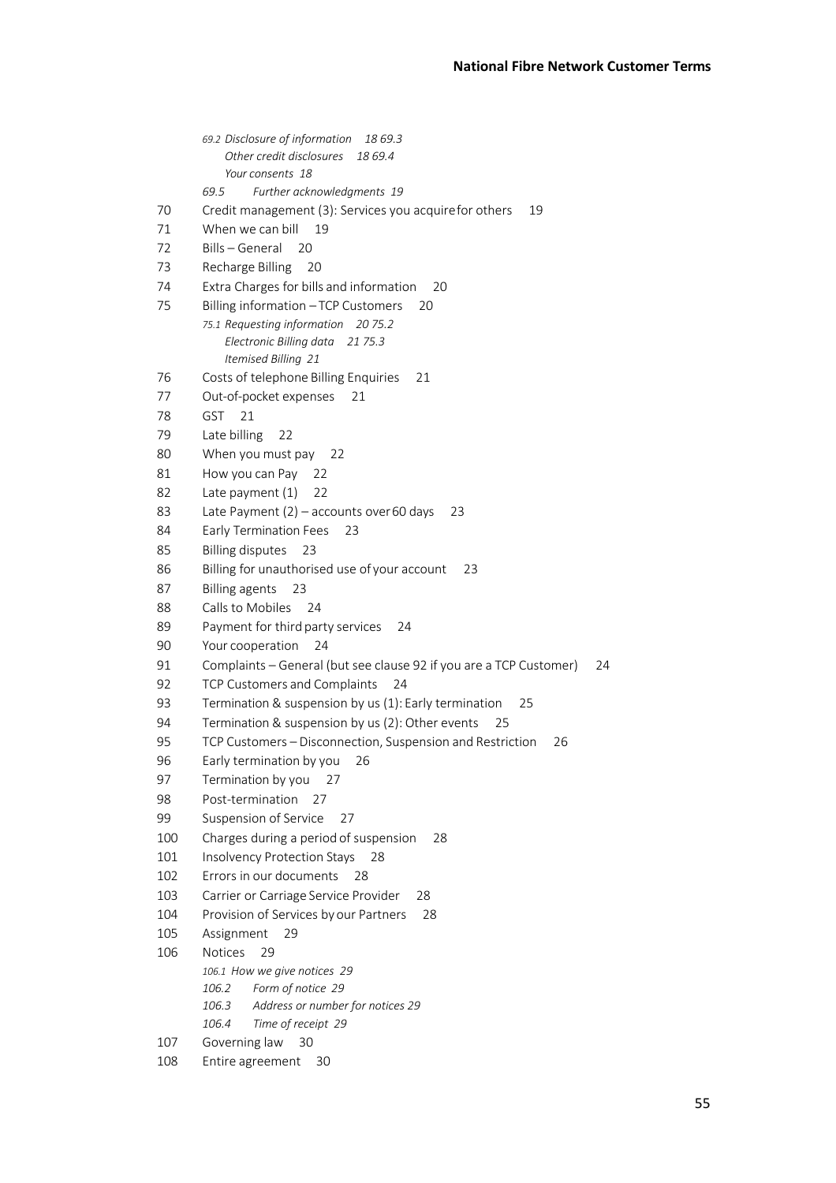69.2 *Disclosure of information 18* 69.3 *Other credit disclosures 18* 69.4 *Your consents 18*

69.5 *Further acknowledgments 19*

70 Credit management (3): Services you acquire for others 19

71 When we can bill 19

72 Bills – General 20

73 Recharge Billing 20

74 Extra Charges for bills and information 20

75 Billing information – TCP Customers 20

75.1 *Requesting information 20* 75.2 *Electronic Billing data 21* 75.3 *Itemised Billing 21*

76 Costs of telephone Billing Enquiries 21

77 Out-of-pocket expenses 21

78 GST 21

79 Late billing 22

80 When you must pay 22

81 How you can Pay 22

82 Late payment (1) 22

83 Late Payment (2) – accounts over 60 days 23

84 Early Termination Fees 23

85 Billing disputes 23

86 Billing for unauthorised use of your account 23

87 Billing agents 23

88 Calls to Mobiles 24

89 Payment for third party services 24

90 Your cooperation 24

91 Complaints – General (but see clause 92 if you are a TCP Customer) 24

92 TCP Customers and Complaints 24

93 Termination & suspension by us (1): Early termination 25

94 Termination & suspension by us (2): Other events 25

95 TCP Customers – Disconnection, Suspension and Restriction 26

96 Early termination by you 26

97 Termination by you 27

98 Post-termination 27

99 Suspension of Service 27

100 Charges during a period of suspension 28

101 Insolvency Protection Stays 28

102 Errors in our documents 28

103 Carrier or Carriage Service Provider 28

104 Provision of Services by our Partners 28

105 Assignment 29

106 Notices 29

106.1 *How we give notices 29*

106.2 *Form of notice 29*

106.3 *Address or number for notices 29*

106.4 *Time of receipt 29*

107 Governing law 30

108 Entire agreement 30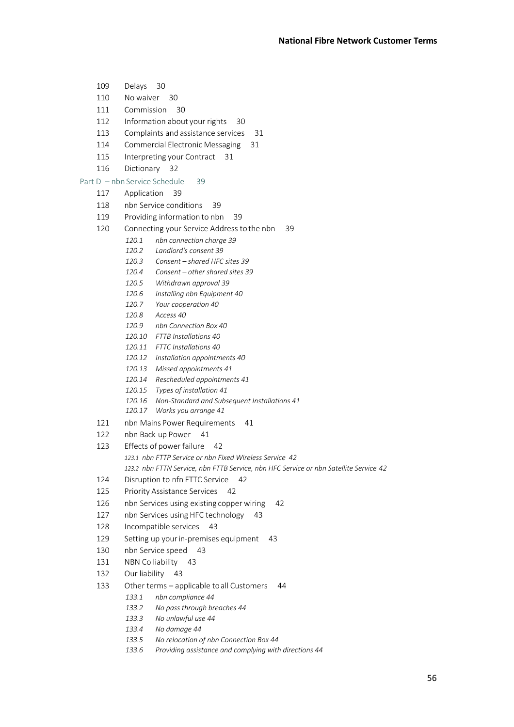109 Delays 30

110 No waiver 30

111 Commission 30

112 Information about your rights 30

113 Complaints and assistance services 31

114 Commercial Electronic Messaging 31

115 Interpreting your Contract 31

116 Dictionary 32

Part D – nbn Service Schedule 39

117 Application 39

118 nbn Service conditions 39

119 Providing information to nbn 39

120 Connecting your Service Address to the nbn 39

*120.1 nbn connection charge 39*

*120.2 Landlord's consent 39*

*120.3 Consent – shared HFC sites 39*

*120.4 Consent – other shared sites 39*

*120.5 Withdrawn approval 39*

*120.6 Installing nbn Equipment 40*

*120.7 Your cooperation 40*

*120.8 Access 40*

*120.9 nbn Connection Box 40*

*120.10 FTTB Installations 40*

*120.11 FTTC Installations 40*

*120.12 Installation appointments 40*

*120.13 Missed appointments 41*

*120.14 Rescheduled appointments 41*

*120.15 Types of installation 41*

*120.16 Non-Standard and Subsequent Installations 41*

*120.17 Works you arrange 41*

121 nbn Mains Power Requirements 41

122 nbn Back-up Power 41

123 Effects of power failure 42

*123.1 nbn FTTP Service or nbn Fixed Wireless Service 42*

*123.2 nbn FTTN Service, nbn FTTB Service, nbn HFC Service or nbn Satellite Service 42*

124 Disruption to nfn FTTC Service 42

125 Priority Assistance Services 42

126 nbn Services using existing copper wiring 42

127 nbn Services using HFC technology 43

128 Incompatible services 43

129 Setting up your in-premises equipment 43

130 nbn Service speed 43

131 NBN Co liability 43

132 Our liability 43

133 Other terms – applicable to all Customers 44

*133.1 nbn compliance 44*

*133.2 No pass through breaches 44*

*133.3 No unlawful use 44*

*133.4 No damage 44*

*133.5 No relocation of nbn Connection Box 44*

*133.6 Providing assistance and complying with directions 44*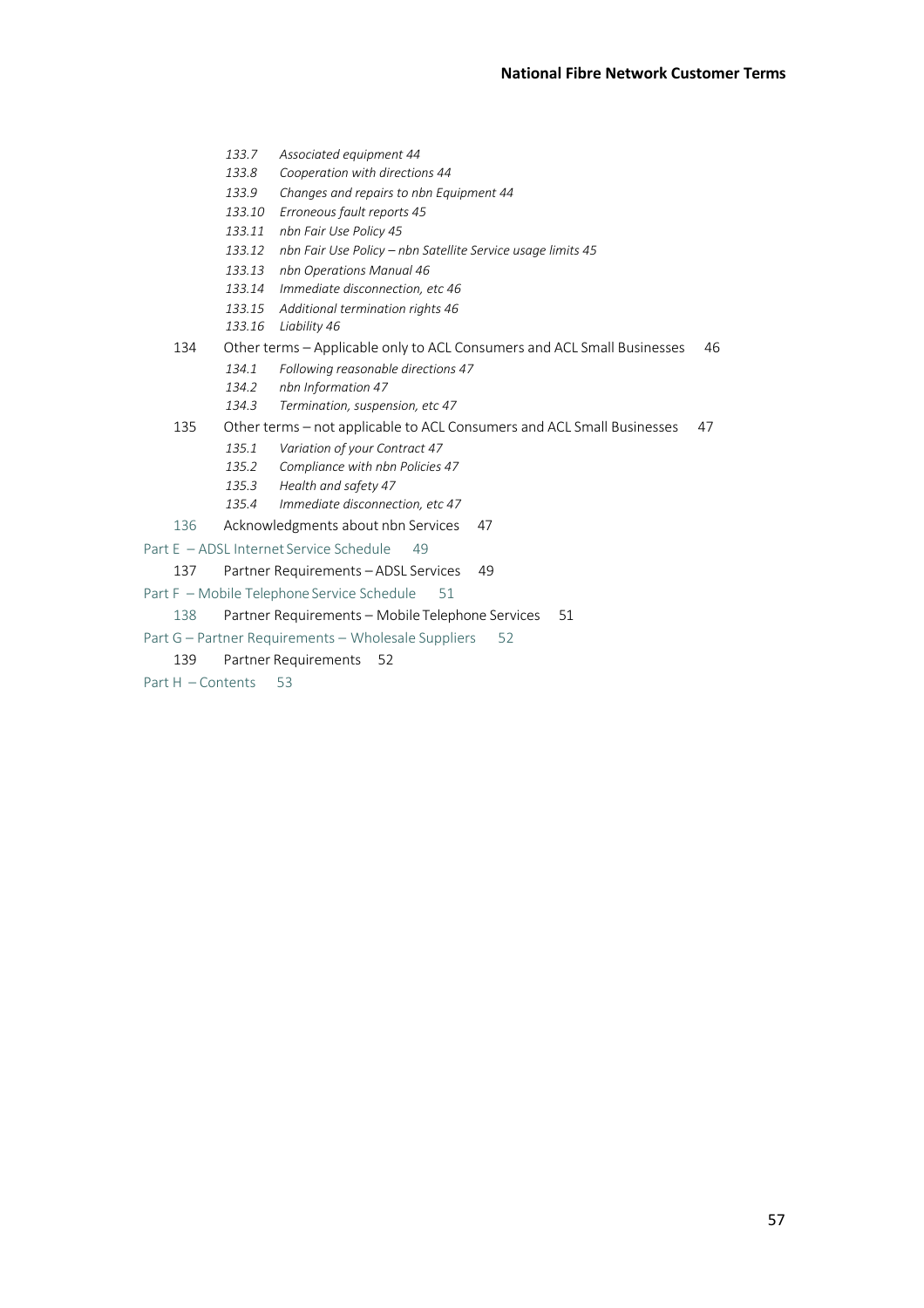*133.7 Associated equipment 44*
*133.8 Cooperation with directions 44*
*133.9 Changes and repairs to nbn Equipment 44*
*133.10 Erroneous fault reports 45*
*133.11 nbn Fair Use Policy 45*
*133.12 nbn Fair Use Policy – nbn Satellite Service usage limits 45*
*133.13 nbn Operations Manual 46*
*133.14 Immediate disconnection, etc 46*
*133.15 Additional termination rights 46*
*133.16 Liability 46*

134 Other terms – Applicable only to ACL Consumers and ACL Small Businesses 46

*134.1 Following reasonable directions 47*
*134.2 nbn Information 47*
*134.3 Termination, suspension, etc 47*

135 Other terms – not applicable to ACL Consumers and ACL Small Businesses 47

*135.1 Variation of your Contract 47*
*135.2 Compliance with nbn Policies 47*
*135.3 Health and safety 47*
*135.4 Immediate disconnection, etc 47*

136 Acknowledgments about nbn Services 47

Part E – ADSL Internet Service Schedule 49

137 Partner Requirements – ADSL Services 49

Part F – Mobile Telephone Service Schedule 51

138 Partner Requirements – Mobile Telephone Services 51

Part G – Partner Requirements – Wholesale Suppliers 52

139 Partner Requirements 52

Part H – Contents 53